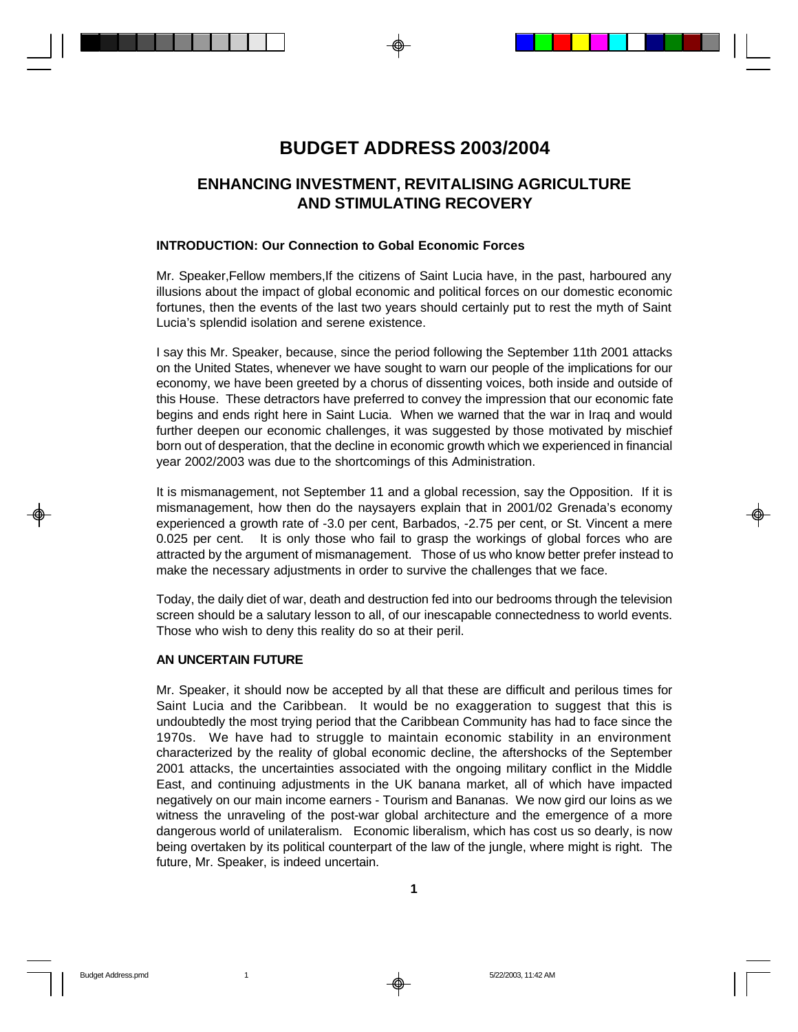# BUDGET ADDRESS 2003/2004

## ENHANCING INVESTMENT, REVITALISING AGRICULTURE AND STIMULATING RECOVERY

### INTRODUCTION: Our Connection to Gobal Economic Forces

Mr. Speaker,Fellow members,If the citizens of Saint Lucia have, in the past, harboured any illusions about the impact of global economic and political forces on our domestic economic fortunes, then the events of the last two years should certainly put to rest the myth of Saint Lucia's splendid isolation and serene existence.

I say this Mr. Speaker, because, since the period following the September 11th 2001 attacks on the United States, whenever we have sought to warn our people of the implications for our economy, we have been greeted by a chorus of dissenting voices, both inside and outside of this House. These detractors have preferred to convey the impression that our economic fate begins and ends right here in Saint Lucia. When we warned that the war in Iraq and would further deepen our economic challenges, it was suggested by those motivated by mischief born out of desperation, that the decline in economic growth which we experienced in financial year 2002/2003 was due to the shortcomings of this Administration.

It is mismanagement, not September 11 and a global recession, say the Opposition. If it is mismanagement, how then do the naysayers explain that in 2001/02 Grenada's economy experienced a growth rate of -3.0 per cent, Barbados, -2.75 per cent, or St. Vincent a mere 0.025 per cent. It is only those who fail to grasp the workings of global forces who are attracted by the argument of mismanagement. Those of us who know better prefer instead to make the necessary adjustments in order to survive the challenges that we face.

Today, the daily diet of war, death and destruction fed into our bedrooms through the television screen should be a salutary lesson to all, of our inescapable connectedness to world events. Those who wish to deny this reality do so at their peril.

### AN UNCERTAIN FUTURE

Mr. Speaker, it should now be accepted by all that these are difficult and perilous times for Saint Lucia and the Caribbean. It would be no exaggeration to suggest that this is undoubtedly the most trying period that the Caribbean Community has had to face since the 1970s. We have had to struggle to maintain economic stability in an environment characterized by the reality of global economic decline, the aftershocks of the September 2001 attacks, the uncertainties associated with the ongoing military conflict in the Middle East, and continuing adjustments in the UK banana market, all of which have impacted negatively on our main income earners - Tourism and Bananas. We now gird our loins as we witness the unraveling of the post-war global architecture and the emergence of a more dangerous world of unilateralism. Economic liberalism, which has cost us so dearly, is now being overtaken by its political counterpart of the law of the jungle, where might is right. The future, Mr. Speaker, is indeed uncertain.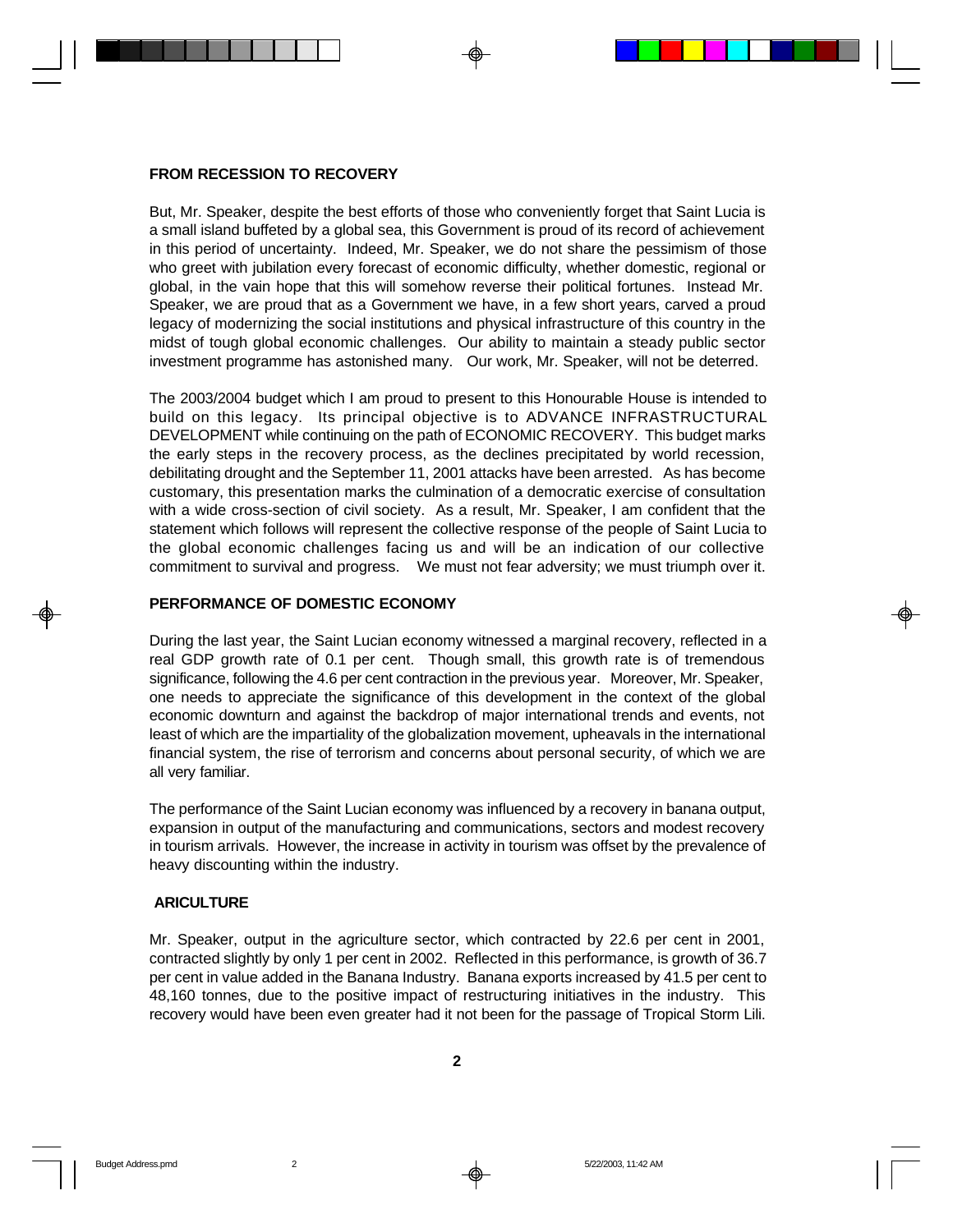## FROM RECESSION TO RECOVERY

But, Mr. Speaker, despite the best efforts of those who conveniently forget that Saint Lucia is a small island buffeted by a global sea, this Government is proud of its record of achievement in this period of uncertainty. Indeed, Mr. Speaker, we do not share the pessimism of those who greet with jubilation every forecast of economic difficulty, whether domestic, regional or global, in the vain hope that this will somehow reverse their political fortunes. Instead Mr. Speaker, we are proud that as a Government we have, in a few short years, carved a proud legacy of modernizing the social institutions and physical infrastructure of this country in the midst of tough global economic challenges. Our ability to maintain a steady public sector investment programme has astonished many. Our work, Mr. Speaker, will not be deterred.

The 2003/2004 budget which I am proud to present to this Honourable House is intended to build on this legacy. Its principal objective is to ADVANCE INFRASTRUCTURAL DEVELOPMENT while continuing on the path of ECONOMIC RECOVERY. This budget marks the early steps in the recovery process, as the declines precipitated by world recession, debilitating drought and the September 11, 2001 attacks have been arrested. As has become customary, this presentation marks the culmination of a democratic exercise of consultation with a wide cross-section of civil society. As a result, Mr. Speaker, I am confident that the statement which follows will represent the collective response of the people of Saint Lucia to the global economic challenges facing us and will be an indication of our collective commitment to survival and progress. We must not fear adversity; we must triumph over it.

## PERFORMANCE OF DOMESTIC ECONOMY

During the last year, the Saint Lucian economy witnessed a marginal recovery, reflected in a real GDP growth rate of 0.1 per cent. Though small, this growth rate is of tremendous significance, following the 4.6 per cent contraction in the previous year. Moreover, Mr. Speaker, one needs to appreciate the significance of this development in the context of the global economic downturn and against the backdrop of major international trends and events, not least of which are the impartiality of the globalization movement, upheavals in the international financial system, the rise of terrorism and concerns about personal security, of which we are all very familiar.

The performance of the Saint Lucian economy was influenced by a recovery in banana output, expansion in output of the manufacturing and communications, sectors and modest recovery in tourism arrivals. However, the increase in activity in tourism was offset by the prevalence of heavy discounting within the industry.

### ARICULTURE

Mr. Speaker, output in the agriculture sector, which contracted by 22.6 per cent in 2001, contracted slightly by only 1 per cent in 2002. Reflected in this performance, is growth of 36.7 per cent in value added in the Banana Industry. Banana exports increased by 41.5 per cent to 48,160 tonnes, due to the positive impact of restructuring initiatives in the industry. This recovery would have been even greater had it not been for the passage of Tropical Storm Lili.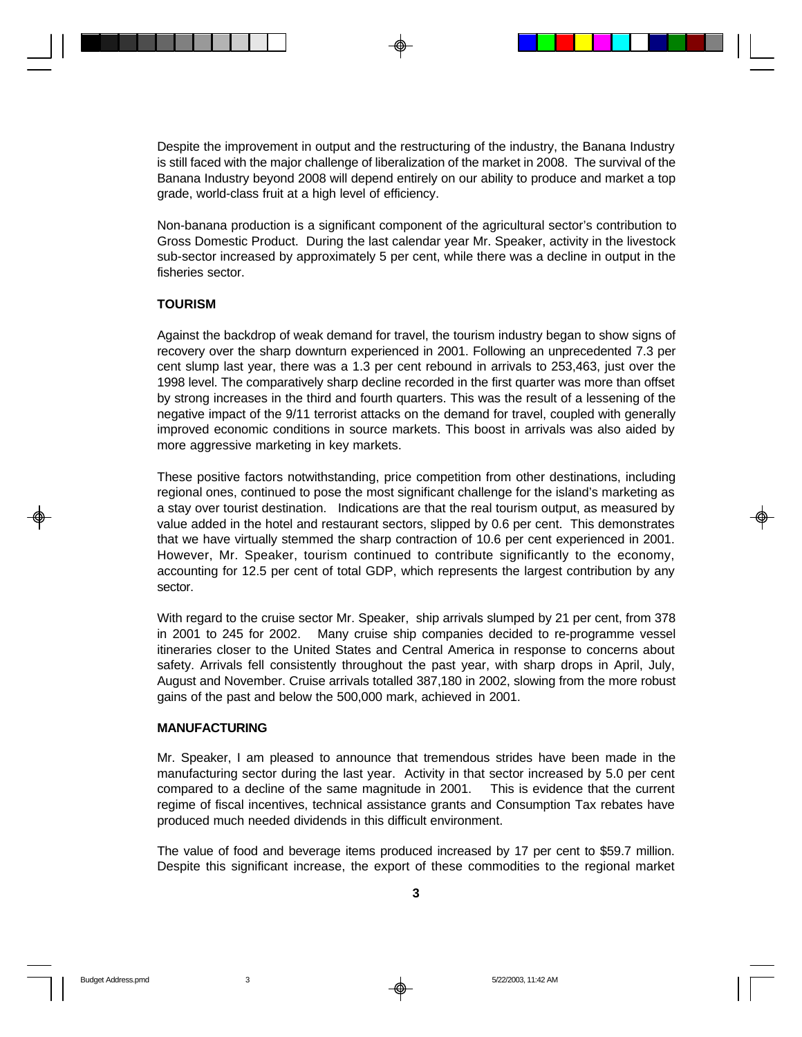Despite the improvement in output and the restructuring of the industry, the Banana Industry is still faced with the major challenge of liberalization of the market in 2008. The survival of the Banana Industry beyond 2008 will depend entirely on our ability to produce and market a top grade, world-class fruit at a high level of efficiency.

Non-banana production is a significant component of the agricultural sector's contribution to Gross Domestic Product. During the last calendar year Mr. Speaker, activity in the livestock sub-sector increased by approximately 5 per cent, while there was a decline in output in the fisheries sector.

**TOURISM**

Against the backdrop of weak demand for travel, the tourism industry began to show signs of recovery over the sharp downturn experienced in 2001. Following an unprecedented 7.3 per cent slump last year, there was a 1.3 per cent rebound in arrivals to 253,463, just over the 1998 level. The comparatively sharp decline recorded in the first quarter was more than offset by strong increases in the third and fourth quarters. This was the result of a lessening of the negative impact of the 9/11 terrorist attacks on the demand for travel, coupled with generally improved economic conditions in source markets. This boost in arrivals was also aided by more aggressive marketing in key markets.

These positive factors notwithstanding, price competition from other destinations, including regional ones, continued to pose the most significant challenge for the island's marketing as a stay over tourist destination. Indications are that the real tourism output, as measured by value added in the hotel and restaurant sectors, slipped by 0.6 per cent. This demonstrates that we have virtually stemmed the sharp contraction of 10.6 per cent experienced in 2001. However, Mr. Speaker, tourism continued to contribute significantly to the economy, accounting for 12.5 per cent of total GDP, which represents the largest contribution by any sector.

With regard to the cruise sector Mr. Speaker, ship arrivals slumped by 21 per cent, from 378 in 2001 to 245 for 2002. Many cruise ship companies decided to re-programme vessel itineraries closer to the United States and Central America in response to concerns about safety. Arrivals fell consistently throughout the past year, with sharp drops in April, July, August and November. Cruise arrivals totalled 387,180 in 2002, slowing from the more robust gains of the past and below the 500,000 mark, achieved in 2001.

**MANUFACTURING**

Mr. Speaker, I am pleased to announce that tremendous strides have been made in the manufacturing sector during the last year. Activity in that sector increased by 5.0 per cent compared to a decline of the same magnitude in 2001. This is evidence that the current regime of fiscal incentives, technical assistance grants and Consumption Tax rebates have produced much needed dividends in this difficult environment.

The value of food and beverage items produced increased by 17 per cent to $59.7 million. Despite this significant increase, the export of these commodities to the regional market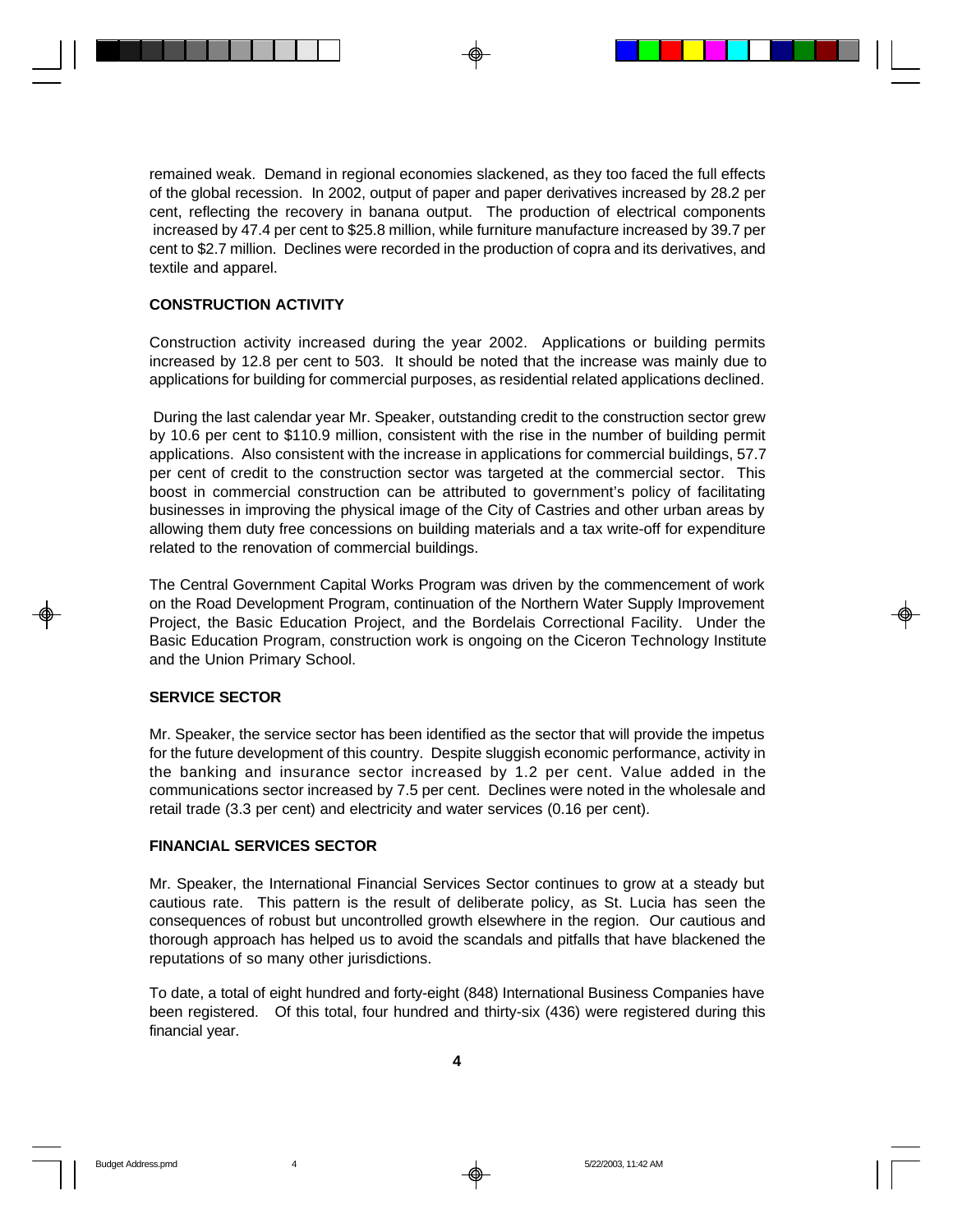remained weak. Demand in regional economies slackened, as they too faced the full effects of the global recession. In 2002, output of paper and paper derivatives increased by 28.2 per cent, reflecting the recovery in banana output. The production of electrical components increased by 47.4 per cent to $25.8 million, while furniture manufacture increased by 39.7 per cent to $2.7 million. Declines were recorded in the production of copra and its derivatives, and textile and apparel.

**CONSTRUCTION ACTIVITY**

Construction activity increased during the year 2002. Applications or building permits increased by 12.8 per cent to 503. It should be noted that the increase was mainly due to applications for building for commercial purposes, as residential related applications declined.

During the last calendar year Mr. Speaker, outstanding credit to the construction sector grew by 10.6 per cent to $110.9 million, consistent with the rise in the number of building permit applications. Also consistent with the increase in applications for commercial buildings, 57.7 per cent of credit to the construction sector was targeted at the commercial sector. This boost in commercial construction can be attributed to government's policy of facilitating businesses in improving the physical image of the City of Castries and other urban areas by allowing them duty free concessions on building materials and a tax write-off for expenditure related to the renovation of commercial buildings.

The Central Government Capital Works Program was driven by the commencement of work on the Road Development Program, continuation of the Northern Water Supply Improvement Project, the Basic Education Project, and the Bordelais Correctional Facility. Under the Basic Education Program, construction work is ongoing on the Ciceron Technology Institute and the Union Primary School.

**SERVICE SECTOR**

Mr. Speaker, the service sector has been identified as the sector that will provide the impetus for the future development of this country. Despite sluggish economic performance, activity in the banking and insurance sector increased by 1.2 per cent. Value added in the communications sector increased by 7.5 per cent. Declines were noted in the wholesale and retail trade (3.3 per cent) and electricity and water services (0.16 per cent).

**FINANCIAL SERVICES SECTOR**

Mr. Speaker, the International Financial Services Sector continues to grow at a steady but cautious rate. This pattern is the result of deliberate policy, as St. Lucia has seen the consequences of robust but uncontrolled growth elsewhere in the region. Our cautious and thorough approach has helped us to avoid the scandals and pitfalls that have blackened the reputations of so many other jurisdictions.

To date, a total of eight hundred and forty-eight (848) International Business Companies have been registered. Of this total, four hundred and thirty-six (436) were registered during this financial year.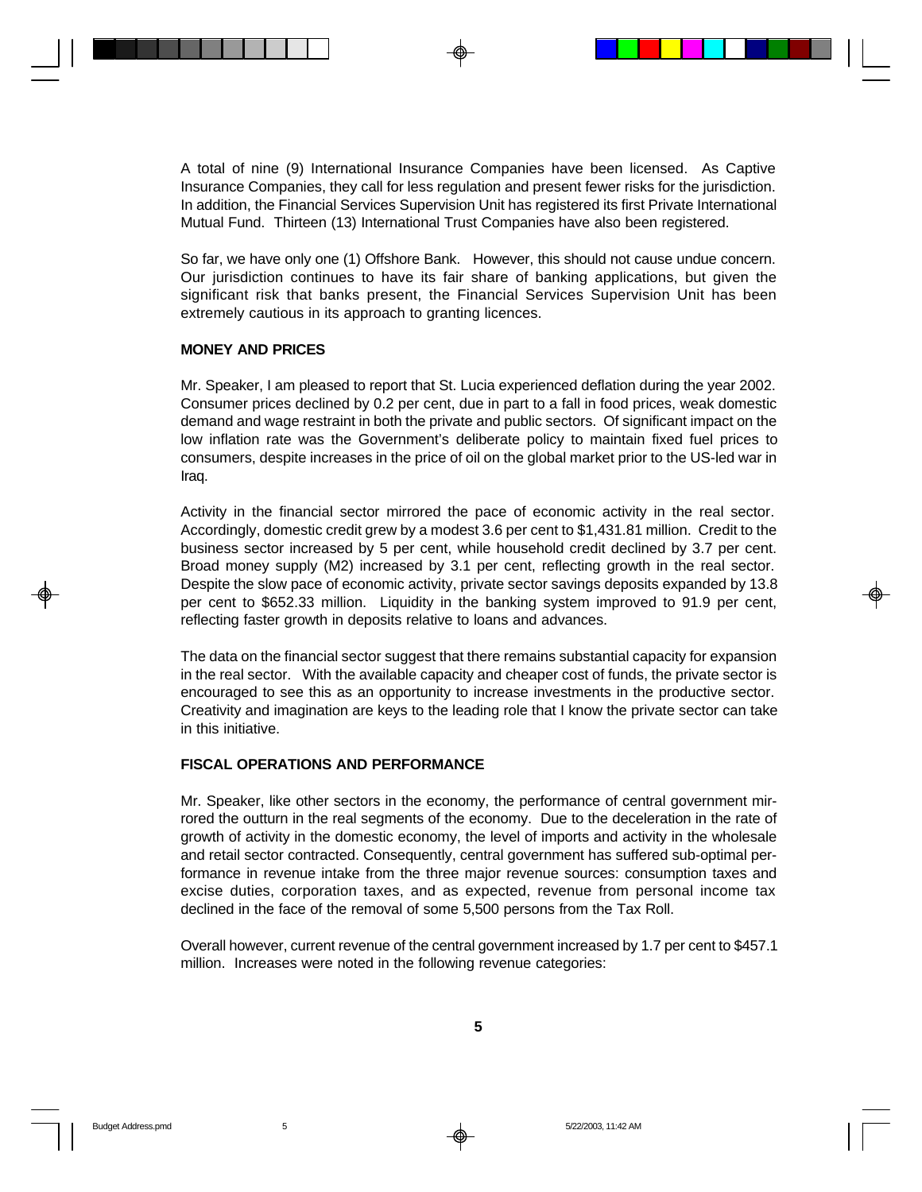A total of nine (9) International Insurance Companies have been licensed. As Captive Insurance Companies, they call for less regulation and present fewer risks for the jurisdiction. In addition, the Financial Services Supervision Unit has registered its first Private International Mutual Fund. Thirteen (13) International Trust Companies have also been registered.

So far, we have only one (1) Offshore Bank. However, this should not cause undue concern. Our jurisdiction continues to have its fair share of banking applications, but given the significant risk that banks present, the Financial Services Supervision Unit has been extremely cautious in its approach to granting licences.

## MONEY AND PRICES

Mr. Speaker, I am pleased to report that St. Lucia experienced deflation during the year 2002. Consumer prices declined by 0.2 per cent, due in part to a fall in food prices, weak domestic demand and wage restraint in both the private and public sectors. Of significant impact on the low inflation rate was the Government's deliberate policy to maintain fixed fuel prices to consumers, despite increases in the price of oil on the global market prior to the US-led war in Iraq.

Activity in the financial sector mirrored the pace of economic activity in the real sector. Accordingly, domestic credit grew by a modest 3.6 per cent to $1,431.81 million. Credit to the business sector increased by 5 per cent, while household credit declined by 3.7 per cent. Broad money supply (M2) increased by 3.1 per cent, reflecting growth in the real sector. Despite the slow pace of economic activity, private sector savings deposits expanded by 13.8 per cent to $652.33 million. Liquidity in the banking system improved to 91.9 per cent, reflecting faster growth in deposits relative to loans and advances.

The data on the financial sector suggest that there remains substantial capacity for expansion in the real sector. With the available capacity and cheaper cost of funds, the private sector is encouraged to see this as an opportunity to increase investments in the productive sector. Creativity and imagination are keys to the leading role that I know the private sector can take in this initiative.

## FISCAL OPERATIONS AND PERFORMANCE

Mr. Speaker, like other sectors in the economy, the performance of central government mirrored the outturn in the real segments of the economy. Due to the deceleration in the rate of growth of activity in the domestic economy, the level of imports and activity in the wholesale and retail sector contracted. Consequently, central government has suffered sub-optimal performance in revenue intake from the three major revenue sources: consumption taxes and excise duties, corporation taxes, and as expected, revenue from personal income tax declined in the face of the removal of some 5,500 persons from the Tax Roll.

Overall however, current revenue of the central government increased by 1.7 per cent to $457.1 million. Increases were noted in the following revenue categories: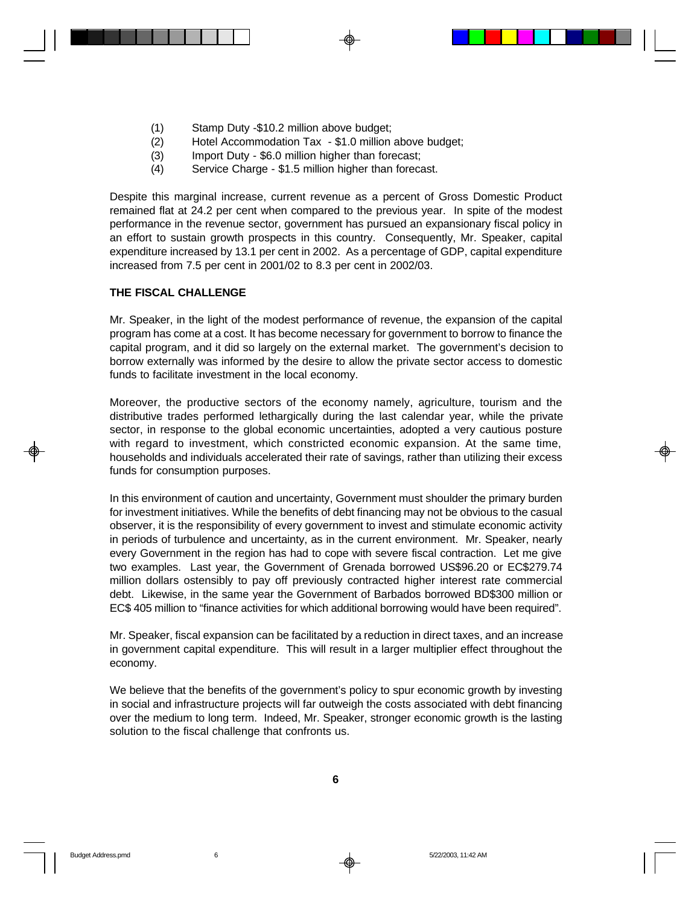(1) Stamp Duty -$10.2 million above budget;
(2) Hotel Accommodation Tax - $1.0 million above budget;
(3) Import Duty - $6.0 million higher than forecast;
(4) Service Charge - $1.5 million higher than forecast.

Despite this marginal increase, current revenue as a percent of Gross Domestic Product remained flat at 24.2 per cent when compared to the previous year. In spite of the modest performance in the revenue sector, government has pursued an expansionary fiscal policy in an effort to sustain growth prospects in this country. Consequently, Mr. Speaker, capital expenditure increased by 13.1 per cent in 2002. As a percentage of GDP, capital expenditure increased from 7.5 per cent in 2001/02 to 8.3 per cent in 2002/03.

**THE FISCAL CHALLENGE**

Mr. Speaker, in the light of the modest performance of revenue, the expansion of the capital program has come at a cost. It has become necessary for government to borrow to finance the capital program, and it did so largely on the external market. The government's decision to borrow externally was informed by the desire to allow the private sector access to domestic funds to facilitate investment in the local economy.

Moreover, the productive sectors of the economy namely, agriculture, tourism and the distributive trades performed lethargically during the last calendar year, while the private sector, in response to the global economic uncertainties, adopted a very cautious posture with regard to investment, which constricted economic expansion. At the same time, households and individuals accelerated their rate of savings, rather than utilizing their excess funds for consumption purposes.

In this environment of caution and uncertainty, Government must shoulder the primary burden for investment initiatives. While the benefits of debt financing may not be obvious to the casual observer, it is the responsibility of every government to invest and stimulate economic activity in periods of turbulence and uncertainty, as in the current environment. Mr. Speaker, nearly every Government in the region has had to cope with severe fiscal contraction. Let me give two examples. Last year, the Government of Grenada borrowed US$96.20 or EC$279.74 million dollars ostensibly to pay off previously contracted higher interest rate commercial debt. Likewise, in the same year the Government of Barbados borrowed BD$300 million or EC$ 405 million to "finance activities for which additional borrowing would have been required".

Mr. Speaker, fiscal expansion can be facilitated by a reduction in direct taxes, and an increase in government capital expenditure. This will result in a larger multiplier effect throughout the economy.

We believe that the benefits of the government's policy to spur economic growth by investing in social and infrastructure projects will far outweigh the costs associated with debt financing over the medium to long term. Indeed, Mr. Speaker, stronger economic growth is the lasting solution to the fiscal challenge that confronts us.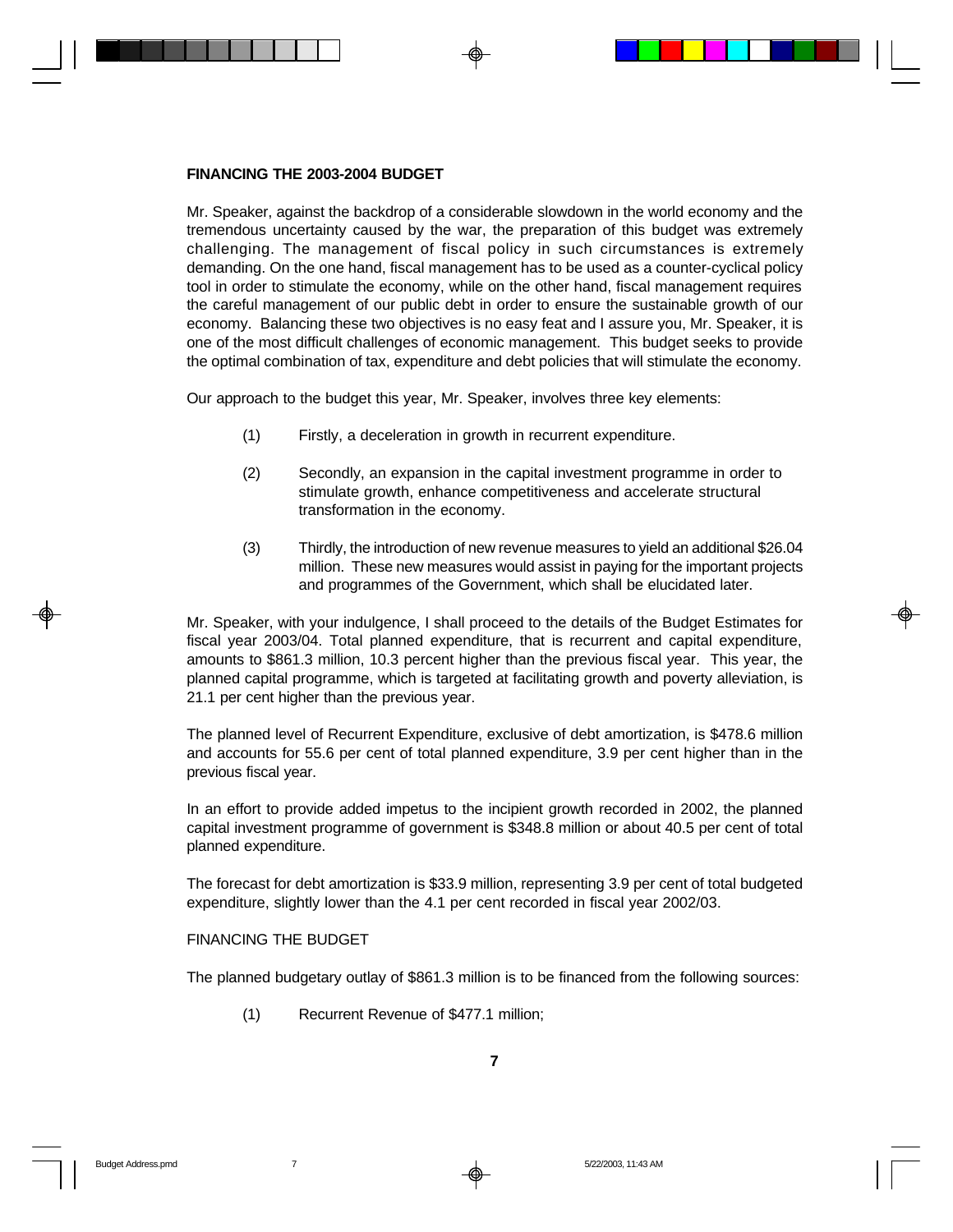## FINANCING THE 2003-2004 BUDGET

Mr. Speaker, against the backdrop of a considerable slowdown in the world economy and the tremendous uncertainty caused by the war, the preparation of this budget was extremely challenging. The management of fiscal policy in such circumstances is extremely demanding. On the one hand, fiscal management has to be used as a counter-cyclical policy tool in order to stimulate the economy, while on the other hand, fiscal management requires the careful management of our public debt in order to ensure the sustainable growth of our economy. Balancing these two objectives is no easy feat and I assure you, Mr. Speaker, it is one of the most difficult challenges of economic management. This budget seeks to provide the optimal combination of tax, expenditure and debt policies that will stimulate the economy.

Our approach to the budget this year, Mr. Speaker, involves three key elements:

(1) Firstly, a deceleration in growth in recurrent expenditure.

(2) Secondly, an expansion in the capital investment programme in order to stimulate growth, enhance competitiveness and accelerate structural transformation in the economy.

(3) Thirdly, the introduction of new revenue measures to yield an additional $26.04 million. These new measures would assist in paying for the important projects and programmes of the Government, which shall be elucidated later.

Mr. Speaker, with your indulgence, I shall proceed to the details of the Budget Estimates for fiscal year 2003/04. Total planned expenditure, that is recurrent and capital expenditure, amounts to $861.3 million, 10.3 percent higher than the previous fiscal year. This year, the planned capital programme, which is targeted at facilitating growth and poverty alleviation, is 21.1 per cent higher than the previous year.

The planned level of Recurrent Expenditure, exclusive of debt amortization, is $478.6 million and accounts for 55.6 per cent of total planned expenditure, 3.9 per cent higher than in the previous fiscal year.

In an effort to provide added impetus to the incipient growth recorded in 2002, the planned capital investment programme of government is $348.8 million or about 40.5 per cent of total planned expenditure.

The forecast for debt amortization is $33.9 million, representing 3.9 per cent of total budgeted expenditure, slightly lower than the 4.1 per cent recorded in fiscal year 2002/03.

### FINANCING THE BUDGET

The planned budgetary outlay of $861.3 million is to be financed from the following sources:

(1) Recurrent Revenue of $477.1 million;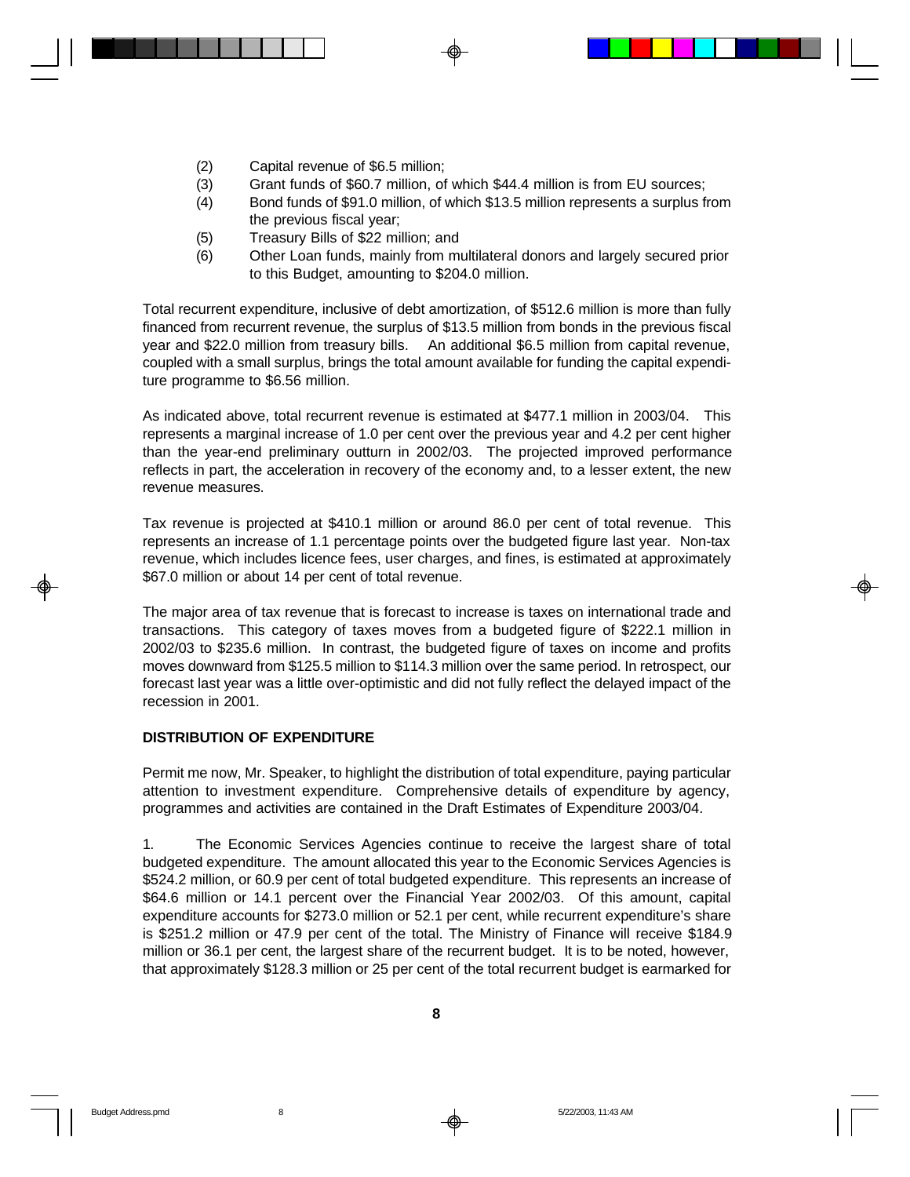(2) Capital revenue of $6.5 million;

(3) Grant funds of $60.7 million, of which $44.4 million is from EU sources;

(4) Bond funds of $91.0 million, of which $13.5 million represents a surplus from the previous fiscal year;

(5) Treasury Bills of $22 million; and

(6) Other Loan funds, mainly from multilateral donors and largely secured prior to this Budget, amounting to $204.0 million.

Total recurrent expenditure, inclusive of debt amortization, of $512.6 million is more than fully financed from recurrent revenue, the surplus of $13.5 million from bonds in the previous fiscal year and $22.0 million from treasury bills. An additional $6.5 million from capital revenue, coupled with a small surplus, brings the total amount available for funding the capital expenditure programme to $6.56 million.

As indicated above, total recurrent revenue is estimated at $477.1 million in 2003/04. This represents a marginal increase of 1.0 per cent over the previous year and 4.2 per cent higher than the year-end preliminary outturn in 2002/03. The projected improved performance reflects in part, the acceleration in recovery of the economy and, to a lesser extent, the new revenue measures.

Tax revenue is projected at $410.1 million or around 86.0 per cent of total revenue. This represents an increase of 1.1 percentage points over the budgeted figure last year. Non-tax revenue, which includes licence fees, user charges, and fines, is estimated at approximately $67.0 million or about 14 per cent of total revenue.

The major area of tax revenue that is forecast to increase is taxes on international trade and transactions. This category of taxes moves from a budgeted figure of $222.1 million in 2002/03 to $235.6 million. In contrast, the budgeted figure of taxes on income and profits moves downward from $125.5 million to $114.3 million over the same period. In retrospect, our forecast last year was a little over-optimistic and did not fully reflect the delayed impact of the recession in 2001.

**DISTRIBUTION OF EXPENDITURE**

Permit me now, Mr. Speaker, to highlight the distribution of total expenditure, paying particular attention to investment expenditure. Comprehensive details of expenditure by agency, programmes and activities are contained in the Draft Estimates of Expenditure 2003/04.

1. The Economic Services Agencies continue to receive the largest share of total budgeted expenditure. The amount allocated this year to the Economic Services Agencies is $524.2 million, or 60.9 per cent of total budgeted expenditure. This represents an increase of $64.6 million or 14.1 percent over the Financial Year 2002/03. Of this amount, capital expenditure accounts for $273.0 million or 52.1 per cent, while recurrent expenditure's share is $251.2 million or 47.9 per cent of the total. The Ministry of Finance will receive $184.9 million or 36.1 per cent, the largest share of the recurrent budget. It is to be noted, however, that approximately $128.3 million or 25 per cent of the total recurrent budget is earmarked for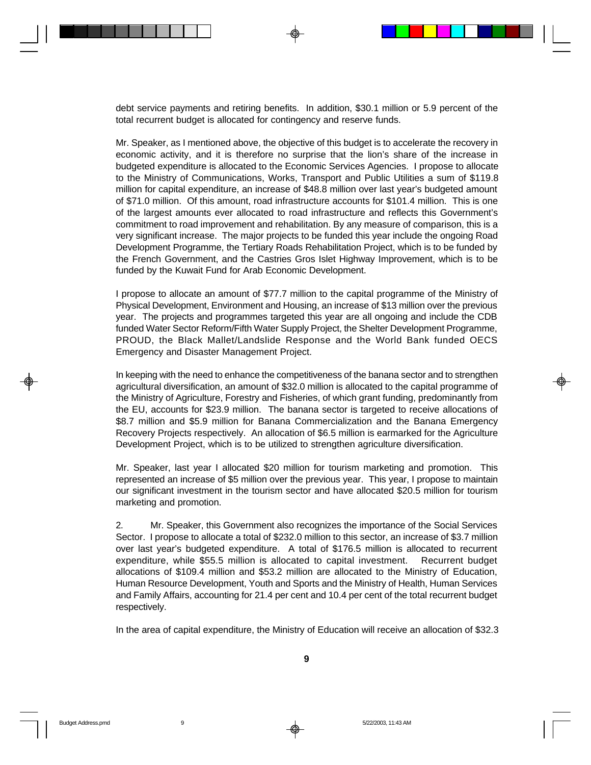debt service payments and retiring benefits. In addition, $30.1 million or 5.9 percent of the total recurrent budget is allocated for contingency and reserve funds.

Mr. Speaker, as I mentioned above, the objective of this budget is to accelerate the recovery in economic activity, and it is therefore no surprise that the lion's share of the increase in budgeted expenditure is allocated to the Economic Services Agencies. I propose to allocate to the Ministry of Communications, Works, Transport and Public Utilities a sum of $119.8 million for capital expenditure, an increase of $48.8 million over last year's budgeted amount of $71.0 million. Of this amount, road infrastructure accounts for $101.4 million. This is one of the largest amounts ever allocated to road infrastructure and reflects this Government's commitment to road improvement and rehabilitation. By any measure of comparison, this is a very significant increase. The major projects to be funded this year include the ongoing Road Development Programme, the Tertiary Roads Rehabilitation Project, which is to be funded by the French Government, and the Castries Gros Islet Highway Improvement, which is to be funded by the Kuwait Fund for Arab Economic Development.

I propose to allocate an amount of $77.7 million to the capital programme of the Ministry of Physical Development, Environment and Housing, an increase of $13 million over the previous year. The projects and programmes targeted this year are all ongoing and include the CDB funded Water Sector Reform/Fifth Water Supply Project, the Shelter Development Programme, PROUD, the Black Mallet/Landslide Response and the World Bank funded OECS Emergency and Disaster Management Project.

In keeping with the need to enhance the competitiveness of the banana sector and to strengthen agricultural diversification, an amount of $32.0 million is allocated to the capital programme of the Ministry of Agriculture, Forestry and Fisheries, of which grant funding, predominantly from the EU, accounts for $23.9 million. The banana sector is targeted to receive allocations of $8.7 million and $5.9 million for Banana Commercialization and the Banana Emergency Recovery Projects respectively. An allocation of $6.5 million is earmarked for the Agriculture Development Project, which is to be utilized to strengthen agriculture diversification.

Mr. Speaker, last year I allocated $20 million for tourism marketing and promotion. This represented an increase of $5 million over the previous year. This year, I propose to maintain our significant investment in the tourism sector and have allocated $20.5 million for tourism marketing and promotion.

2. Mr. Speaker, this Government also recognizes the importance of the Social Services Sector. I propose to allocate a total of $232.0 million to this sector, an increase of $3.7 million over last year's budgeted expenditure. A total of $176.5 million is allocated to recurrent expenditure, while $55.5 million is allocated to capital investment. Recurrent budget allocations of $109.4 million and $53.2 million are allocated to the Ministry of Education, Human Resource Development, Youth and Sports and the Ministry of Health, Human Services and Family Affairs, accounting for 21.4 per cent and 10.4 per cent of the total recurrent budget respectively.

In the area of capital expenditure, the Ministry of Education will receive an allocation of $32.3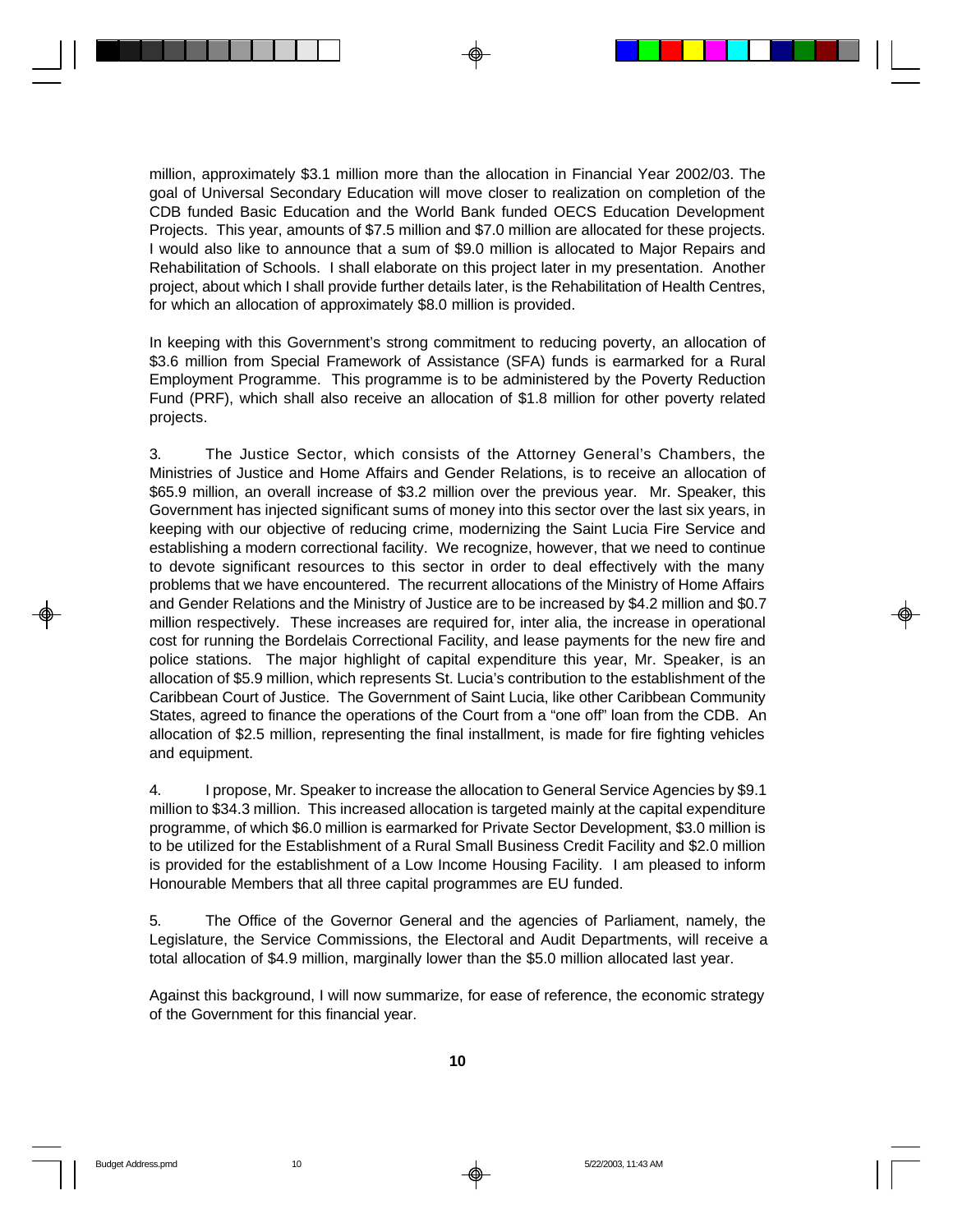million, approximately $3.1 million more than the allocation in Financial Year 2002/03. The goal of Universal Secondary Education will move closer to realization on completion of the CDB funded Basic Education and the World Bank funded OECS Education Development Projects. This year, amounts of $7.5 million and $7.0 million are allocated for these projects. I would also like to announce that a sum of $9.0 million is allocated to Major Repairs and Rehabilitation of Schools. I shall elaborate on this project later in my presentation. Another project, about which I shall provide further details later, is the Rehabilitation of Health Centres, for which an allocation of approximately $8.0 million is provided.

In keeping with this Government's strong commitment to reducing poverty, an allocation of $3.6 million from Special Framework of Assistance (SFA) funds is earmarked for a Rural Employment Programme. This programme is to be administered by the Poverty Reduction Fund (PRF), which shall also receive an allocation of $1.8 million for other poverty related projects.

3. The Justice Sector, which consists of the Attorney General's Chambers, the Ministries of Justice and Home Affairs and Gender Relations, is to receive an allocation of $65.9 million, an overall increase of $3.2 million over the previous year. Mr. Speaker, this Government has injected significant sums of money into this sector over the last six years, in keeping with our objective of reducing crime, modernizing the Saint Lucia Fire Service and establishing a modern correctional facility. We recognize, however, that we need to continue to devote significant resources to this sector in order to deal effectively with the many problems that we have encountered. The recurrent allocations of the Ministry of Home Affairs and Gender Relations and the Ministry of Justice are to be increased by $4.2 million and $0.7 million respectively. These increases are required for, inter alia, the increase in operational cost for running the Bordelais Correctional Facility, and lease payments for the new fire and police stations. The major highlight of capital expenditure this year, Mr. Speaker, is an allocation of $5.9 million, which represents St. Lucia's contribution to the establishment of the Caribbean Court of Justice. The Government of Saint Lucia, like other Caribbean Community States, agreed to finance the operations of the Court from a "one off" loan from the CDB. An allocation of $2.5 million, representing the final installment, is made for fire fighting vehicles and equipment.

4. I propose, Mr. Speaker to increase the allocation to General Service Agencies by $9.1 million to $34.3 million. This increased allocation is targeted mainly at the capital expenditure programme, of which $6.0 million is earmarked for Private Sector Development, $3.0 million is to be utilized for the Establishment of a Rural Small Business Credit Facility and $2.0 million is provided for the establishment of a Low Income Housing Facility. I am pleased to inform Honourable Members that all three capital programmes are EU funded.

5. The Office of the Governor General and the agencies of Parliament, namely, the Legislature, the Service Commissions, the Electoral and Audit Departments, will receive a total allocation of $4.9 million, marginally lower than the $5.0 million allocated last year.

Against this background, I will now summarize, for ease of reference, the economic strategy of the Government for this financial year.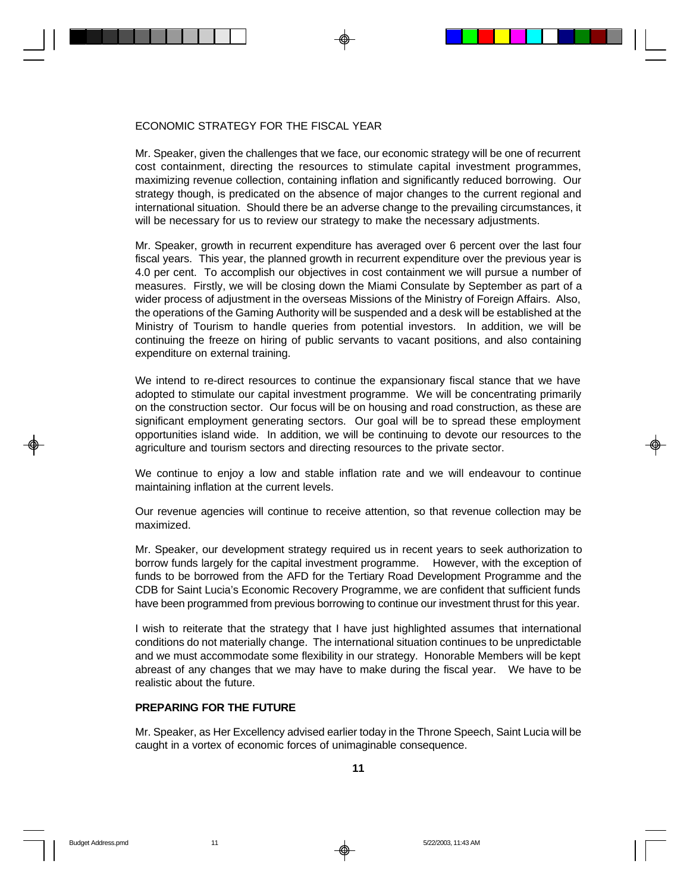ECONOMIC STRATEGY FOR THE FISCAL YEAR

Mr. Speaker, given the challenges that we face, our economic strategy will be one of recurrent cost containment, directing the resources to stimulate capital investment programmes, maximizing revenue collection, containing inflation and significantly reduced borrowing. Our strategy though, is predicated on the absence of major changes to the current regional and international situation. Should there be an adverse change to the prevailing circumstances, it will be necessary for us to review our strategy to make the necessary adjustments.

Mr. Speaker, growth in recurrent expenditure has averaged over 6 percent over the last four fiscal years. This year, the planned growth in recurrent expenditure over the previous year is 4.0 per cent. To accomplish our objectives in cost containment we will pursue a number of measures. Firstly, we will be closing down the Miami Consulate by September as part of a wider process of adjustment in the overseas Missions of the Ministry of Foreign Affairs. Also, the operations of the Gaming Authority will be suspended and a desk will be established at the Ministry of Tourism to handle queries from potential investors. In addition, we will be continuing the freeze on hiring of public servants to vacant positions, and also containing expenditure on external training.

We intend to re-direct resources to continue the expansionary fiscal stance that we have adopted to stimulate our capital investment programme. We will be concentrating primarily on the construction sector. Our focus will be on housing and road construction, as these are significant employment generating sectors. Our goal will be to spread these employment opportunities island wide. In addition, we will be continuing to devote our resources to the agriculture and tourism sectors and directing resources to the private sector.

We continue to enjoy a low and stable inflation rate and we will endeavour to continue maintaining inflation at the current levels.

Our revenue agencies will continue to receive attention, so that revenue collection may be maximized.

Mr. Speaker, our development strategy required us in recent years to seek authorization to borrow funds largely for the capital investment programme. However, with the exception of funds to be borrowed from the AFD for the Tertiary Road Development Programme and the CDB for Saint Lucia's Economic Recovery Programme, we are confident that sufficient funds have been programmed from previous borrowing to continue our investment thrust for this year.

I wish to reiterate that the strategy that I have just highlighted assumes that international conditions do not materially change. The international situation continues to be unpredictable and we must accommodate some flexibility in our strategy. Honorable Members will be kept abreast of any changes that we may have to make during the fiscal year. We have to be realistic about the future.

**PREPARING FOR THE FUTURE**

Mr. Speaker, as Her Excellency advised earlier today in the Throne Speech, Saint Lucia will be caught in a vortex of economic forces of unimaginable consequence.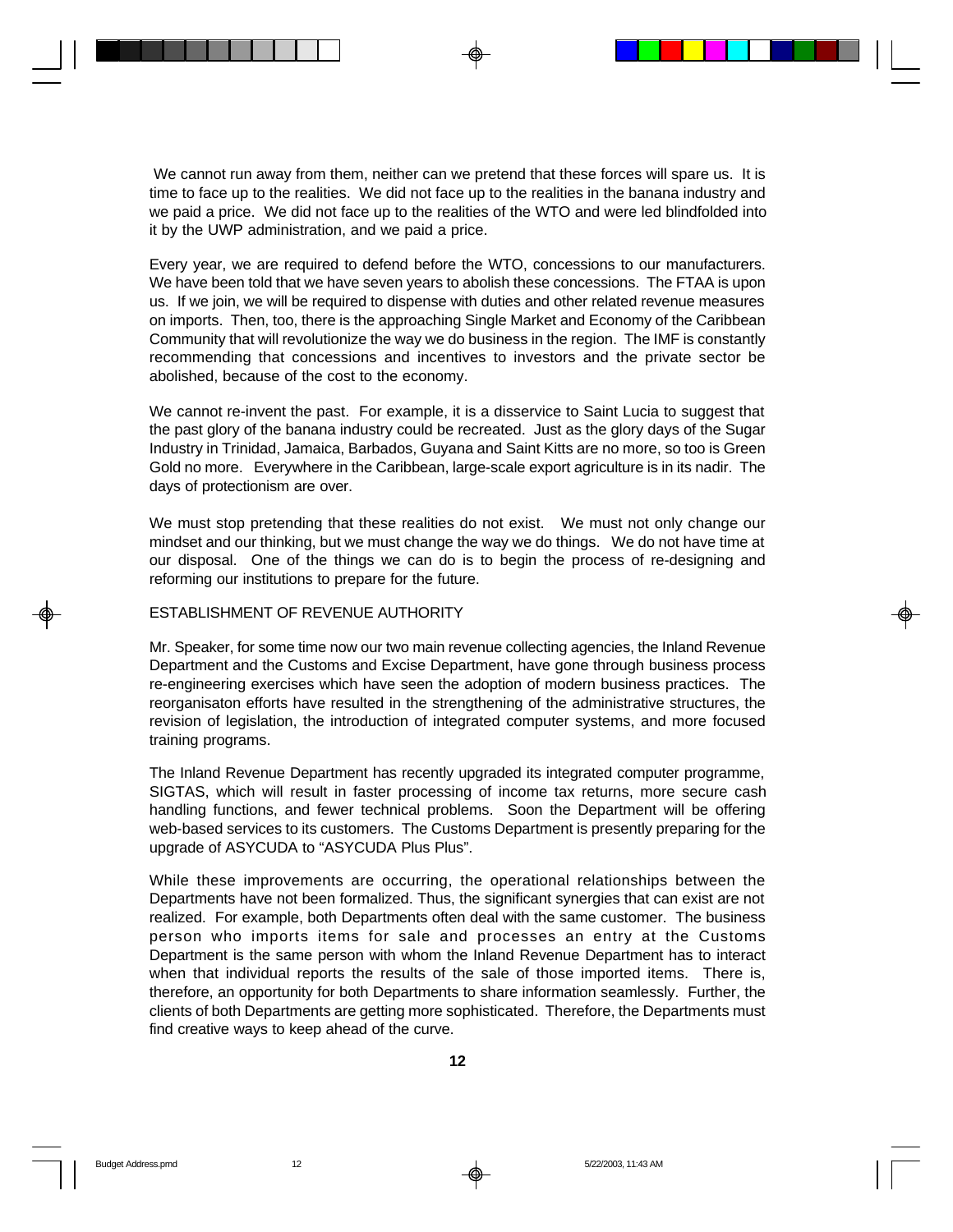We cannot run away from them, neither can we pretend that these forces will spare us. It is time to face up to the realities. We did not face up to the realities in the banana industry and we paid a price. We did not face up to the realities of the WTO and were led blindfolded into it by the UWP administration, and we paid a price.

Every year, we are required to defend before the WTO, concessions to our manufacturers. We have been told that we have seven years to abolish these concessions. The FTAA is upon us. If we join, we will be required to dispense with duties and other related revenue measures on imports. Then, too, there is the approaching Single Market and Economy of the Caribbean Community that will revolutionize the way we do business in the region. The IMF is constantly recommending that concessions and incentives to investors and the private sector be abolished, because of the cost to the economy.

We cannot re-invent the past. For example, it is a disservice to Saint Lucia to suggest that the past glory of the banana industry could be recreated. Just as the glory days of the Sugar Industry in Trinidad, Jamaica, Barbados, Guyana and Saint Kitts are no more, so too is Green Gold no more. Everywhere in the Caribbean, large-scale export agriculture is in its nadir. The days of protectionism are over.

We must stop pretending that these realities do not exist. We must not only change our mindset and our thinking, but we must change the way we do things. We do not have time at our disposal. One of the things we can do is to begin the process of re-designing and reforming our institutions to prepare for the future.

## ESTABLISHMENT OF REVENUE AUTHORITY

Mr. Speaker, for some time now our two main revenue collecting agencies, the Inland Revenue Department and the Customs and Excise Department, have gone through business process re-engineering exercises which have seen the adoption of modern business practices. The reorganisaton efforts have resulted in the strengthening of the administrative structures, the revision of legislation, the introduction of integrated computer systems, and more focused training programs.

The Inland Revenue Department has recently upgraded its integrated computer programme, SIGTAS, which will result in faster processing of income tax returns, more secure cash handling functions, and fewer technical problems. Soon the Department will be offering web-based services to its customers. The Customs Department is presently preparing for the upgrade of ASYCUDA to "ASYCUDA Plus Plus".

While these improvements are occurring, the operational relationships between the Departments have not been formalized. Thus, the significant synergies that can exist are not realized. For example, both Departments often deal with the same customer. The business person who imports items for sale and processes an entry at the Customs Department is the same person with whom the Inland Revenue Department has to interact when that individual reports the results of the sale of those imported items. There is, therefore, an opportunity for both Departments to share information seamlessly. Further, the clients of both Departments are getting more sophisticated. Therefore, the Departments must find creative ways to keep ahead of the curve.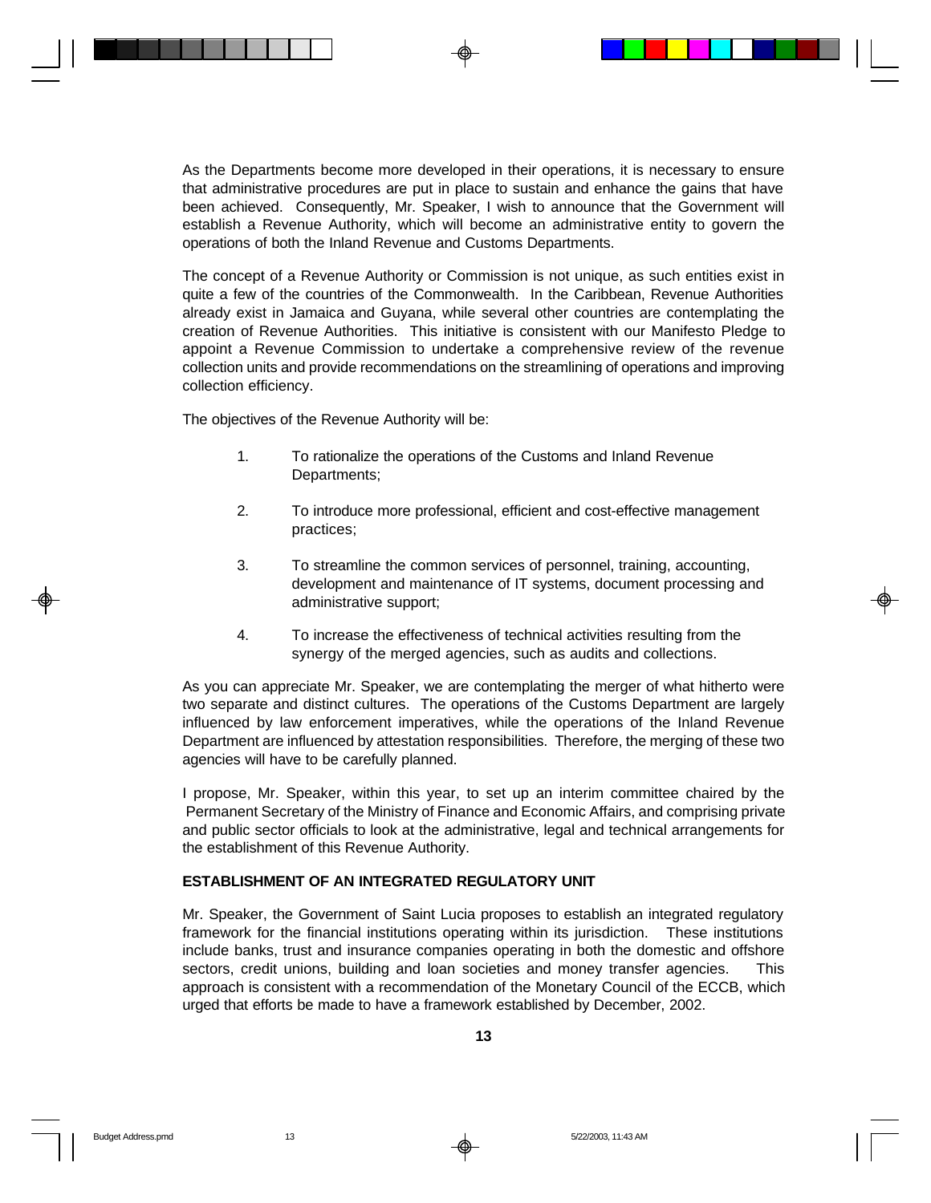As the Departments become more developed in their operations, it is necessary to ensure that administrative procedures are put in place to sustain and enhance the gains that have been achieved. Consequently, Mr. Speaker, I wish to announce that the Government will establish a Revenue Authority, which will become an administrative entity to govern the operations of both the Inland Revenue and Customs Departments.

The concept of a Revenue Authority or Commission is not unique, as such entities exist in quite a few of the countries of the Commonwealth. In the Caribbean, Revenue Authorities already exist in Jamaica and Guyana, while several other countries are contemplating the creation of Revenue Authorities. This initiative is consistent with our Manifesto Pledge to appoint a Revenue Commission to undertake a comprehensive review of the revenue collection units and provide recommendations on the streamlining of operations and improving collection efficiency.

The objectives of the Revenue Authority will be:

1. To rationalize the operations of the Customs and Inland Revenue Departments;
2. To introduce more professional, efficient and cost-effective management practices;
3. To streamline the common services of personnel, training, accounting, development and maintenance of IT systems, document processing and administrative support;
4. To increase the effectiveness of technical activities resulting from the synergy of the merged agencies, such as audits and collections.

As you can appreciate Mr. Speaker, we are contemplating the merger of what hitherto were two separate and distinct cultures. The operations of the Customs Department are largely influenced by law enforcement imperatives, while the operations of the Inland Revenue Department are influenced by attestation responsibilities. Therefore, the merging of these two agencies will have to be carefully planned.

I propose, Mr. Speaker, within this year, to set up an interim committee chaired by the Permanent Secretary of the Ministry of Finance and Economic Affairs, and comprising private and public sector officials to look at the administrative, legal and technical arrangements for the establishment of this Revenue Authority.

**ESTABLISHMENT OF AN INTEGRATED REGULATORY UNIT**

Mr. Speaker, the Government of Saint Lucia proposes to establish an integrated regulatory framework for the financial institutions operating within its jurisdiction. These institutions include banks, trust and insurance companies operating in both the domestic and offshore sectors, credit unions, building and loan societies and money transfer agencies. This approach is consistent with a recommendation of the Monetary Council of the ECCB, which urged that efforts be made to have a framework established by December, 2002.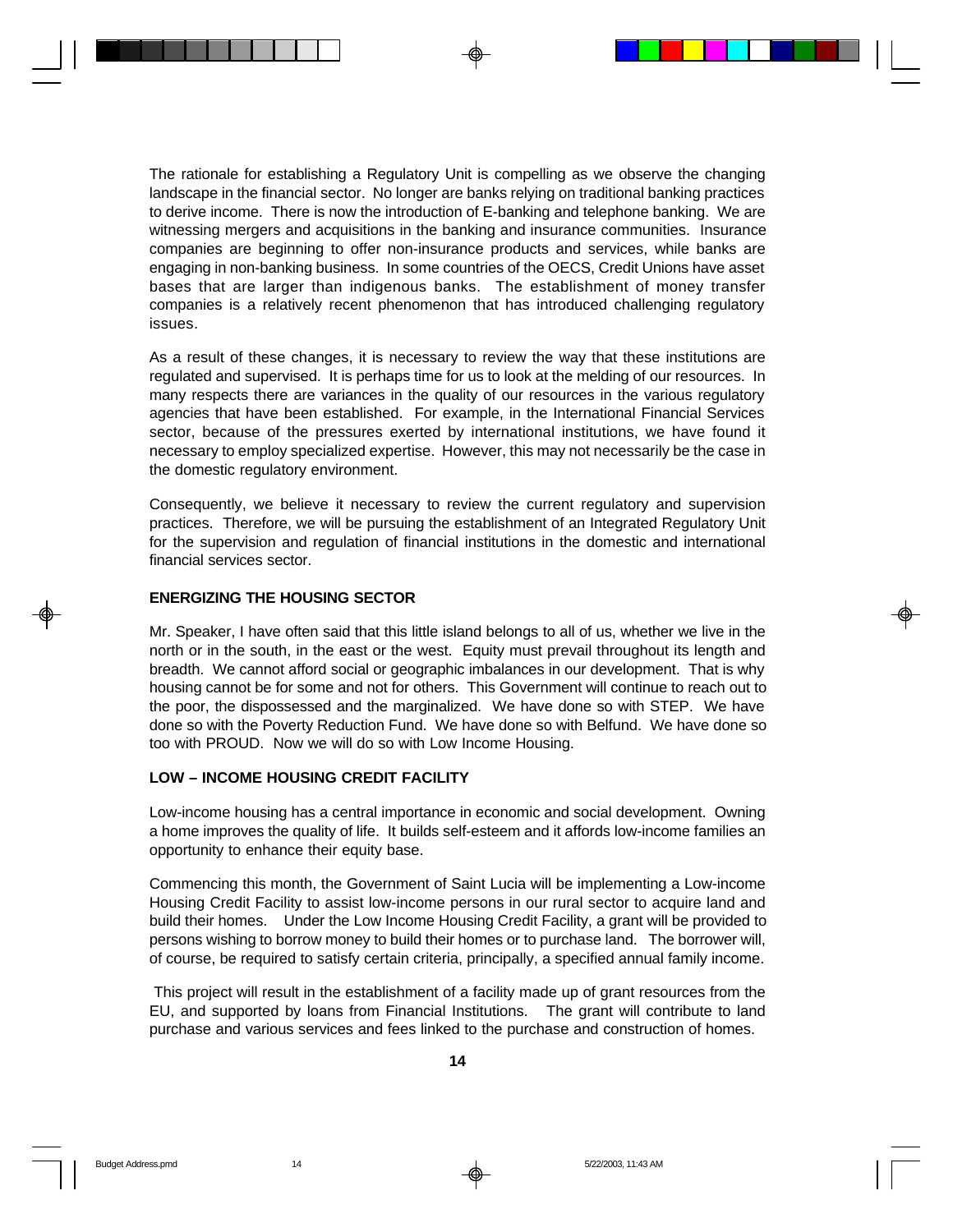The rationale for establishing a Regulatory Unit is compelling as we observe the changing landscape in the financial sector. No longer are banks relying on traditional banking practices to derive income. There is now the introduction of E-banking and telephone banking. We are witnessing mergers and acquisitions in the banking and insurance communities. Insurance companies are beginning to offer non-insurance products and services, while banks are engaging in non-banking business. In some countries of the OECS, Credit Unions have asset bases that are larger than indigenous banks. The establishment of money transfer companies is a relatively recent phenomenon that has introduced challenging regulatory issues.

As a result of these changes, it is necessary to review the way that these institutions are regulated and supervised. It is perhaps time for us to look at the melding of our resources. In many respects there are variances in the quality of our resources in the various regulatory agencies that have been established. For example, in the International Financial Services sector, because of the pressures exerted by international institutions, we have found it necessary to employ specialized expertise. However, this may not necessarily be the case in the domestic regulatory environment.

Consequently, we believe it necessary to review the current regulatory and supervision practices. Therefore, we will be pursuing the establishment of an Integrated Regulatory Unit for the supervision and regulation of financial institutions in the domestic and international financial services sector.

## ENERGIZING THE HOUSING SECTOR

Mr. Speaker, I have often said that this little island belongs to all of us, whether we live in the north or in the south, in the east or the west. Equity must prevail throughout its length and breadth. We cannot afford social or geographic imbalances in our development. That is why housing cannot be for some and not for others. This Government will continue to reach out to the poor, the dispossessed and the marginalized. We have done so with STEP. We have done so with the Poverty Reduction Fund. We have done so with Belfund. We have done so too with PROUD. Now we will do so with Low Income Housing.

## LOW – INCOME HOUSING CREDIT FACILITY

Low-income housing has a central importance in economic and social development. Owning a home improves the quality of life. It builds self-esteem and it affords low-income families an opportunity to enhance their equity base.

Commencing this month, the Government of Saint Lucia will be implementing a Low-income Housing Credit Facility to assist low-income persons in our rural sector to acquire land and build their homes. Under the Low Income Housing Credit Facility, a grant will be provided to persons wishing to borrow money to build their homes or to purchase land. The borrower will, of course, be required to satisfy certain criteria, principally, a specified annual family income.

This project will result in the establishment of a facility made up of grant resources from the EU, and supported by loans from Financial Institutions. The grant will contribute to land purchase and various services and fees linked to the purchase and construction of homes.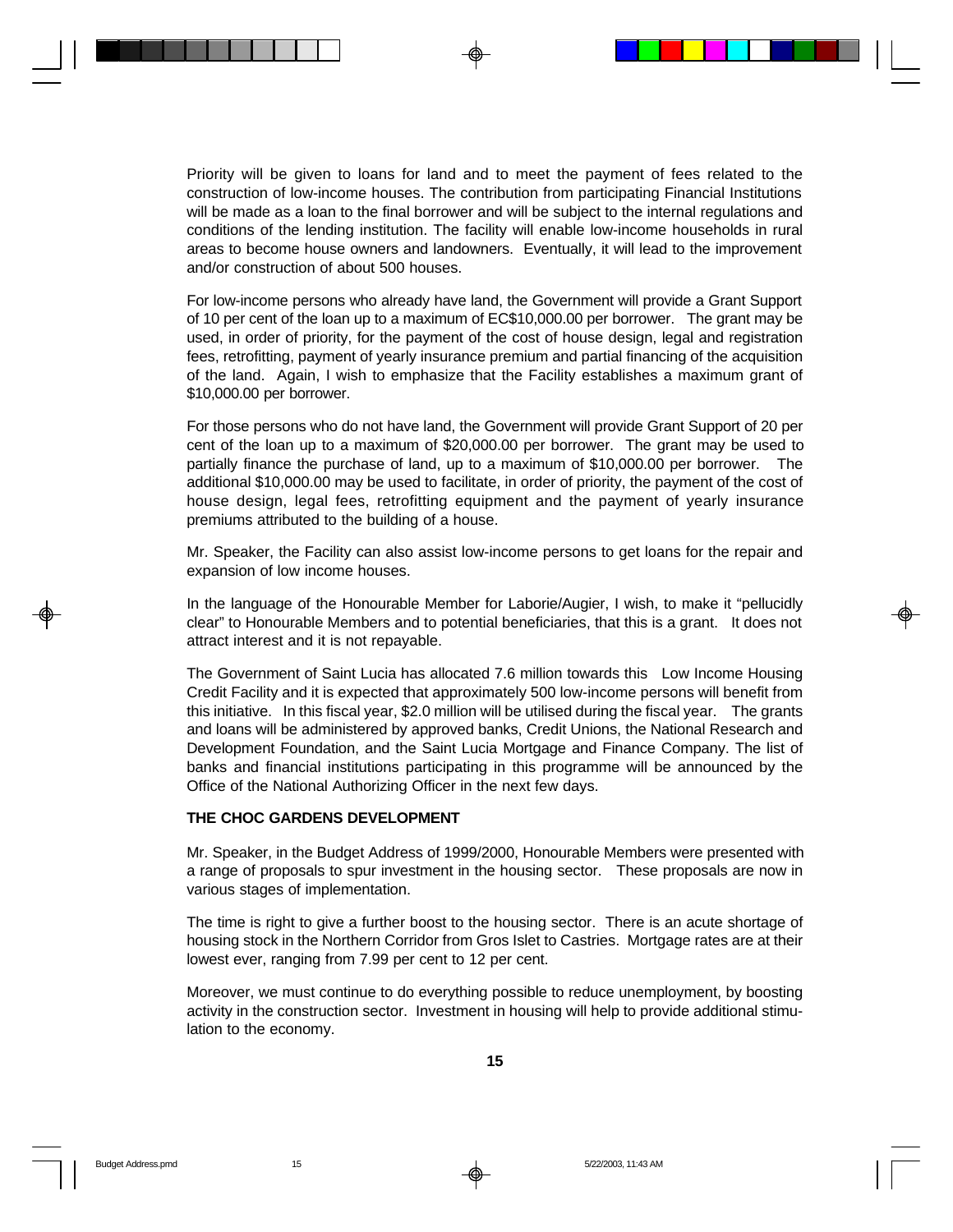Priority will be given to loans for land and to meet the payment of fees related to the construction of low-income houses. The contribution from participating Financial Institutions will be made as a loan to the final borrower and will be subject to the internal regulations and conditions of the lending institution. The facility will enable low-income households in rural areas to become house owners and landowners. Eventually, it will lead to the improvement and/or construction of about 500 houses.

For low-income persons who already have land, the Government will provide a Grant Support of 10 per cent of the loan up to a maximum of EC$10,000.00 per borrower. The grant may be used, in order of priority, for the payment of the cost of house design, legal and registration fees, retrofitting, payment of yearly insurance premium and partial financing of the acquisition of the land. Again, I wish to emphasize that the Facility establishes a maximum grant of $10,000.00 per borrower.

For those persons who do not have land, the Government will provide Grant Support of 20 per cent of the loan up to a maximum of $20,000.00 per borrower. The grant may be used to partially finance the purchase of land, up to a maximum of $10,000.00 per borrower. The additional $10,000.00 may be used to facilitate, in order of priority, the payment of the cost of house design, legal fees, retrofitting equipment and the payment of yearly insurance premiums attributed to the building of a house.

Mr. Speaker, the Facility can also assist low-income persons to get loans for the repair and expansion of low income houses.

In the language of the Honourable Member for Laborie/Augier, I wish, to make it "pellucidly clear" to Honourable Members and to potential beneficiaries, that this is a grant. It does not attract interest and it is not repayable.

The Government of Saint Lucia has allocated 7.6 million towards this Low Income Housing Credit Facility and it is expected that approximately 500 low-income persons will benefit from this initiative. In this fiscal year, $2.0 million will be utilised during the fiscal year. The grants and loans will be administered by approved banks, Credit Unions, the National Research and Development Foundation, and the Saint Lucia Mortgage and Finance Company. The list of banks and financial institutions participating in this programme will be announced by the Office of the National Authorizing Officer in the next few days.

**THE CHOC GARDENS DEVELOPMENT**

Mr. Speaker, in the Budget Address of 1999/2000, Honourable Members were presented with a range of proposals to spur investment in the housing sector. These proposals are now in various stages of implementation.

The time is right to give a further boost to the housing sector. There is an acute shortage of housing stock in the Northern Corridor from Gros Islet to Castries. Mortgage rates are at their lowest ever, ranging from 7.99 per cent to 12 per cent.

Moreover, we must continue to do everything possible to reduce unemployment, by boosting activity in the construction sector. Investment in housing will help to provide additional stimulation to the economy.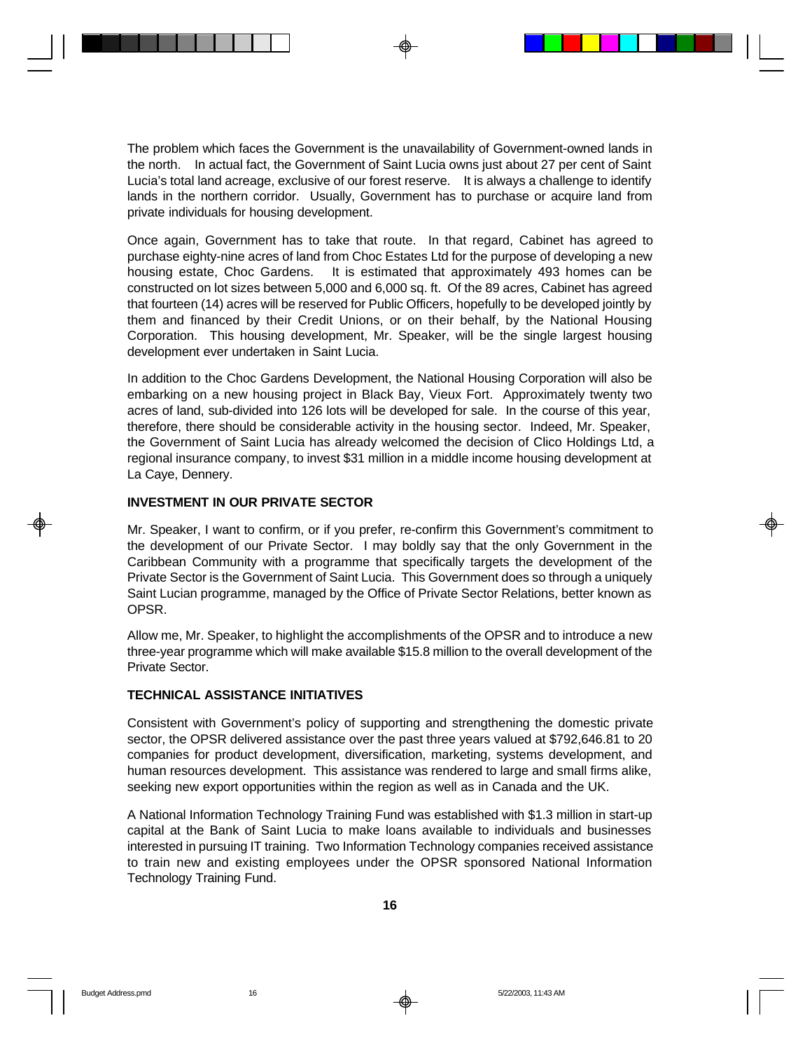The problem which faces the Government is the unavailability of Government-owned lands in the north. In actual fact, the Government of Saint Lucia owns just about 27 per cent of Saint Lucia's total land acreage, exclusive of our forest reserve. It is always a challenge to identify lands in the northern corridor. Usually, Government has to purchase or acquire land from private individuals for housing development.

Once again, Government has to take that route. In that regard, Cabinet has agreed to purchase eighty-nine acres of land from Choc Estates Ltd for the purpose of developing a new housing estate, Choc Gardens. It is estimated that approximately 493 homes can be constructed on lot sizes between 5,000 and 6,000 sq. ft. Of the 89 acres, Cabinet has agreed that fourteen (14) acres will be reserved for Public Officers, hopefully to be developed jointly by them and financed by their Credit Unions, or on their behalf, by the National Housing Corporation. This housing development, Mr. Speaker, will be the single largest housing development ever undertaken in Saint Lucia.

In addition to the Choc Gardens Development, the National Housing Corporation will also be embarking on a new housing project in Black Bay, Vieux Fort. Approximately twenty two acres of land, sub-divided into 126 lots will be developed for sale. In the course of this year, therefore, there should be considerable activity in the housing sector. Indeed, Mr. Speaker, the Government of Saint Lucia has already welcomed the decision of Clico Holdings Ltd, a regional insurance company, to invest $31 million in a middle income housing development at La Caye, Dennery.

**INVESTMENT IN OUR PRIVATE SECTOR**

Mr. Speaker, I want to confirm, or if you prefer, re-confirm this Government's commitment to the development of our Private Sector. I may boldly say that the only Government in the Caribbean Community with a programme that specifically targets the development of the Private Sector is the Government of Saint Lucia. This Government does so through a uniquely Saint Lucian programme, managed by the Office of Private Sector Relations, better known as OPSR.

Allow me, Mr. Speaker, to highlight the accomplishments of the OPSR and to introduce a new three-year programme which will make available $15.8 million to the overall development of the Private Sector.

**TECHNICAL ASSISTANCE INITIATIVES**

Consistent with Government's policy of supporting and strengthening the domestic private sector, the OPSR delivered assistance over the past three years valued at $792,646.81 to 20 companies for product development, diversification, marketing, systems development, and human resources development. This assistance was rendered to large and small firms alike, seeking new export opportunities within the region as well as in Canada and the UK.

A National Information Technology Training Fund was established with $1.3 million in start-up capital at the Bank of Saint Lucia to make loans available to individuals and businesses interested in pursuing IT training. Two Information Technology companies received assistance to train new and existing employees under the OPSR sponsored National Information Technology Training Fund.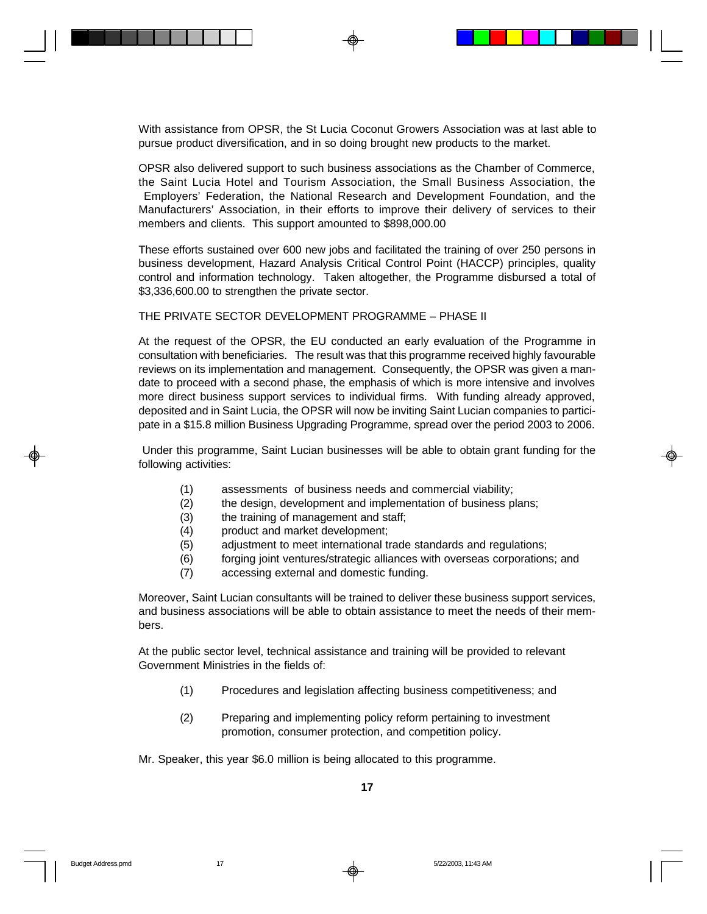With assistance from OPSR, the St Lucia Coconut Growers Association was at last able to pursue product diversification, and in so doing brought new products to the market.

OPSR also delivered support to such business associations as the Chamber of Commerce, the Saint Lucia Hotel and Tourism Association, the Small Business Association, the Employers' Federation, the National Research and Development Foundation, and the Manufacturers' Association, in their efforts to improve their delivery of services to their members and clients. This support amounted to $898,000.00

These efforts sustained over 600 new jobs and facilitated the training of over 250 persons in business development, Hazard Analysis Critical Control Point (HACCP) principles, quality control and information technology. Taken altogether, the Programme disbursed a total of $3,336,600.00 to strengthen the private sector.

## THE PRIVATE SECTOR DEVELOPMENT PROGRAMME – PHASE II

At the request of the OPSR, the EU conducted an early evaluation of the Programme in consultation with beneficiaries. The result was that this programme received highly favourable reviews on its implementation and management. Consequently, the OPSR was given a mandate to proceed with a second phase, the emphasis of which is more intensive and involves more direct business support services to individual firms. With funding already approved, deposited and in Saint Lucia, the OPSR will now be inviting Saint Lucian companies to participate in a $15.8 million Business Upgrading Programme, spread over the period 2003 to 2006.

Under this programme, Saint Lucian businesses will be able to obtain grant funding for the following activities:

(1) assessments of business needs and commercial viability;
(2) the design, development and implementation of business plans;
(3) the training of management and staff;
(4) product and market development;
(5) adjustment to meet international trade standards and regulations;
(6) forging joint ventures/strategic alliances with overseas corporations; and
(7) accessing external and domestic funding.

Moreover, Saint Lucian consultants will be trained to deliver these business support services, and business associations will be able to obtain assistance to meet the needs of their members.

At the public sector level, technical assistance and training will be provided to relevant Government Ministries in the fields of:

(1) Procedures and legislation affecting business competitiveness; and

(2) Preparing and implementing policy reform pertaining to investment promotion, consumer protection, and competition policy.

Mr. Speaker, this year $6.0 million is being allocated to this programme.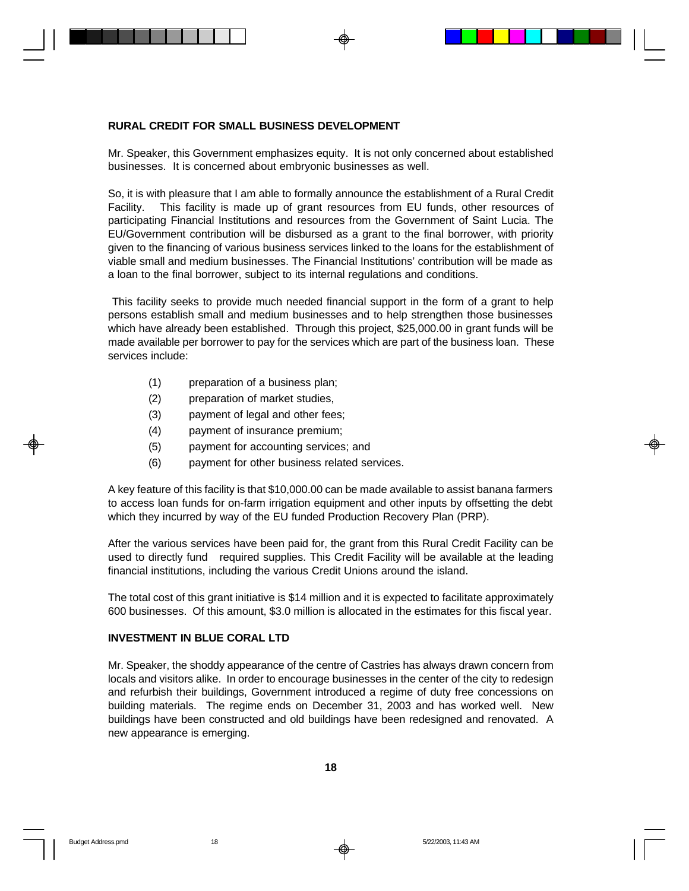## RURAL CREDIT FOR SMALL BUSINESS DEVELOPMENT

Mr. Speaker, this Government emphasizes equity. It is not only concerned about established businesses. It is concerned about embryonic businesses as well.

So, it is with pleasure that I am able to formally announce the establishment of a Rural Credit Facility. This facility is made up of grant resources from EU funds, other resources of participating Financial Institutions and resources from the Government of Saint Lucia. The EU/Government contribution will be disbursed as a grant to the final borrower, with priority given to the financing of various business services linked to the loans for the establishment of viable small and medium businesses. The Financial Institutions' contribution will be made as a loan to the final borrower, subject to its internal regulations and conditions.

This facility seeks to provide much needed financial support in the form of a grant to help persons establish small and medium businesses and to help strengthen those businesses which have already been established. Through this project, $25,000.00 in grant funds will be made available per borrower to pay for the services which are part of the business loan. These services include:

(1) preparation of a business plan;
(2) preparation of market studies,
(3) payment of legal and other fees;
(4) payment of insurance premium;
(5) payment for accounting services; and
(6) payment for other business related services.

A key feature of this facility is that $10,000.00 can be made available to assist banana farmers to access loan funds for on-farm irrigation equipment and other inputs by offsetting the debt which they incurred by way of the EU funded Production Recovery Plan (PRP).

After the various services have been paid for, the grant from this Rural Credit Facility can be used to directly fund required supplies. This Credit Facility will be available at the leading financial institutions, including the various Credit Unions around the island.

The total cost of this grant initiative is $14 million and it is expected to facilitate approximately 600 businesses. Of this amount, $3.0 million is allocated in the estimates for this fiscal year.

## INVESTMENT IN BLUE CORAL LTD

Mr. Speaker, the shoddy appearance of the centre of Castries has always drawn concern from locals and visitors alike. In order to encourage businesses in the center of the city to redesign and refurbish their buildings, Government introduced a regime of duty free concessions on building materials. The regime ends on December 31, 2003 and has worked well. New buildings have been constructed and old buildings have been redesigned and renovated. A new appearance is emerging.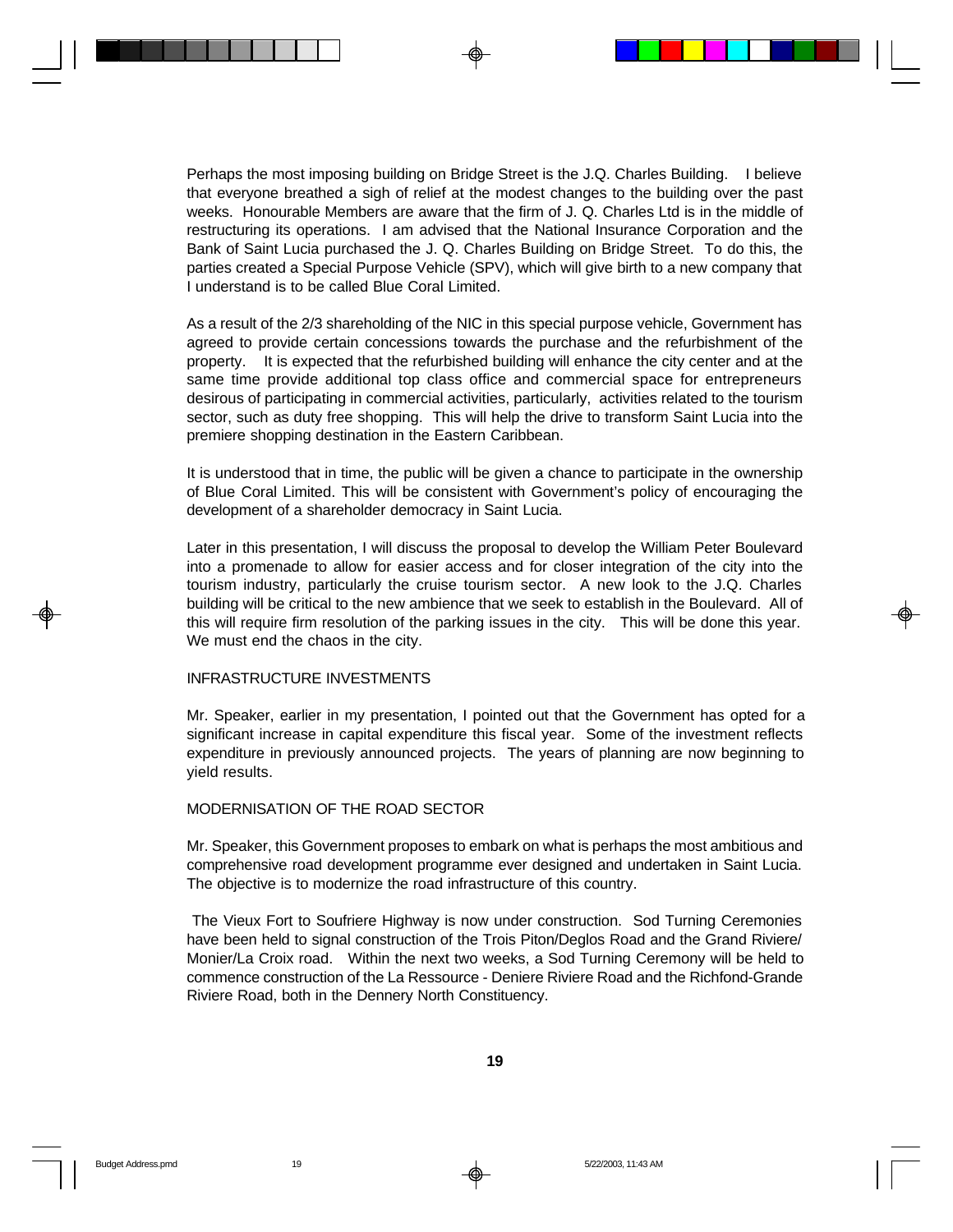Perhaps the most imposing building on Bridge Street is the J.Q. Charles Building. I believe that everyone breathed a sigh of relief at the modest changes to the building over the past weeks. Honourable Members are aware that the firm of J. Q. Charles Ltd is in the middle of restructuring its operations. I am advised that the National Insurance Corporation and the Bank of Saint Lucia purchased the J. Q. Charles Building on Bridge Street. To do this, the parties created a Special Purpose Vehicle (SPV), which will give birth to a new company that I understand is to be called Blue Coral Limited.

As a result of the 2/3 shareholding of the NIC in this special purpose vehicle, Government has agreed to provide certain concessions towards the purchase and the refurbishment of the property. It is expected that the refurbished building will enhance the city center and at the same time provide additional top class office and commercial space for entrepreneurs desirous of participating in commercial activities, particularly, activities related to the tourism sector, such as duty free shopping. This will help the drive to transform Saint Lucia into the premiere shopping destination in the Eastern Caribbean.

It is understood that in time, the public will be given a chance to participate in the ownership of Blue Coral Limited. This will be consistent with Government's policy of encouraging the development of a shareholder democracy in Saint Lucia.

Later in this presentation, I will discuss the proposal to develop the William Peter Boulevard into a promenade to allow for easier access and for closer integration of the city into the tourism industry, particularly the cruise tourism sector. A new look to the J.Q. Charles building will be critical to the new ambience that we seek to establish in the Boulevard. All of this will require firm resolution of the parking issues in the city. This will be done this year. We must end the chaos in the city.

## INFRASTRUCTURE INVESTMENTS

Mr. Speaker, earlier in my presentation, I pointed out that the Government has opted for a significant increase in capital expenditure this fiscal year. Some of the investment reflects expenditure in previously announced projects. The years of planning are now beginning to yield results.

## MODERNISATION OF THE ROAD SECTOR

Mr. Speaker, this Government proposes to embark on what is perhaps the most ambitious and comprehensive road development programme ever designed and undertaken in Saint Lucia. The objective is to modernize the road infrastructure of this country.

The Vieux Fort to Soufriere Highway is now under construction. Sod Turning Ceremonies have been held to signal construction of the Trois Piton/Deglos Road and the Grand Riviere/ Monier/La Croix road. Within the next two weeks, a Sod Turning Ceremony will be held to commence construction of the La Ressource - Deniere Riviere Road and the Richfond-Grande Riviere Road, both in the Dennery North Constituency.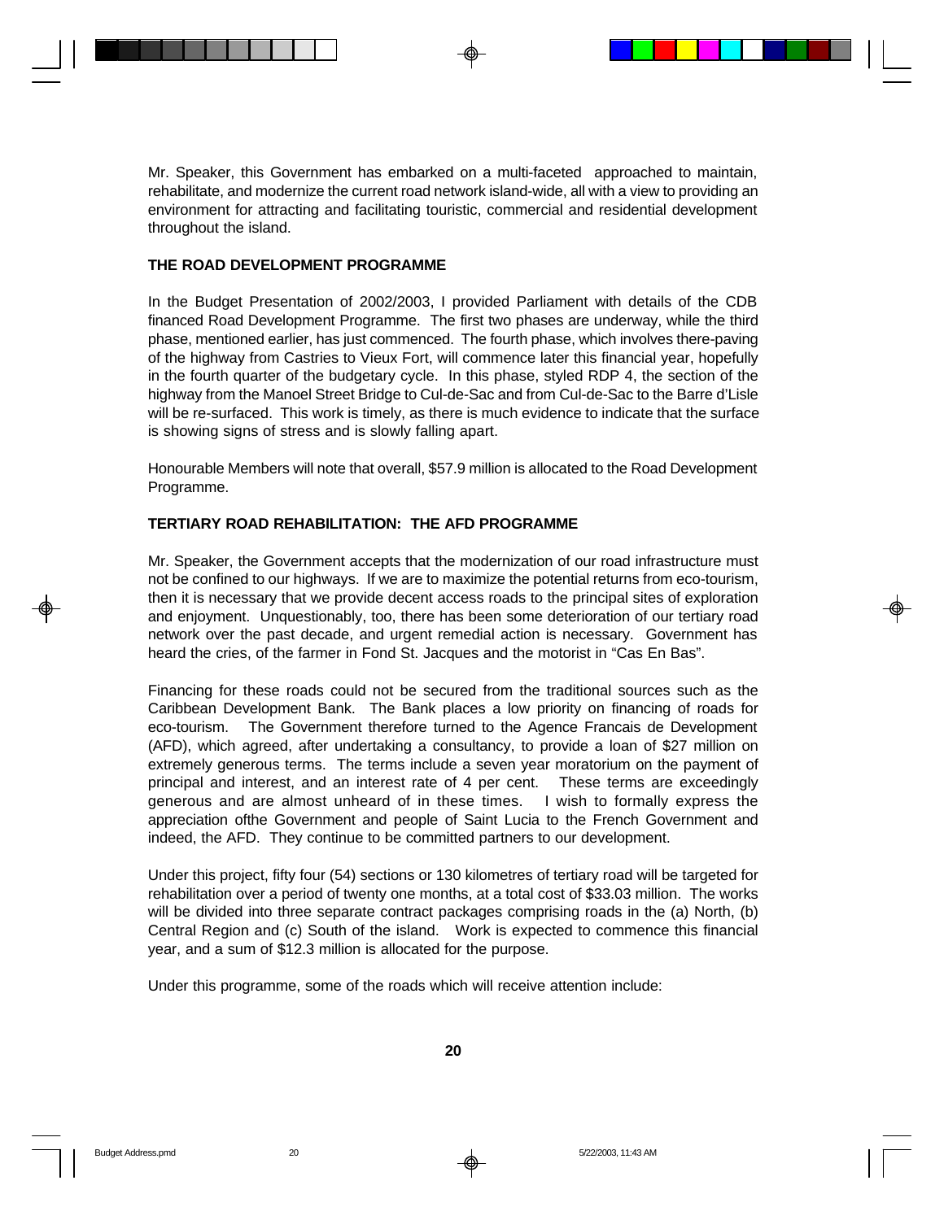Mr. Speaker, this Government has embarked on a multi-faceted approached to maintain, rehabilitate, and modernize the current road network island-wide, all with a view to providing an environment for attracting and facilitating touristic, commercial and residential development throughout the island.

**THE ROAD DEVELOPMENT PROGRAMME**

In the Budget Presentation of 2002/2003, I provided Parliament with details of the CDB financed Road Development Programme. The first two phases are underway, while the third phase, mentioned earlier, has just commenced. The fourth phase, which involves there-paving of the highway from Castries to Vieux Fort, will commence later this financial year, hopefully in the fourth quarter of the budgetary cycle. In this phase, styled RDP 4, the section of the highway from the Manoel Street Bridge to Cul-de-Sac and from Cul-de-Sac to the Barre d'Lisle will be re-surfaced. This work is timely, as there is much evidence to indicate that the surface is showing signs of stress and is slowly falling apart.

Honourable Members will note that overall, $57.9 million is allocated to the Road Development Programme.

**TERTIARY ROAD REHABILITATION: THE AFD PROGRAMME**

Mr. Speaker, the Government accepts that the modernization of our road infrastructure must not be confined to our highways. If we are to maximize the potential returns from eco-tourism, then it is necessary that we provide decent access roads to the principal sites of exploration and enjoyment. Unquestionably, too, there has been some deterioration of our tertiary road network over the past decade, and urgent remedial action is necessary. Government has heard the cries, of the farmer in Fond St. Jacques and the motorist in "Cas En Bas".

Financing for these roads could not be secured from the traditional sources such as the Caribbean Development Bank. The Bank places a low priority on financing of roads for eco-tourism. The Government therefore turned to the Agence Francais de Development (AFD), which agreed, after undertaking a consultancy, to provide a loan of $27 million on extremely generous terms. The terms include a seven year moratorium on the payment of principal and interest, and an interest rate of 4 per cent. These terms are exceedingly generous and are almost unheard of in these times. I wish to formally express the appreciation ofthe Government and people of Saint Lucia to the French Government and indeed, the AFD. They continue to be committed partners to our development.

Under this project, fifty four (54) sections or 130 kilometres of tertiary road will be targeted for rehabilitation over a period of twenty one months, at a total cost of $33.03 million. The works will be divided into three separate contract packages comprising roads in the (a) North, (b) Central Region and (c) South of the island. Work is expected to commence this financial year, and a sum of $12.3 million is allocated for the purpose.

Under this programme, some of the roads which will receive attention include: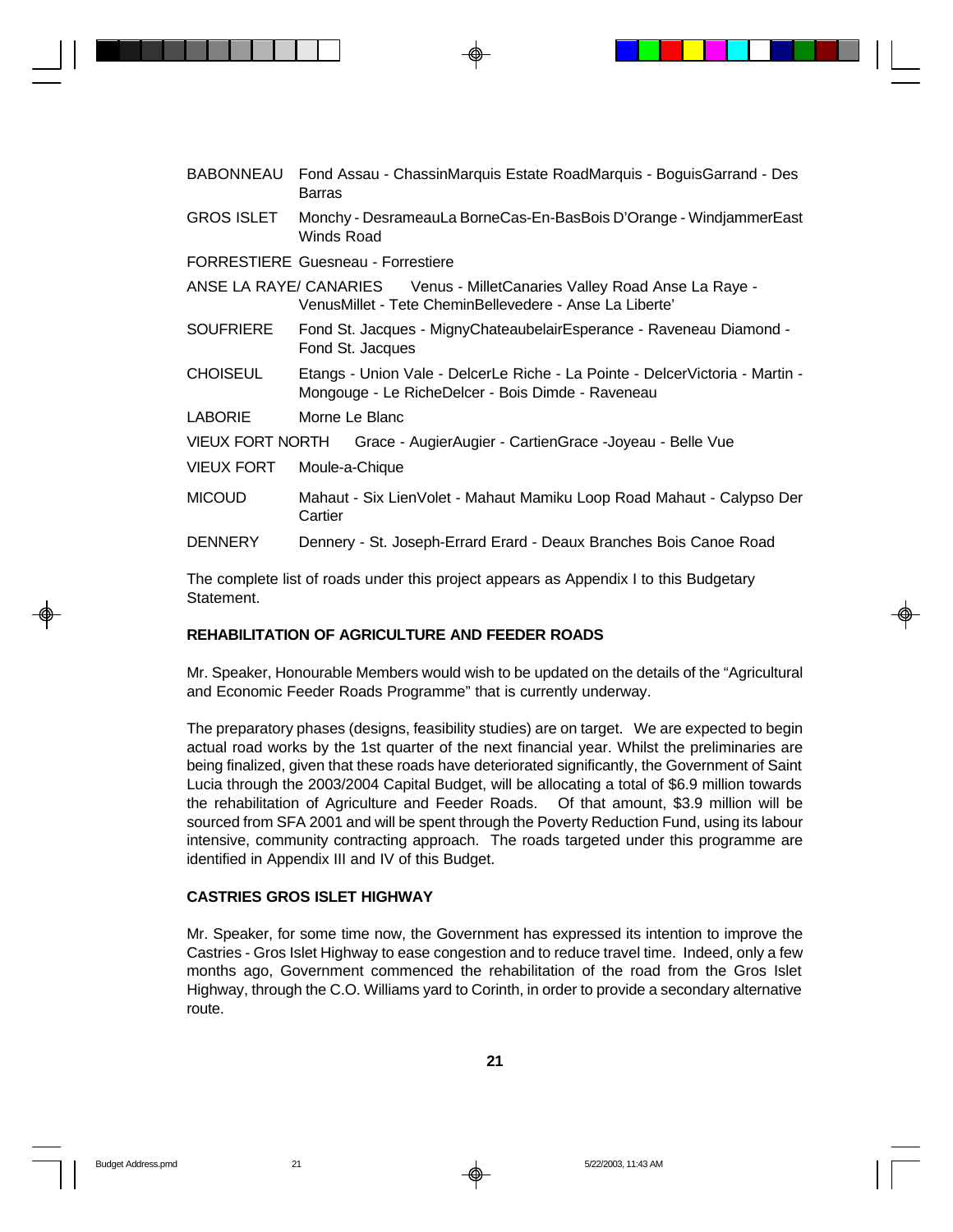BABONNEAU Fond Assau - ChassinMarquis Estate RoadMarquis - BoguisGarrand - Des Barras

GROS ISLET Monchy - DesrameauLa BorneCas-En-BasBois D'Orange - WindjammerEast Winds Road

FORRESTIERE Guesneau - Forrestiere

ANSE LA RAYE/ CANARIES Venus - MilletCanaries Valley Road Anse La Raye - VenusMillet - Tete CheminBellevedere - Anse La Liberte'

SOUFRIERE Fond St. Jacques - MignyChateaubelairEsperance - Raveneau Diamond - Fond St. Jacques

CHOISEUL Etangs - Union Vale - DelcerLe Riche - La Pointe - DelcerVictoria - Martin - Mongouge - Le RicheDelcer - Bois Dimde - Raveneau

LABORIE Morne Le Blanc

VIEUX FORT NORTH Grace - AugierAugier - CartienGrace -Joyeau - Belle Vue

VIEUX FORT Moule-a-Chique

MICOUD Mahaut - Six LienVolet - Mahaut Mamiku Loop Road Mahaut - Calypso Der Cartier

DENNERY Dennery - St. Joseph-Errard Erard - Deaux Branches Bois Canoe Road

The complete list of roads under this project appears as Appendix I to this Budgetary Statement.

**REHABILITATION OF AGRICULTURE AND FEEDER ROADS**

Mr. Speaker, Honourable Members would wish to be updated on the details of the "Agricultural and Economic Feeder Roads Programme" that is currently underway.

The preparatory phases (designs, feasibility studies) are on target. We are expected to begin actual road works by the 1st quarter of the next financial year. Whilst the preliminaries are being finalized, given that these roads have deteriorated significantly, the Government of Saint Lucia through the 2003/2004 Capital Budget, will be allocating a total of $6.9 million towards the rehabilitation of Agriculture and Feeder Roads. Of that amount, $3.9 million will be sourced from SFA 2001 and will be spent through the Poverty Reduction Fund, using its labour intensive, community contracting approach. The roads targeted under this programme are identified in Appendix III and IV of this Budget.

**CASTRIES GROS ISLET HIGHWAY**

Mr. Speaker, for some time now, the Government has expressed its intention to improve the Castries - Gros Islet Highway to ease congestion and to reduce travel time. Indeed, only a few months ago, Government commenced the rehabilitation of the road from the Gros Islet Highway, through the C.O. Williams yard to Corinth, in order to provide a secondary alternative route.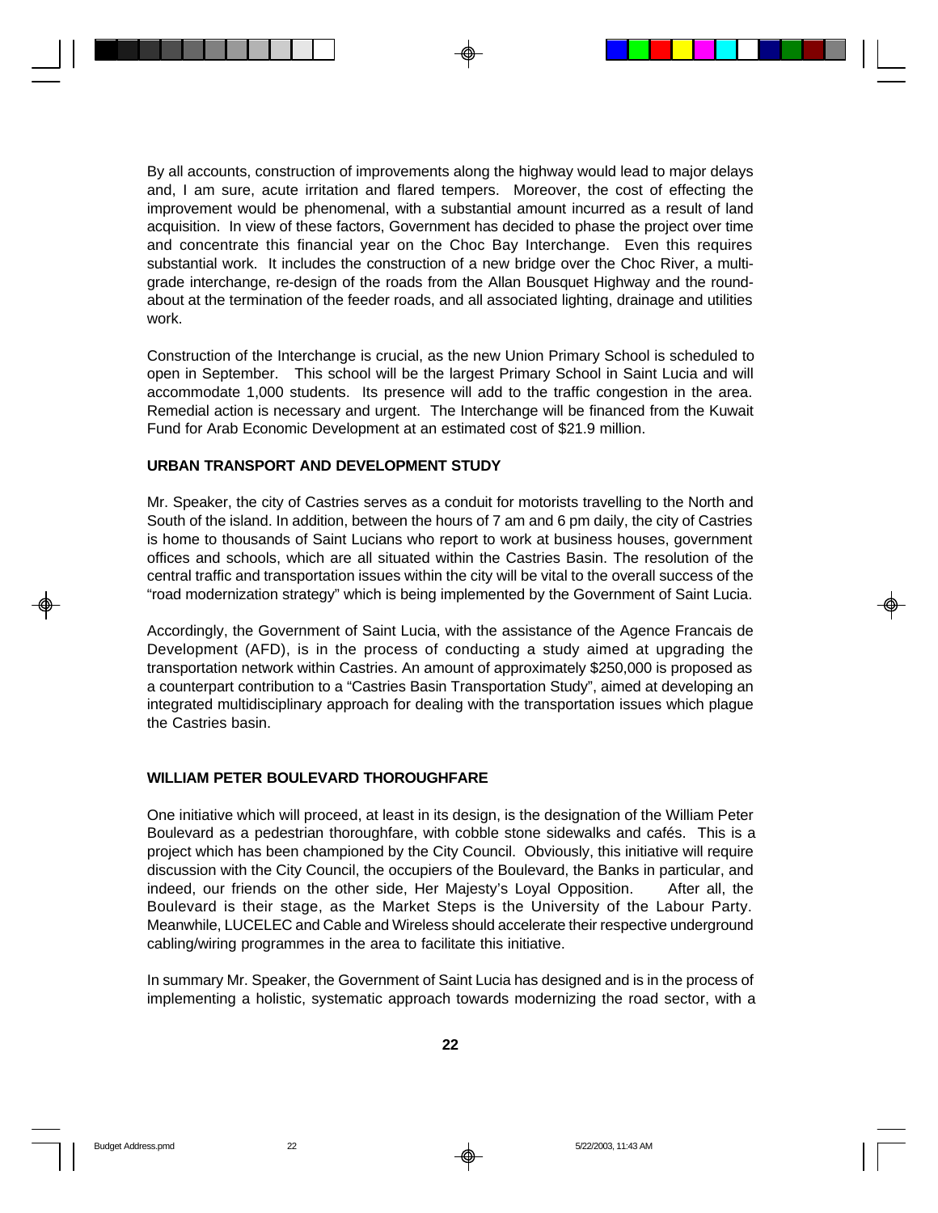By all accounts, construction of improvements along the highway would lead to major delays and, I am sure, acute irritation and flared tempers. Moreover, the cost of effecting the improvement would be phenomenal, with a substantial amount incurred as a result of land acquisition. In view of these factors, Government has decided to phase the project over time and concentrate this financial year on the Choc Bay Interchange. Even this requires substantial work. It includes the construction of a new bridge over the Choc River, a multi-grade interchange, re-design of the roads from the Allan Bousquet Highway and the round-about at the termination of the feeder roads, and all associated lighting, drainage and utilities work.

Construction of the Interchange is crucial, as the new Union Primary School is scheduled to open in September. This school will be the largest Primary School in Saint Lucia and will accommodate 1,000 students. Its presence will add to the traffic congestion in the area. Remedial action is necessary and urgent. The Interchange will be financed from the Kuwait Fund for Arab Economic Development at an estimated cost of $21.9 million.

**URBAN TRANSPORT AND DEVELOPMENT STUDY**

Mr. Speaker, the city of Castries serves as a conduit for motorists travelling to the North and South of the island. In addition, between the hours of 7 am and 6 pm daily, the city of Castries is home to thousands of Saint Lucians who report to work at business houses, government offices and schools, which are all situated within the Castries Basin. The resolution of the central traffic and transportation issues within the city will be vital to the overall success of the "road modernization strategy" which is being implemented by the Government of Saint Lucia.

Accordingly, the Government of Saint Lucia, with the assistance of the Agence Francais de Development (AFD), is in the process of conducting a study aimed at upgrading the transportation network within Castries. An amount of approximately $250,000 is proposed as a counterpart contribution to a "Castries Basin Transportation Study", aimed at developing an integrated multidisciplinary approach for dealing with the transportation issues which plague the Castries basin.

**WILLIAM PETER BOULEVARD THOROUGHFARE**

One initiative which will proceed, at least in its design, is the designation of the William Peter Boulevard as a pedestrian thoroughfare, with cobble stone sidewalks and cafés. This is a project which has been championed by the City Council. Obviously, this initiative will require discussion with the City Council, the occupiers of the Boulevard, the Banks in particular, and indeed, our friends on the other side, Her Majesty's Loyal Opposition. After all, the Boulevard is their stage, as the Market Steps is the University of the Labour Party. Meanwhile, LUCELEC and Cable and Wireless should accelerate their respective underground cabling/wiring programmes in the area to facilitate this initiative.

In summary Mr. Speaker, the Government of Saint Lucia has designed and is in the process of implementing a holistic, systematic approach towards modernizing the road sector, with a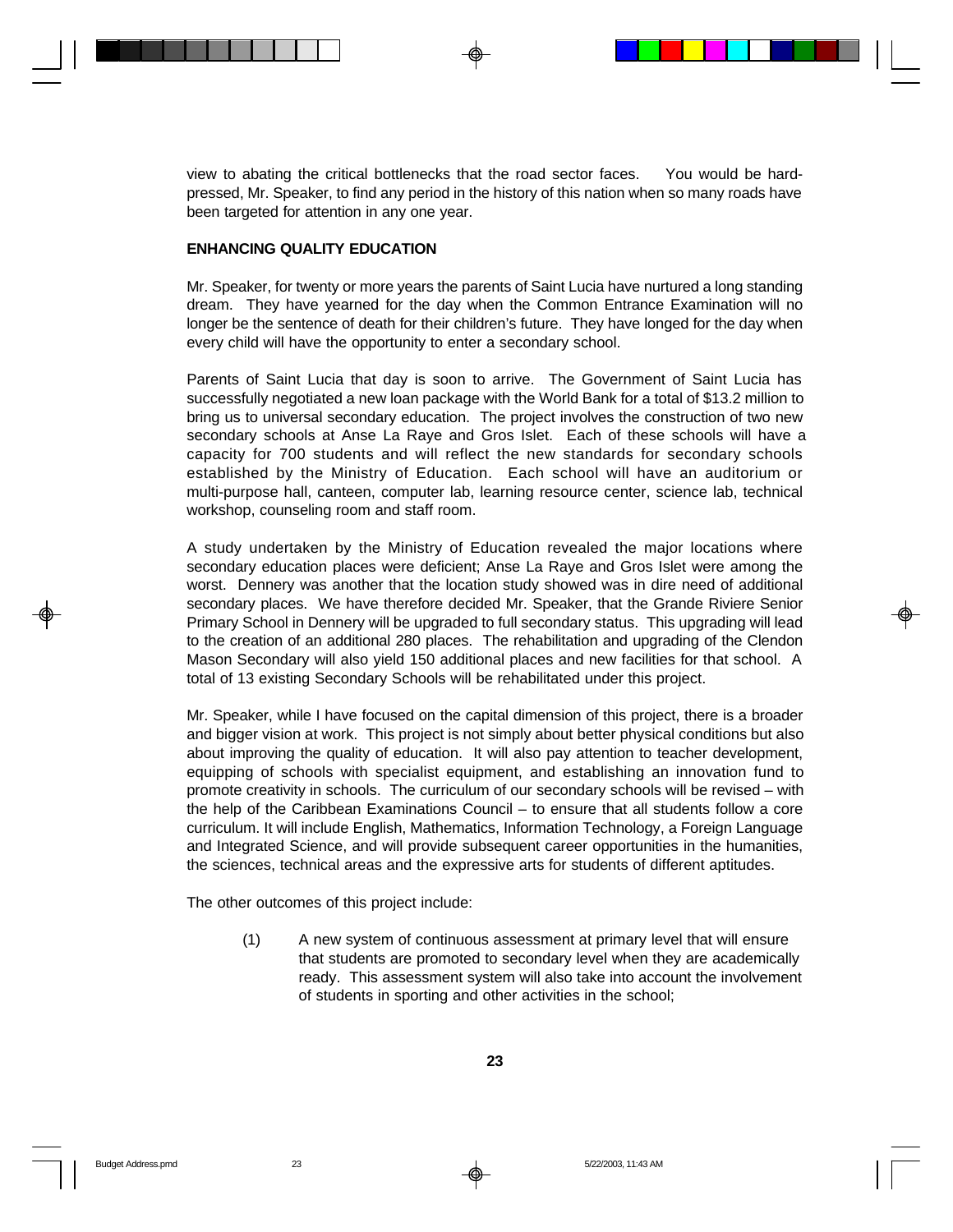view to abating the critical bottlenecks that the road sector faces. You would be hard-pressed, Mr. Speaker, to find any period in the history of this nation when so many roads have been targeted for attention in any one year.

**ENHANCING QUALITY EDUCATION**

Mr. Speaker, for twenty or more years the parents of Saint Lucia have nurtured a long standing dream. They have yearned for the day when the Common Entrance Examination will no longer be the sentence of death for their children's future. They have longed for the day when every child will have the opportunity to enter a secondary school.

Parents of Saint Lucia that day is soon to arrive. The Government of Saint Lucia has successfully negotiated a new loan package with the World Bank for a total of $13.2 million to bring us to universal secondary education. The project involves the construction of two new secondary schools at Anse La Raye and Gros Islet. Each of these schools will have a capacity for 700 students and will reflect the new standards for secondary schools established by the Ministry of Education. Each school will have an auditorium or multi-purpose hall, canteen, computer lab, learning resource center, science lab, technical workshop, counseling room and staff room.

A study undertaken by the Ministry of Education revealed the major locations where secondary education places were deficient; Anse La Raye and Gros Islet were among the worst. Dennery was another that the location study showed was in dire need of additional secondary places. We have therefore decided Mr. Speaker, that the Grande Riviere Senior Primary School in Dennery will be upgraded to full secondary status. This upgrading will lead to the creation of an additional 280 places. The rehabilitation and upgrading of the Clendon Mason Secondary will also yield 150 additional places and new facilities for that school. A total of 13 existing Secondary Schools will be rehabilitated under this project.

Mr. Speaker, while I have focused on the capital dimension of this project, there is a broader and bigger vision at work. This project is not simply about better physical conditions but also about improving the quality of education. It will also pay attention to teacher development, equipping of schools with specialist equipment, and establishing an innovation fund to promote creativity in schools. The curriculum of our secondary schools will be revised – with the help of the Caribbean Examinations Council – to ensure that all students follow a core curriculum. It will include English, Mathematics, Information Technology, a Foreign Language and Integrated Science, and will provide subsequent career opportunities in the humanities, the sciences, technical areas and the expressive arts for students of different aptitudes.

The other outcomes of this project include:

(1) A new system of continuous assessment at primary level that will ensure that students are promoted to secondary level when they are academically ready. This assessment system will also take into account the involvement of students in sporting and other activities in the school;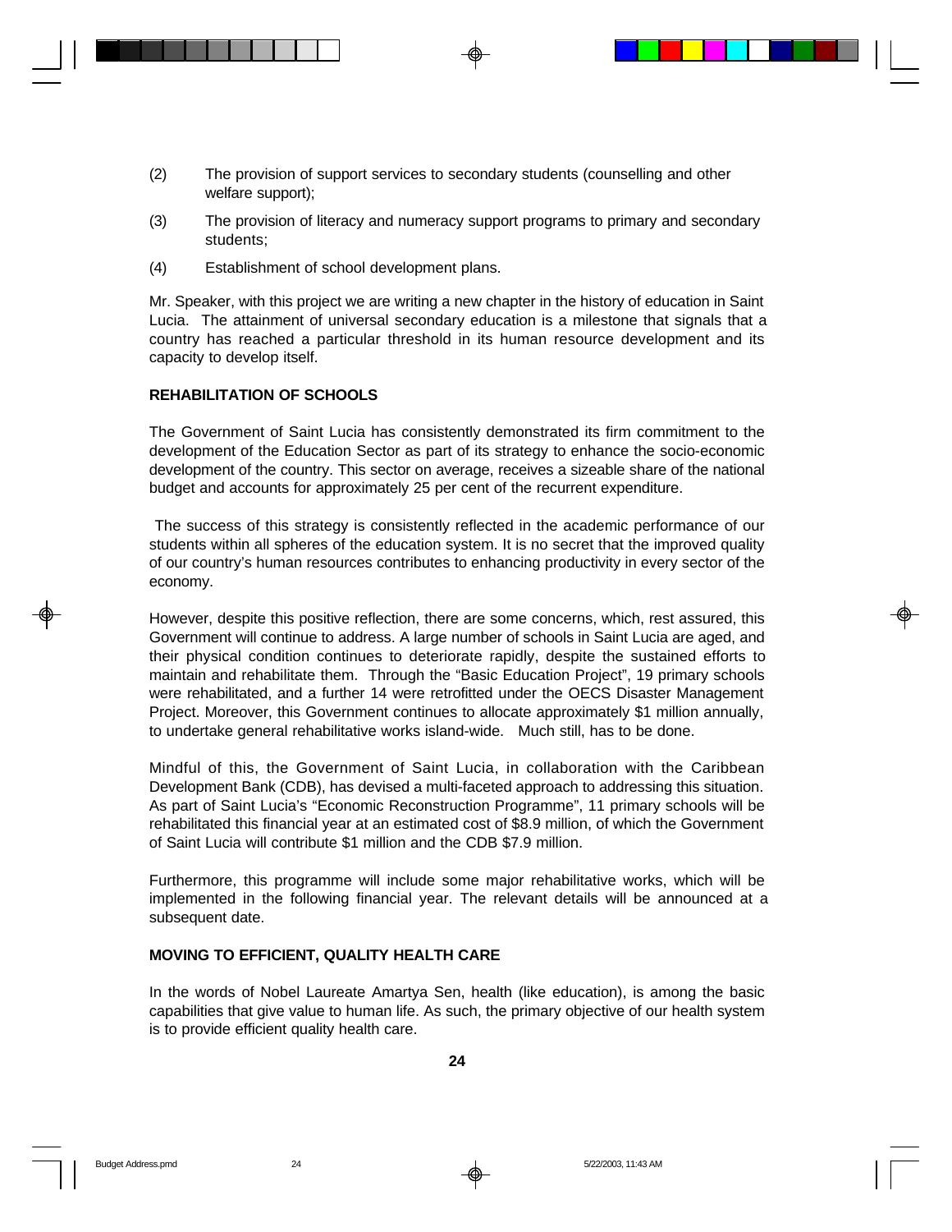(2) The provision of support services to secondary students (counselling and other welfare support);

(3) The provision of literacy and numeracy support programs to primary and secondary students;

(4) Establishment of school development plans.

Mr. Speaker, with this project we are writing a new chapter in the history of education in Saint Lucia. The attainment of universal secondary education is a milestone that signals that a country has reached a particular threshold in its human resource development and its capacity to develop itself.

**REHABILITATION OF SCHOOLS**

The Government of Saint Lucia has consistently demonstrated its firm commitment to the development of the Education Sector as part of its strategy to enhance the socio-economic development of the country. This sector on average, receives a sizeable share of the national budget and accounts for approximately 25 per cent of the recurrent expenditure.

The success of this strategy is consistently reflected in the academic performance of our students within all spheres of the education system. It is no secret that the improved quality of our country's human resources contributes to enhancing productivity in every sector of the economy.

However, despite this positive reflection, there are some concerns, which, rest assured, this Government will continue to address. A large number of schools in Saint Lucia are aged, and their physical condition continues to deteriorate rapidly, despite the sustained efforts to maintain and rehabilitate them. Through the "Basic Education Project", 19 primary schools were rehabilitated, and a further 14 were retrofitted under the OECS Disaster Management Project. Moreover, this Government continues to allocate approximately $1 million annually, to undertake general rehabilitative works island-wide. Much still, has to be done.

Mindful of this, the Government of Saint Lucia, in collaboration with the Caribbean Development Bank (CDB), has devised a multi-faceted approach to addressing this situation. As part of Saint Lucia's "Economic Reconstruction Programme", 11 primary schools will be rehabilitated this financial year at an estimated cost of $8.9 million, of which the Government of Saint Lucia will contribute $1 million and the CDB $7.9 million.

Furthermore, this programme will include some major rehabilitative works, which will be implemented in the following financial year. The relevant details will be announced at a subsequent date.

**MOVING TO EFFICIENT, QUALITY HEALTH CARE**

In the words of Nobel Laureate Amartya Sen, health (like education), is among the basic capabilities that give value to human life. As such, the primary objective of our health system is to provide efficient quality health care.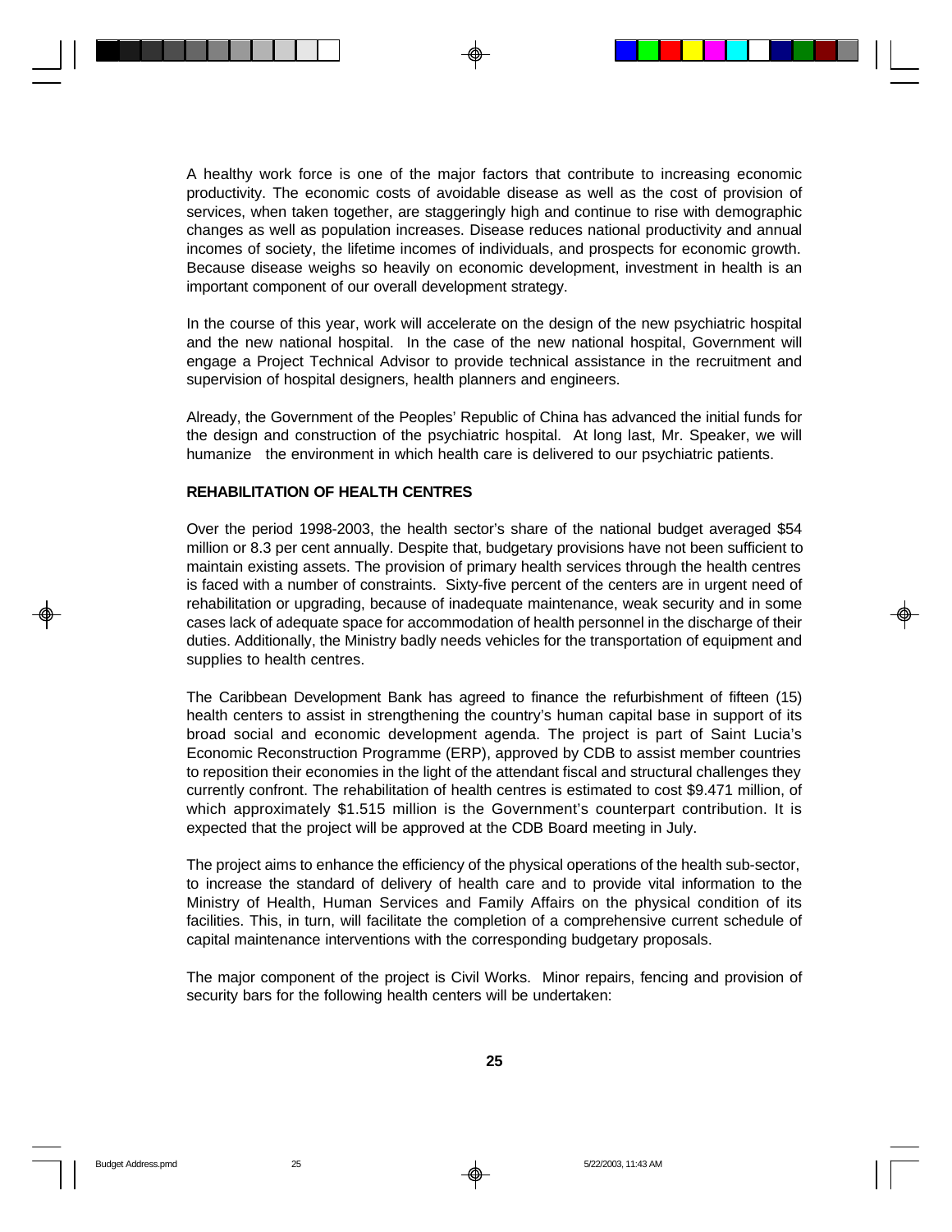A healthy work force is one of the major factors that contribute to increasing economic productivity. The economic costs of avoidable disease as well as the cost of provision of services, when taken together, are staggeringly high and continue to rise with demographic changes as well as population increases. Disease reduces national productivity and annual incomes of society, the lifetime incomes of individuals, and prospects for economic growth. Because disease weighs so heavily on economic development, investment in health is an important component of our overall development strategy.

In the course of this year, work will accelerate on the design of the new psychiatric hospital and the new national hospital. In the case of the new national hospital, Government will engage a Project Technical Advisor to provide technical assistance in the recruitment and supervision of hospital designers, health planners and engineers.

Already, the Government of the Peoples' Republic of China has advanced the initial funds for the design and construction of the psychiatric hospital. At long last, Mr. Speaker, we will humanize the environment in which health care is delivered to our psychiatric patients.

**REHABILITATION OF HEALTH CENTRES**

Over the period 1998-2003, the health sector's share of the national budget averaged $54 million or 8.3 per cent annually. Despite that, budgetary provisions have not been sufficient to maintain existing assets. The provision of primary health services through the health centres is faced with a number of constraints. Sixty-five percent of the centers are in urgent need of rehabilitation or upgrading, because of inadequate maintenance, weak security and in some cases lack of adequate space for accommodation of health personnel in the discharge of their duties. Additionally, the Ministry badly needs vehicles for the transportation of equipment and supplies to health centres.

The Caribbean Development Bank has agreed to finance the refurbishment of fifteen (15) health centers to assist in strengthening the country's human capital base in support of its broad social and economic development agenda. The project is part of Saint Lucia's Economic Reconstruction Programme (ERP), approved by CDB to assist member countries to reposition their economies in the light of the attendant fiscal and structural challenges they currently confront. The rehabilitation of health centres is estimated to cost $9.471 million, of which approximately $1.515 million is the Government's counterpart contribution. It is expected that the project will be approved at the CDB Board meeting in July.

The project aims to enhance the efficiency of the physical operations of the health sub-sector, to increase the standard of delivery of health care and to provide vital information to the Ministry of Health, Human Services and Family Affairs on the physical condition of its facilities. This, in turn, will facilitate the completion of a comprehensive current schedule of capital maintenance interventions with the corresponding budgetary proposals.

The major component of the project is Civil Works. Minor repairs, fencing and provision of security bars for the following health centers will be undertaken: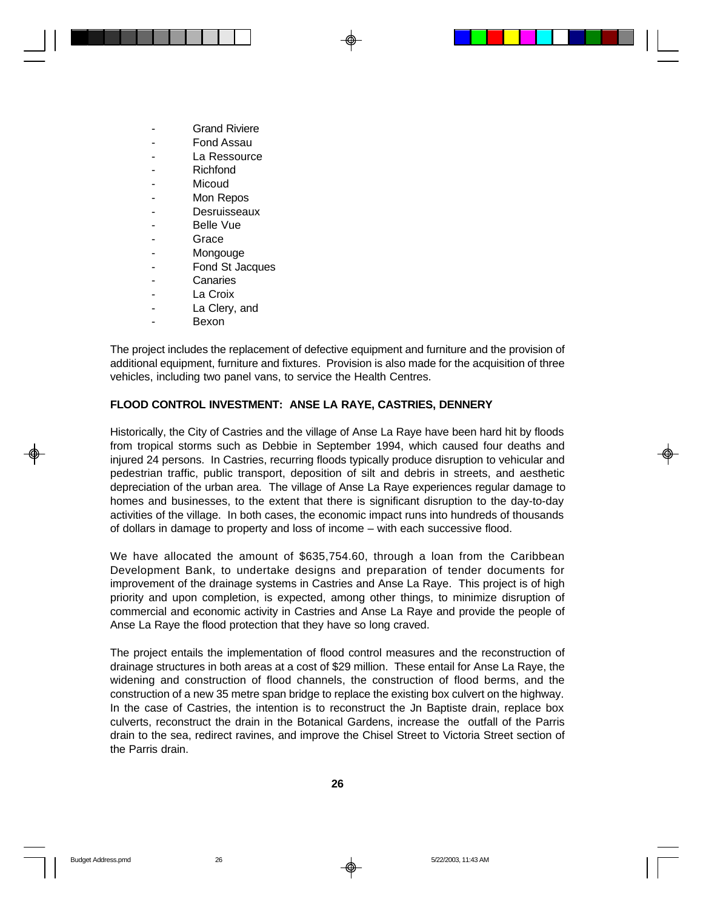- Grand Riviere
- Fond Assau
- La Ressource
- Richfond
- Micoud
- Mon Repos
- Desruisseaux
- Belle Vue
- Grace
- Mongouge
- Fond St Jacques
- Canaries
- La Croix
- La Clery, and
- Bexon

The project includes the replacement of defective equipment and furniture and the provision of additional equipment, furniture and fixtures. Provision is also made for the acquisition of three vehicles, including two panel vans, to service the Health Centres.

**FLOOD CONTROL INVESTMENT: ANSE LA RAYE, CASTRIES, DENNERY**

Historically, the City of Castries and the village of Anse La Raye have been hard hit by floods from tropical storms such as Debbie in September 1994, which caused four deaths and injured 24 persons. In Castries, recurring floods typically produce disruption to vehicular and pedestrian traffic, public transport, deposition of silt and debris in streets, and aesthetic depreciation of the urban area. The village of Anse La Raye experiences regular damage to homes and businesses, to the extent that there is significant disruption to the day-to-day activities of the village. In both cases, the economic impact runs into hundreds of thousands of dollars in damage to property and loss of income – with each successive flood.

We have allocated the amount of $635,754.60, through a loan from the Caribbean Development Bank, to undertake designs and preparation of tender documents for improvement of the drainage systems in Castries and Anse La Raye. This project is of high priority and upon completion, is expected, among other things, to minimize disruption of commercial and economic activity in Castries and Anse La Raye and provide the people of Anse La Raye the flood protection that they have so long craved.

The project entails the implementation of flood control measures and the reconstruction of drainage structures in both areas at a cost of $29 million. These entail for Anse La Raye, the widening and construction of flood channels, the construction of flood berms, and the construction of a new 35 metre span bridge to replace the existing box culvert on the highway. In the case of Castries, the intention is to reconstruct the Jn Baptiste drain, replace box culverts, reconstruct the drain in the Botanical Gardens, increase the outfall of the Parris drain to the sea, redirect ravines, and improve the Chisel Street to Victoria Street section of the Parris drain.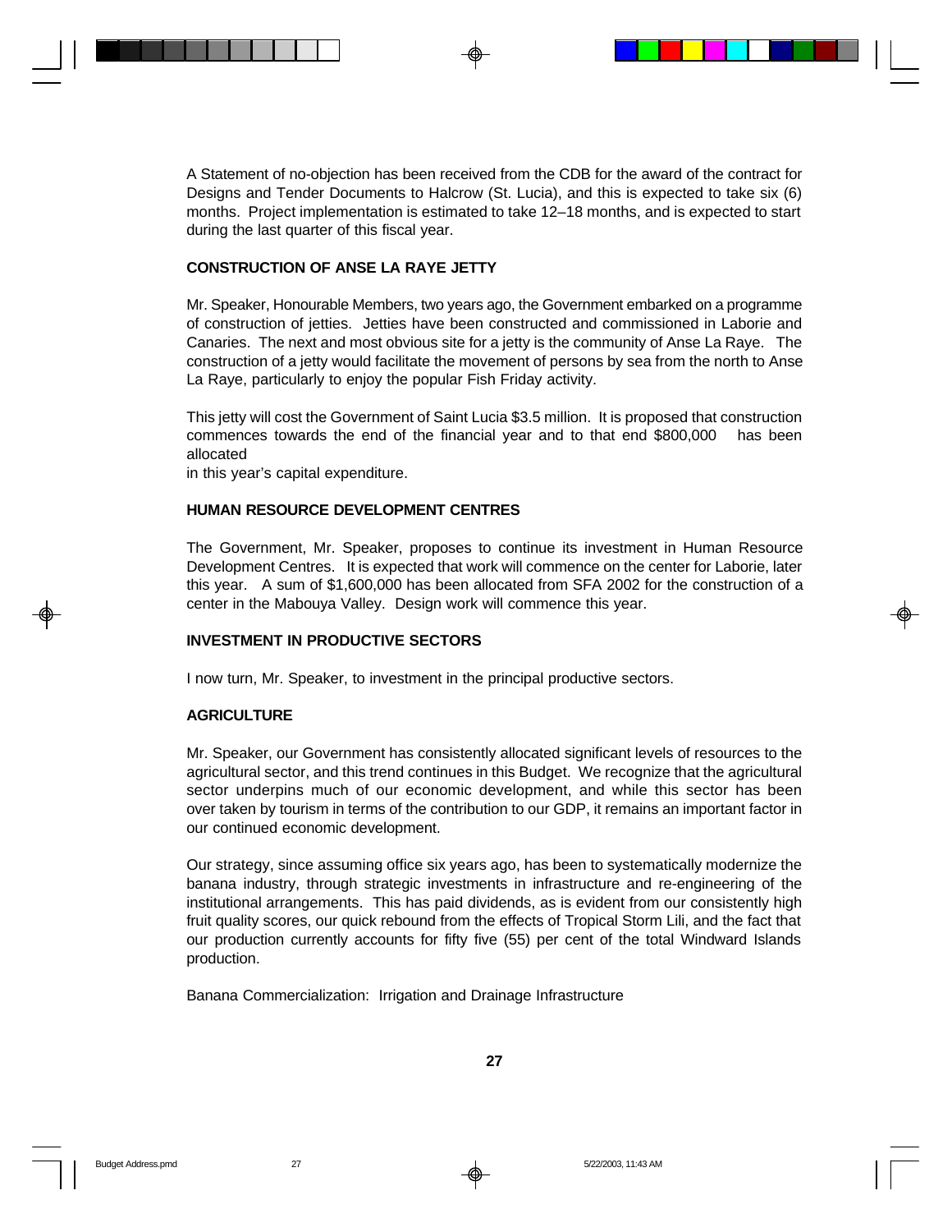A Statement of no-objection has been received from the CDB for the award of the contract for Designs and Tender Documents to Halcrow (St. Lucia), and this is expected to take six (6) months. Project implementation is estimated to take 12–18 months, and is expected to start during the last quarter of this fiscal year.

## CONSTRUCTION OF ANSE LA RAYE JETTY

Mr. Speaker, Honourable Members, two years ago, the Government embarked on a programme of construction of jetties. Jetties have been constructed and commissioned in Laborie and Canaries. The next and most obvious site for a jetty is the community of Anse La Raye. The construction of a jetty would facilitate the movement of persons by sea from the north to Anse La Raye, particularly to enjoy the popular Fish Friday activity.

This jetty will cost the Government of Saint Lucia $3.5 million. It is proposed that construction commences towards the end of the financial year and to that end $800,000 has been allocated in this year's capital expenditure.

## HUMAN RESOURCE DEVELOPMENT CENTRES

The Government, Mr. Speaker, proposes to continue its investment in Human Resource Development Centres. It is expected that work will commence on the center for Laborie, later this year. A sum of $1,600,000 has been allocated from SFA 2002 for the construction of a center in the Mabouya Valley. Design work will commence this year.

## INVESTMENT IN PRODUCTIVE SECTORS

I now turn, Mr. Speaker, to investment in the principal productive sectors.

## AGRICULTURE

Mr. Speaker, our Government has consistently allocated significant levels of resources to the agricultural sector, and this trend continues in this Budget. We recognize that the agricultural sector underpins much of our economic development, and while this sector has been over taken by tourism in terms of the contribution to our GDP, it remains an important factor in our continued economic development.

Our strategy, since assuming office six years ago, has been to systematically modernize the banana industry, through strategic investments in infrastructure and re-engineering of the institutional arrangements. This has paid dividends, as is evident from our consistently high fruit quality scores, our quick rebound from the effects of Tropical Storm Lili, and the fact that our production currently accounts for fifty five (55) per cent of the total Windward Islands production.

Banana Commercialization: Irrigation and Drainage Infrastructure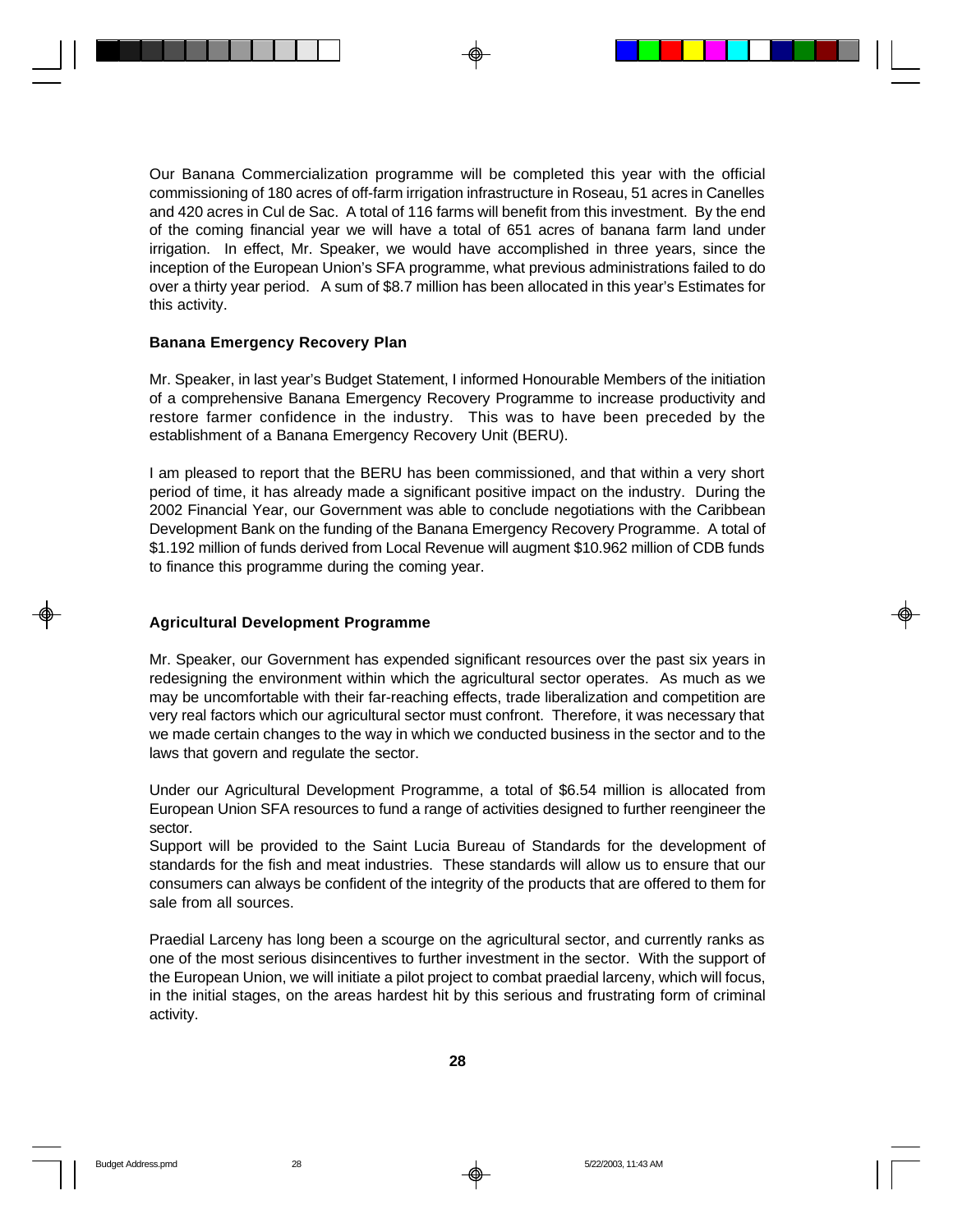Our Banana Commercialization programme will be completed this year with the official commissioning of 180 acres of off-farm irrigation infrastructure in Roseau, 51 acres in Canelles and 420 acres in Cul de Sac. A total of 116 farms will benefit from this investment. By the end of the coming financial year we will have a total of 651 acres of banana farm land under irrigation. In effect, Mr. Speaker, we would have accomplished in three years, since the inception of the European Union's SFA programme, what previous administrations failed to do over a thirty year period. A sum of $8.7 million has been allocated in this year's Estimates for this activity.

**Banana Emergency Recovery Plan**

Mr. Speaker, in last year's Budget Statement, I informed Honourable Members of the initiation of a comprehensive Banana Emergency Recovery Programme to increase productivity and restore farmer confidence in the industry. This was to have been preceded by the establishment of a Banana Emergency Recovery Unit (BERU).

I am pleased to report that the BERU has been commissioned, and that within a very short period of time, it has already made a significant positive impact on the industry. During the 2002 Financial Year, our Government was able to conclude negotiations with the Caribbean Development Bank on the funding of the Banana Emergency Recovery Programme. A total of $1.192 million of funds derived from Local Revenue will augment $10.962 million of CDB funds to finance this programme during the coming year.

**Agricultural Development Programme**

Mr. Speaker, our Government has expended significant resources over the past six years in redesigning the environment within which the agricultural sector operates. As much as we may be uncomfortable with their far-reaching effects, trade liberalization and competition are very real factors which our agricultural sector must confront. Therefore, it was necessary that we made certain changes to the way in which we conducted business in the sector and to the laws that govern and regulate the sector.

Under our Agricultural Development Programme, a total of $6.54 million is allocated from European Union SFA resources to fund a range of activities designed to further reengineer the sector.

Support will be provided to the Saint Lucia Bureau of Standards for the development of standards for the fish and meat industries. These standards will allow us to ensure that our consumers can always be confident of the integrity of the products that are offered to them for sale from all sources.

Praedial Larceny has long been a scourge on the agricultural sector, and currently ranks as one of the most serious disincentives to further investment in the sector. With the support of the European Union, we will initiate a pilot project to combat praedial larceny, which will focus, in the initial stages, on the areas hardest hit by this serious and frustrating form of criminal activity.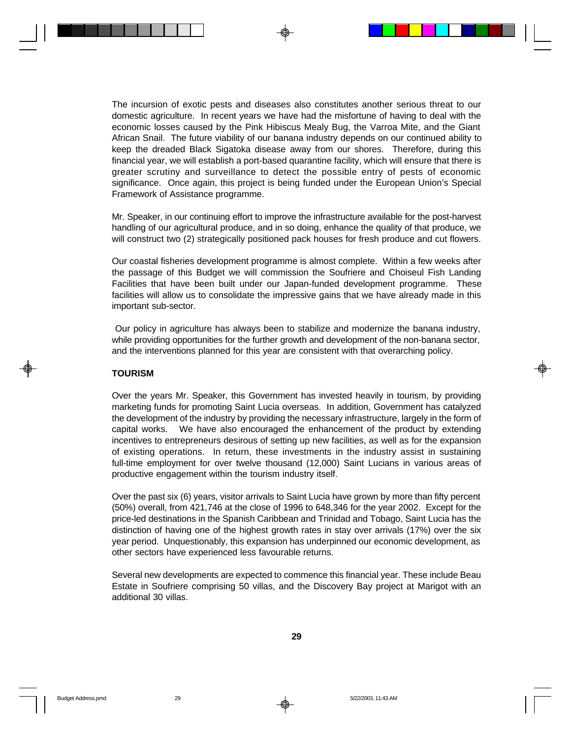The incursion of exotic pests and diseases also constitutes another serious threat to our domestic agriculture. In recent years we have had the misfortune of having to deal with the economic losses caused by the Pink Hibiscus Mealy Bug, the Varroa Mite, and the Giant African Snail. The future viability of our banana industry depends on our continued ability to keep the dreaded Black Sigatoka disease away from our shores. Therefore, during this financial year, we will establish a port-based quarantine facility, which will ensure that there is greater scrutiny and surveillance to detect the possible entry of pests of economic significance. Once again, this project is being funded under the European Union's Special Framework of Assistance programme.

Mr. Speaker, in our continuing effort to improve the infrastructure available for the post-harvest handling of our agricultural produce, and in so doing, enhance the quality of that produce, we will construct two (2) strategically positioned pack houses for fresh produce and cut flowers.

Our coastal fisheries development programme is almost complete. Within a few weeks after the passage of this Budget we will commission the Soufriere and Choiseul Fish Landing Facilities that have been built under our Japan-funded development programme. These facilities will allow us to consolidate the impressive gains that we have already made in this important sub-sector.

Our policy in agriculture has always been to stabilize and modernize the banana industry, while providing opportunities for the further growth and development of the non-banana sector, and the interventions planned for this year are consistent with that overarching policy.

**TOURISM**

Over the years Mr. Speaker, this Government has invested heavily in tourism, by providing marketing funds for promoting Saint Lucia overseas. In addition, Government has catalyzed the development of the industry by providing the necessary infrastructure, largely in the form of capital works. We have also encouraged the enhancement of the product by extending incentives to entrepreneurs desirous of setting up new facilities, as well as for the expansion of existing operations. In return, these investments in the industry assist in sustaining full-time employment for over twelve thousand (12,000) Saint Lucians in various areas of productive engagement within the tourism industry itself.

Over the past six (6) years, visitor arrivals to Saint Lucia have grown by more than fifty percent (50%) overall, from 421,746 at the close of 1996 to 648,346 for the year 2002. Except for the price-led destinations in the Spanish Caribbean and Trinidad and Tobago, Saint Lucia has the distinction of having one of the highest growth rates in stay over arrivals (17%) over the six year period. Unquestionably, this expansion has underpinned our economic development, as other sectors have experienced less favourable returns.

Several new developments are expected to commence this financial year. These include Beau Estate in Soufriere comprising 50 villas, and the Discovery Bay project at Marigot with an additional 30 villas.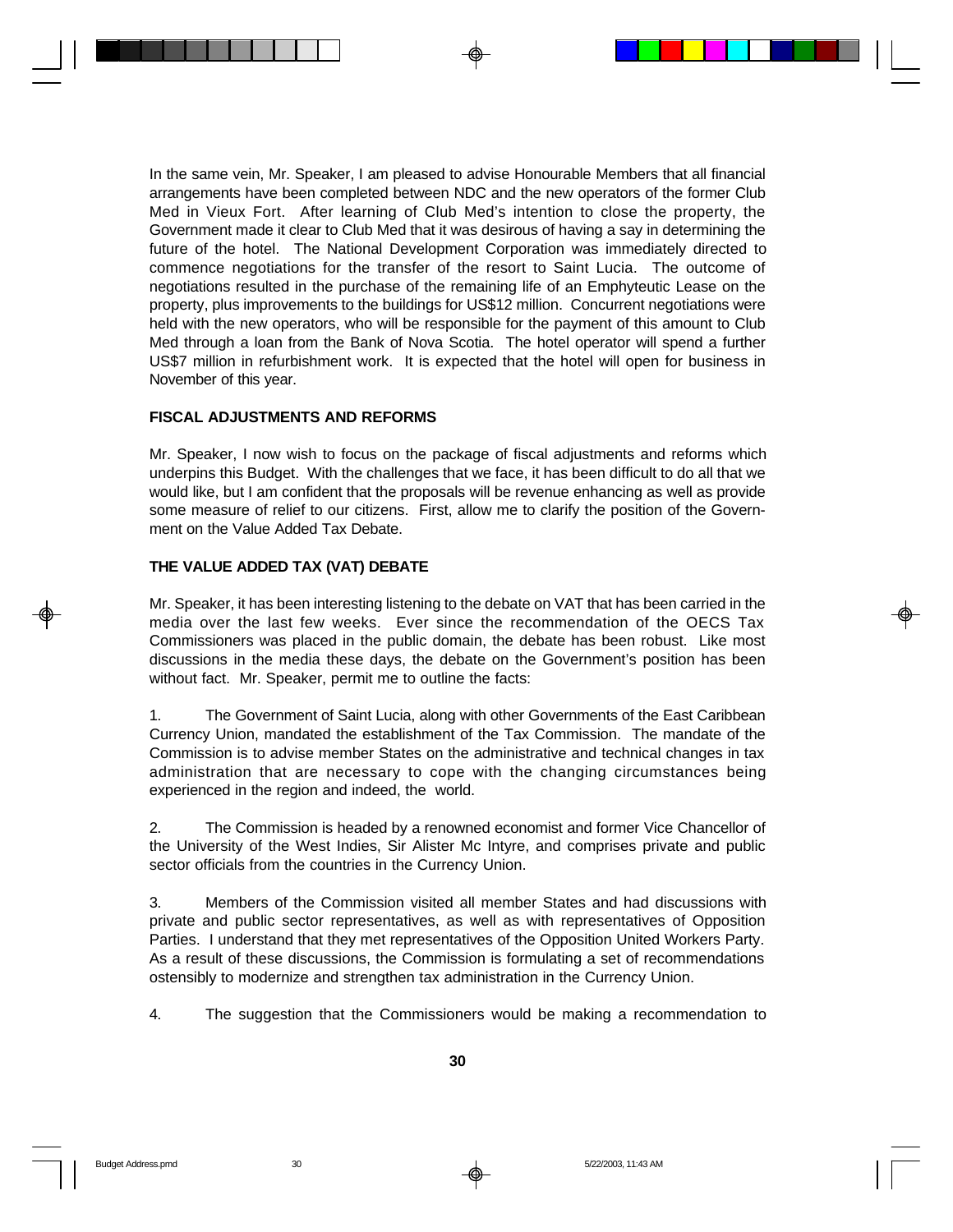In the same vein, Mr. Speaker, I am pleased to advise Honourable Members that all financial arrangements have been completed between NDC and the new operators of the former Club Med in Vieux Fort. After learning of Club Med's intention to close the property, the Government made it clear to Club Med that it was desirous of having a say in determining the future of the hotel. The National Development Corporation was immediately directed to commence negotiations for the transfer of the resort to Saint Lucia. The outcome of negotiations resulted in the purchase of the remaining life of an Emphyteutic Lease on the property, plus improvements to the buildings for US$12 million. Concurrent negotiations were held with the new operators, who will be responsible for the payment of this amount to Club Med through a loan from the Bank of Nova Scotia. The hotel operator will spend a further US$7 million in refurbishment work. It is expected that the hotel will open for business in November of this year.

## FISCAL ADJUSTMENTS AND REFORMS

Mr. Speaker, I now wish to focus on the package of fiscal adjustments and reforms which underpins this Budget. With the challenges that we face, it has been difficult to do all that we would like, but I am confident that the proposals will be revenue enhancing as well as provide some measure of relief to our citizens. First, allow me to clarify the position of the Government on the Value Added Tax Debate.

## THE VALUE ADDED TAX (VAT) DEBATE

Mr. Speaker, it has been interesting listening to the debate on VAT that has been carried in the media over the last few weeks. Ever since the recommendation of the OECS Tax Commissioners was placed in the public domain, the debate has been robust. Like most discussions in the media these days, the debate on the Government's position has been without fact. Mr. Speaker, permit me to outline the facts:

1. The Government of Saint Lucia, along with other Governments of the East Caribbean Currency Union, mandated the establishment of the Tax Commission. The mandate of the Commission is to advise member States on the administrative and technical changes in tax administration that are necessary to cope with the changing circumstances being experienced in the region and indeed, the world.

2. The Commission is headed by a renowned economist and former Vice Chancellor of the University of the West Indies, Sir Alister Mc Intyre, and comprises private and public sector officials from the countries in the Currency Union.

3. Members of the Commission visited all member States and had discussions with private and public sector representatives, as well as with representatives of Opposition Parties. I understand that they met representatives of the Opposition United Workers Party. As a result of these discussions, the Commission is formulating a set of recommendations ostensibly to modernize and strengthen tax administration in the Currency Union.

4. The suggestion that the Commissioners would be making a recommendation to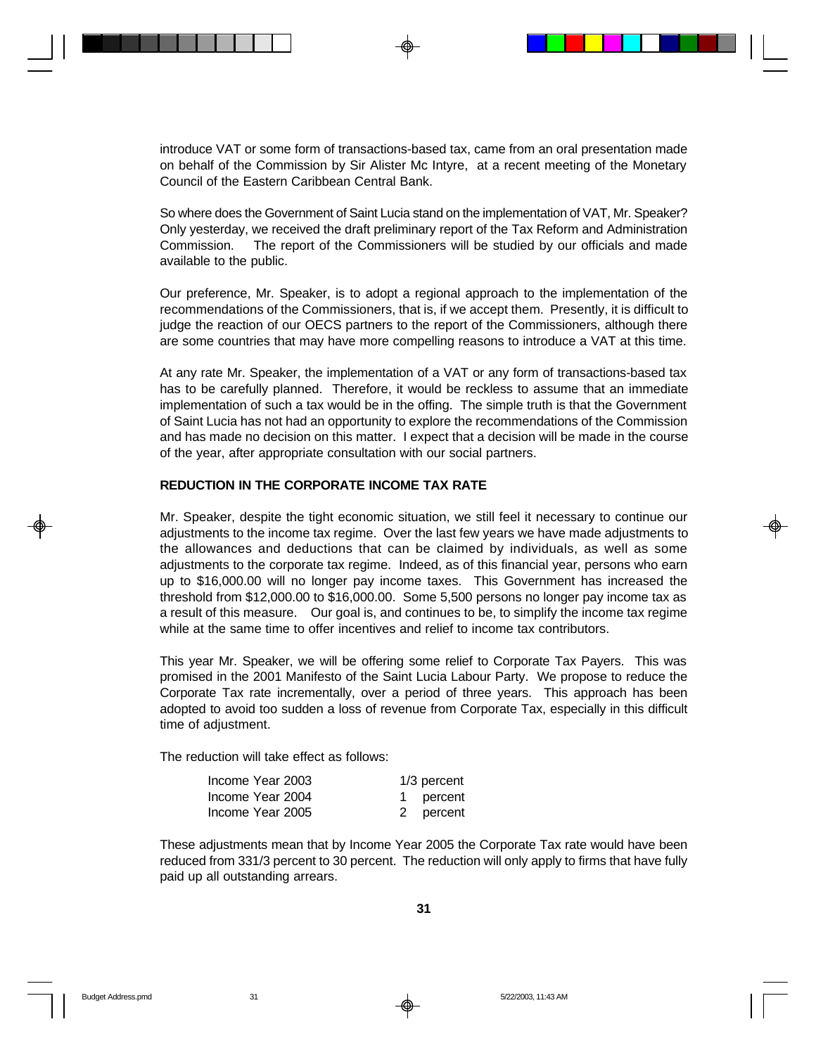introduce VAT or some form of transactions-based tax, came from an oral presentation made on behalf of the Commission by Sir Alister Mc Intyre, at a recent meeting of the Monetary Council of the Eastern Caribbean Central Bank.

So where does the Government of Saint Lucia stand on the implementation of VAT, Mr. Speaker? Only yesterday, we received the draft preliminary report of the Tax Reform and Administration Commission. The report of the Commissioners will be studied by our officials and made available to the public.

Our preference, Mr. Speaker, is to adopt a regional approach to the implementation of the recommendations of the Commissioners, that is, if we accept them. Presently, it is difficult to judge the reaction of our OECS partners to the report of the Commissioners, although there are some countries that may have more compelling reasons to introduce a VAT at this time.

At any rate Mr. Speaker, the implementation of a VAT or any form of transactions-based tax has to be carefully planned. Therefore, it would be reckless to assume that an immediate implementation of such a tax would be in the offing. The simple truth is that the Government of Saint Lucia has not had an opportunity to explore the recommendations of the Commission and has made no decision on this matter. I expect that a decision will be made in the course of the year, after appropriate consultation with our social partners.

**REDUCTION IN THE CORPORATE INCOME TAX RATE**

Mr. Speaker, despite the tight economic situation, we still feel it necessary to continue our adjustments to the income tax regime. Over the last few years we have made adjustments to the allowances and deductions that can be claimed by individuals, as well as some adjustments to the corporate tax regime. Indeed, as of this financial year, persons who earn up to $16,000.00 will no longer pay income taxes. This Government has increased the threshold from $12,000.00 to $16,000.00. Some 5,500 persons no longer pay income tax as a result of this measure. Our goal is, and continues to be, to simplify the income tax regime while at the same time to offer incentives and relief to income tax contributors.

This year Mr. Speaker, we will be offering some relief to Corporate Tax Payers. This was promised in the 2001 Manifesto of the Saint Lucia Labour Party. We propose to reduce the Corporate Tax rate incrementally, over a period of three years. This approach has been adopted to avoid too sudden a loss of revenue from Corporate Tax, especially in this difficult time of adjustment.

The reduction will take effect as follows:

| | |
|---|---|
| Income Year 2003 | 1/3 percent |
| Income Year 2004 | 1 percent |
| Income Year 2005 | 2 percent |

These adjustments mean that by Income Year 2005 the Corporate Tax rate would have been reduced from 331/3 percent to 30 percent. The reduction will only apply to firms that have fully paid up all outstanding arrears.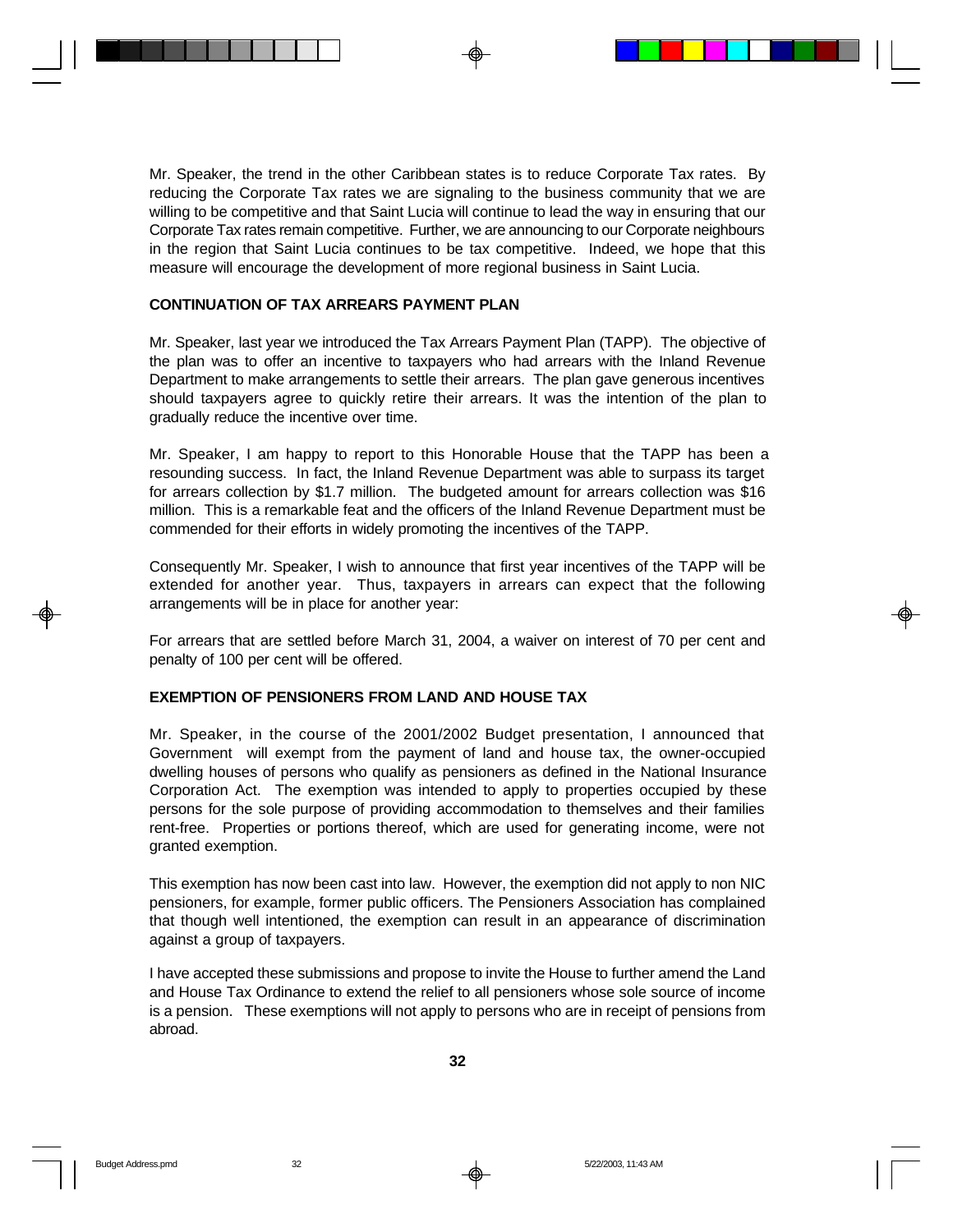Mr. Speaker, the trend in the other Caribbean states is to reduce Corporate Tax rates. By reducing the Corporate Tax rates we are signaling to the business community that we are willing to be competitive and that Saint Lucia will continue to lead the way in ensuring that our Corporate Tax rates remain competitive. Further, we are announcing to our Corporate neighbours in the region that Saint Lucia continues to be tax competitive. Indeed, we hope that this measure will encourage the development of more regional business in Saint Lucia.

**CONTINUATION OF TAX ARREARS PAYMENT PLAN**

Mr. Speaker, last year we introduced the Tax Arrears Payment Plan (TAPP). The objective of the plan was to offer an incentive to taxpayers who had arrears with the Inland Revenue Department to make arrangements to settle their arrears. The plan gave generous incentives should taxpayers agree to quickly retire their arrears. It was the intention of the plan to gradually reduce the incentive over time.

Mr. Speaker, I am happy to report to this Honorable House that the TAPP has been a resounding success. In fact, the Inland Revenue Department was able to surpass its target for arrears collection by $1.7 million. The budgeted amount for arrears collection was $16 million. This is a remarkable feat and the officers of the Inland Revenue Department must be commended for their efforts in widely promoting the incentives of the TAPP.

Consequently Mr. Speaker, I wish to announce that first year incentives of the TAPP will be extended for another year. Thus, taxpayers in arrears can expect that the following arrangements will be in place for another year:

For arrears that are settled before March 31, 2004, a waiver on interest of 70 per cent and penalty of 100 per cent will be offered.

**EXEMPTION OF PENSIONERS FROM LAND AND HOUSE TAX**

Mr. Speaker, in the course of the 2001/2002 Budget presentation, I announced that Government will exempt from the payment of land and house tax, the owner-occupied dwelling houses of persons who qualify as pensioners as defined in the National Insurance Corporation Act. The exemption was intended to apply to properties occupied by these persons for the sole purpose of providing accommodation to themselves and their families rent-free. Properties or portions thereof, which are used for generating income, were not granted exemption.

This exemption has now been cast into law. However, the exemption did not apply to non NIC pensioners, for example, former public officers. The Pensioners Association has complained that though well intentioned, the exemption can result in an appearance of discrimination against a group of taxpayers.

I have accepted these submissions and propose to invite the House to further amend the Land and House Tax Ordinance to extend the relief to all pensioners whose sole source of income is a pension. These exemptions will not apply to persons who are in receipt of pensions from abroad.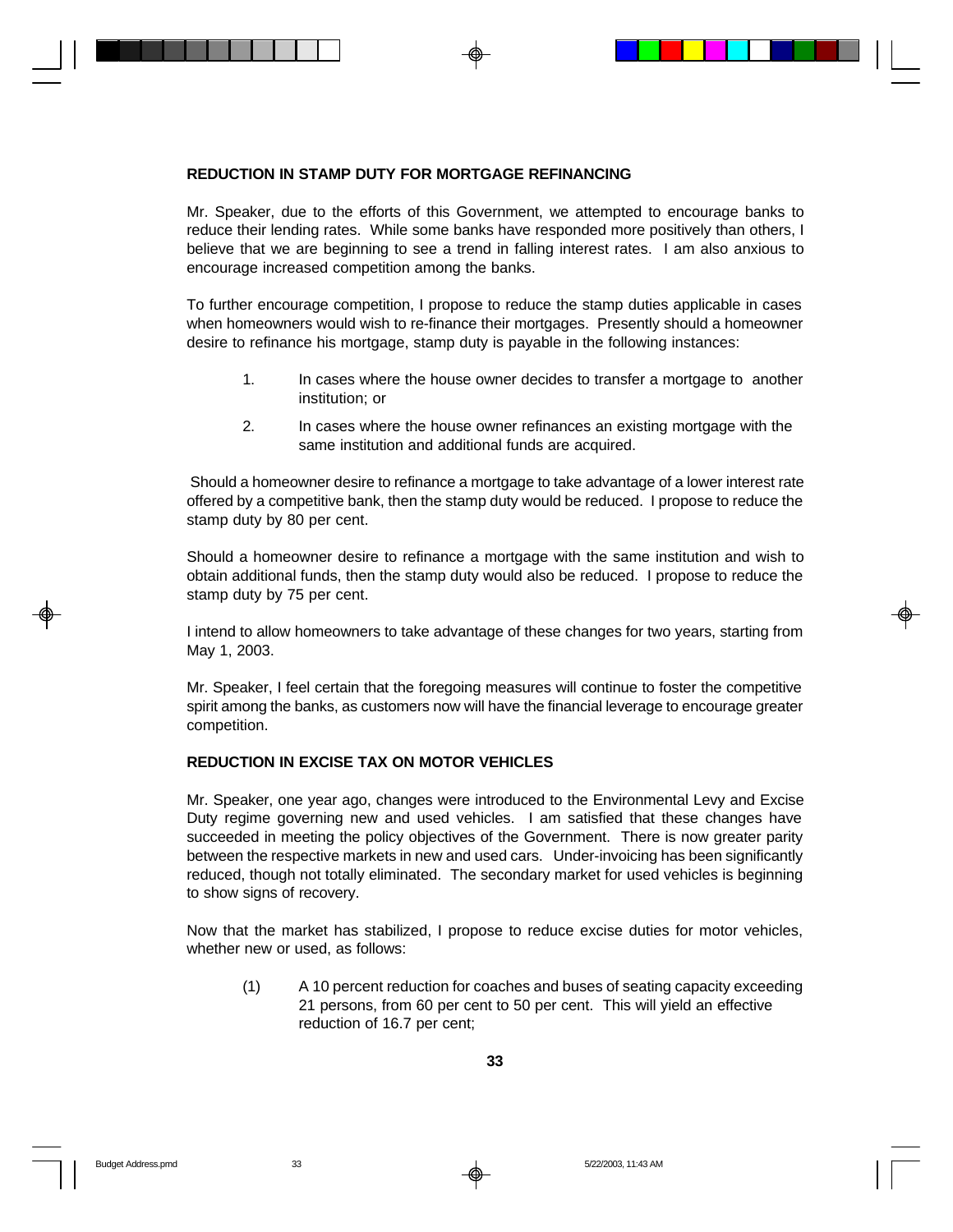## REDUCTION IN STAMP DUTY FOR MORTGAGE REFINANCING

Mr. Speaker, due to the efforts of this Government, we attempted to encourage banks to reduce their lending rates. While some banks have responded more positively than others, I believe that we are beginning to see a trend in falling interest rates. I am also anxious to encourage increased competition among the banks.

To further encourage competition, I propose to reduce the stamp duties applicable in cases when homeowners would wish to re-finance their mortgages. Presently should a homeowner desire to refinance his mortgage, stamp duty is payable in the following instances:

1. In cases where the house owner decides to transfer a mortgage to another institution; or
2. In cases where the house owner refinances an existing mortgage with the same institution and additional funds are acquired.

Should a homeowner desire to refinance a mortgage to take advantage of a lower interest rate offered by a competitive bank, then the stamp duty would be reduced. I propose to reduce the stamp duty by 80 per cent.

Should a homeowner desire to refinance a mortgage with the same institution and wish to obtain additional funds, then the stamp duty would also be reduced. I propose to reduce the stamp duty by 75 per cent.

I intend to allow homeowners to take advantage of these changes for two years, starting from May 1, 2003.

Mr. Speaker, I feel certain that the foregoing measures will continue to foster the competitive spirit among the banks, as customers now will have the financial leverage to encourage greater competition.

## REDUCTION IN EXCISE TAX ON MOTOR VEHICLES

Mr. Speaker, one year ago, changes were introduced to the Environmental Levy and Excise Duty regime governing new and used vehicles. I am satisfied that these changes have succeeded in meeting the policy objectives of the Government. There is now greater parity between the respective markets in new and used cars. Under-invoicing has been significantly reduced, though not totally eliminated. The secondary market for used vehicles is beginning to show signs of recovery.

Now that the market has stabilized, I propose to reduce excise duties for motor vehicles, whether new or used, as follows:

(1) A 10 percent reduction for coaches and buses of seating capacity exceeding 21 persons, from 60 per cent to 50 per cent. This will yield an effective reduction of 16.7 per cent;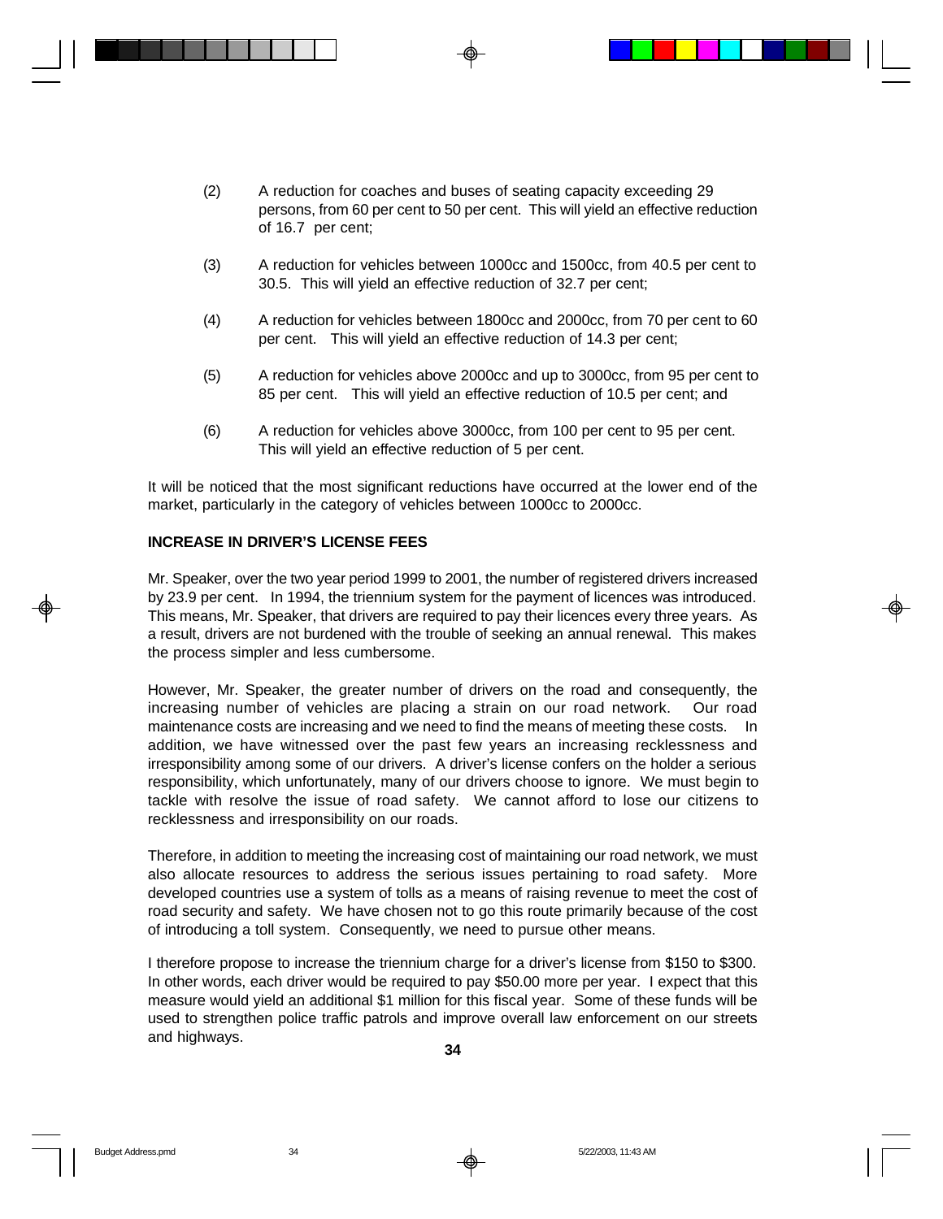(2) A reduction for coaches and buses of seating capacity exceeding 29 persons, from 60 per cent to 50 per cent. This will yield an effective reduction of 16.7 per cent;

(3) A reduction for vehicles between 1000cc and 1500cc, from 40.5 per cent to 30.5. This will yield an effective reduction of 32.7 per cent;

(4) A reduction for vehicles between 1800cc and 2000cc, from 70 per cent to 60 per cent. This will yield an effective reduction of 14.3 per cent;

(5) A reduction for vehicles above 2000cc and up to 3000cc, from 95 per cent to 85 per cent. This will yield an effective reduction of 10.5 per cent; and

(6) A reduction for vehicles above 3000cc, from 100 per cent to 95 per cent. This will yield an effective reduction of 5 per cent.

It will be noticed that the most significant reductions have occurred at the lower end of the market, particularly in the category of vehicles between 1000cc to 2000cc.

**INCREASE IN DRIVER'S LICENSE FEES**

Mr. Speaker, over the two year period 1999 to 2001, the number of registered drivers increased by 23.9 per cent. In 1994, the triennium system for the payment of licences was introduced. This means, Mr. Speaker, that drivers are required to pay their licences every three years. As a result, drivers are not burdened with the trouble of seeking an annual renewal. This makes the process simpler and less cumbersome.

However, Mr. Speaker, the greater number of drivers on the road and consequently, the increasing number of vehicles are placing a strain on our road network. Our road maintenance costs are increasing and we need to find the means of meeting these costs. In addition, we have witnessed over the past few years an increasing recklessness and irresponsibility among some of our drivers. A driver's license confers on the holder a serious responsibility, which unfortunately, many of our drivers choose to ignore. We must begin to tackle with resolve the issue of road safety. We cannot afford to lose our citizens to recklessness and irresponsibility on our roads.

Therefore, in addition to meeting the increasing cost of maintaining our road network, we must also allocate resources to address the serious issues pertaining to road safety. More developed countries use a system of tolls as a means of raising revenue to meet the cost of road security and safety. We have chosen not to go this route primarily because of the cost of introducing a toll system. Consequently, we need to pursue other means.

I therefore propose to increase the triennium charge for a driver's license from $150 to $300. In other words, each driver would be required to pay $50.00 more per year. I expect that this measure would yield an additional $1 million for this fiscal year. Some of these funds will be used to strengthen police traffic patrols and improve overall law enforcement on our streets and highways.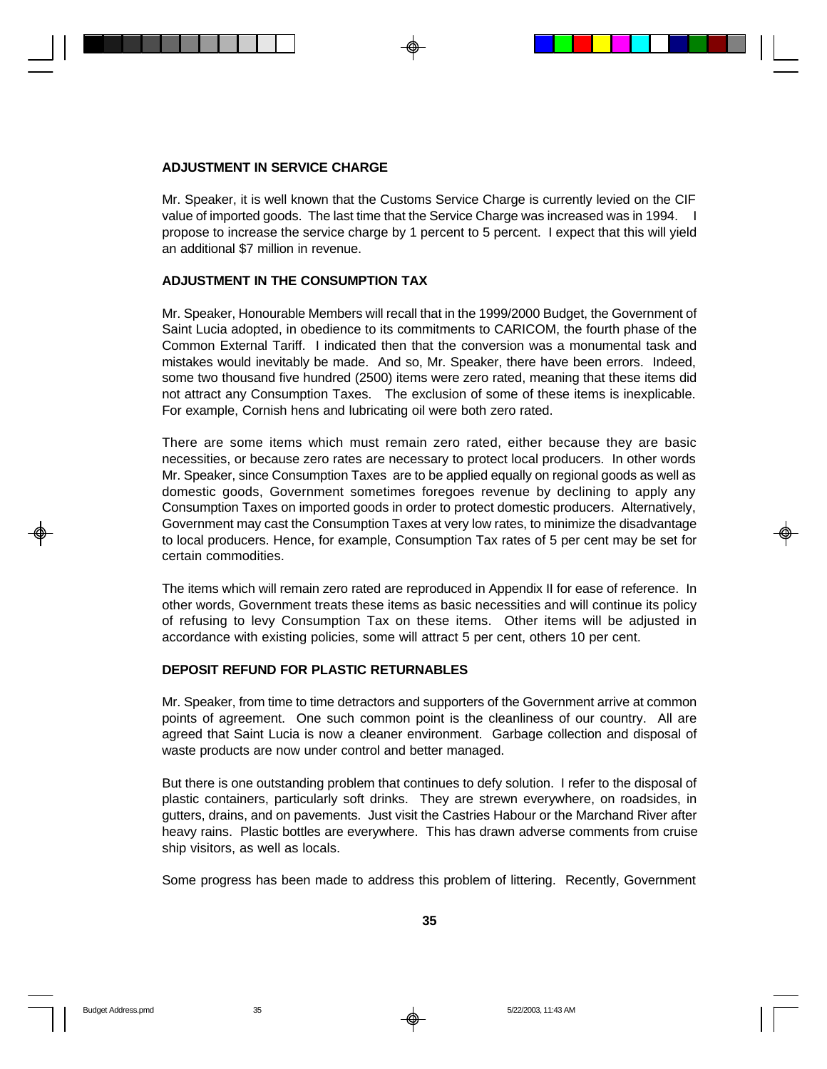## ADJUSTMENT IN SERVICE CHARGE

Mr. Speaker, it is well known that the Customs Service Charge is currently levied on the CIF value of imported goods. The last time that the Service Charge was increased was in 1994. I propose to increase the service charge by 1 percent to 5 percent. I expect that this will yield an additional $7 million in revenue.

## ADJUSTMENT IN THE CONSUMPTION TAX

Mr. Speaker, Honourable Members will recall that in the 1999/2000 Budget, the Government of Saint Lucia adopted, in obedience to its commitments to CARICOM, the fourth phase of the Common External Tariff. I indicated then that the conversion was a monumental task and mistakes would inevitably be made. And so, Mr. Speaker, there have been errors. Indeed, some two thousand five hundred (2500) items were zero rated, meaning that these items did not attract any Consumption Taxes. The exclusion of some of these items is inexplicable. For example, Cornish hens and lubricating oil were both zero rated.

There are some items which must remain zero rated, either because they are basic necessities, or because zero rates are necessary to protect local producers. In other words Mr. Speaker, since Consumption Taxes are to be applied equally on regional goods as well as domestic goods, Government sometimes foregoes revenue by declining to apply any Consumption Taxes on imported goods in order to protect domestic producers. Alternatively, Government may cast the Consumption Taxes at very low rates, to minimize the disadvantage to local producers. Hence, for example, Consumption Tax rates of 5 per cent may be set for certain commodities.

The items which will remain zero rated are reproduced in Appendix II for ease of reference. In other words, Government treats these items as basic necessities and will continue its policy of refusing to levy Consumption Tax on these items. Other items will be adjusted in accordance with existing policies, some will attract 5 per cent, others 10 per cent.

## DEPOSIT REFUND FOR PLASTIC RETURNABLES

Mr. Speaker, from time to time detractors and supporters of the Government arrive at common points of agreement. One such common point is the cleanliness of our country. All are agreed that Saint Lucia is now a cleaner environment. Garbage collection and disposal of waste products are now under control and better managed.

But there is one outstanding problem that continues to defy solution. I refer to the disposal of plastic containers, particularly soft drinks. They are strewn everywhere, on roadsides, in gutters, drains, and on pavements. Just visit the Castries Habour or the Marchand River after heavy rains. Plastic bottles are everywhere. This has drawn adverse comments from cruise ship visitors, as well as locals.

Some progress has been made to address this problem of littering. Recently, Government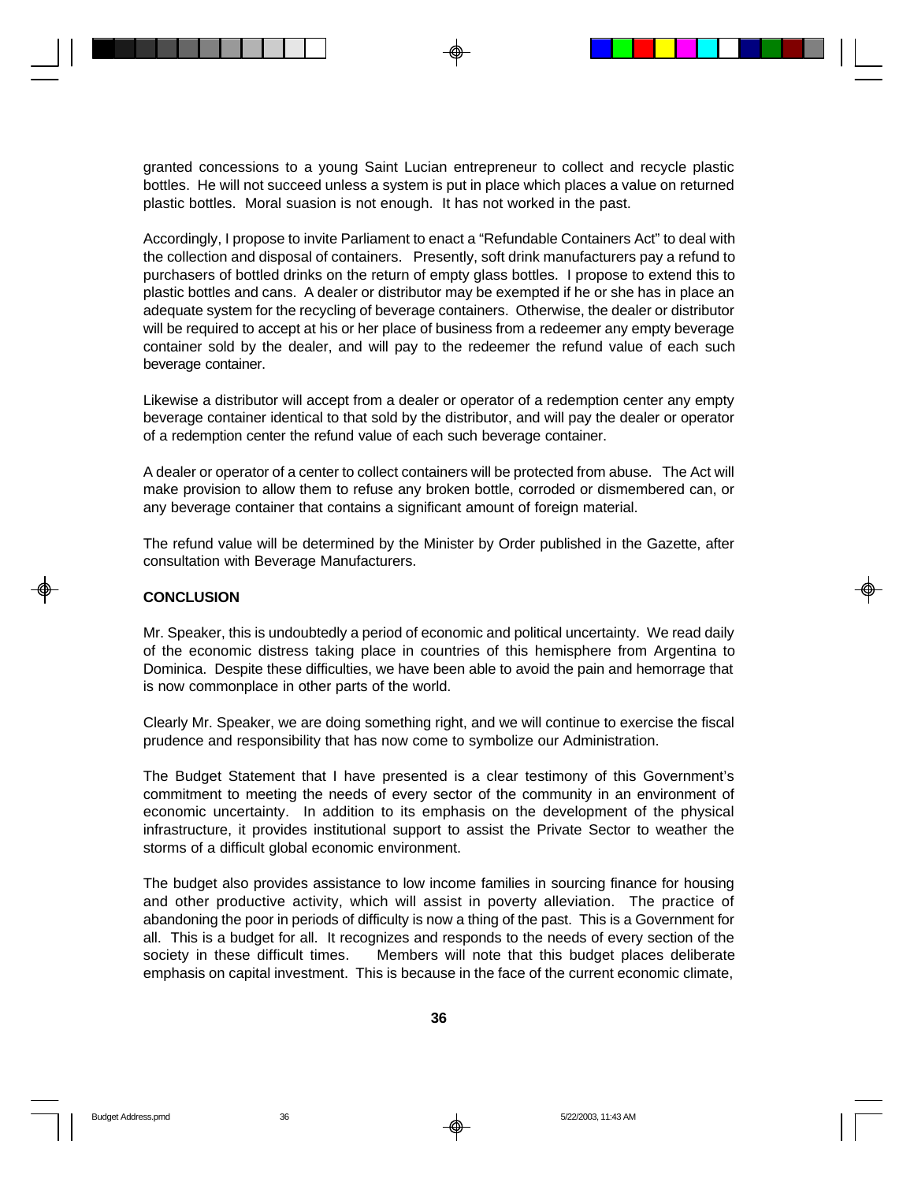granted concessions to a young Saint Lucian entrepreneur to collect and recycle plastic bottles. He will not succeed unless a system is put in place which places a value on returned plastic bottles. Moral suasion is not enough. It has not worked in the past.

Accordingly, I propose to invite Parliament to enact a "Refundable Containers Act" to deal with the collection and disposal of containers. Presently, soft drink manufacturers pay a refund to purchasers of bottled drinks on the return of empty glass bottles. I propose to extend this to plastic bottles and cans. A dealer or distributor may be exempted if he or she has in place an adequate system for the recycling of beverage containers. Otherwise, the dealer or distributor will be required to accept at his or her place of business from a redeemer any empty beverage container sold by the dealer, and will pay to the redeemer the refund value of each such beverage container.

Likewise a distributor will accept from a dealer or operator of a redemption center any empty beverage container identical to that sold by the distributor, and will pay the dealer or operator of a redemption center the refund value of each such beverage container.

A dealer or operator of a center to collect containers will be protected from abuse. The Act will make provision to allow them to refuse any broken bottle, corroded or dismembered can, or any beverage container that contains a significant amount of foreign material.

The refund value will be determined by the Minister by Order published in the Gazette, after consultation with Beverage Manufacturers.

**CONCLUSION**

Mr. Speaker, this is undoubtedly a period of economic and political uncertainty. We read daily of the economic distress taking place in countries of this hemisphere from Argentina to Dominica. Despite these difficulties, we have been able to avoid the pain and hemorrage that is now commonplace in other parts of the world.

Clearly Mr. Speaker, we are doing something right, and we will continue to exercise the fiscal prudence and responsibility that has now come to symbolize our Administration.

The Budget Statement that I have presented is a clear testimony of this Government's commitment to meeting the needs of every sector of the community in an environment of economic uncertainty. In addition to its emphasis on the development of the physical infrastructure, it provides institutional support to assist the Private Sector to weather the storms of a difficult global economic environment.

The budget also provides assistance to low income families in sourcing finance for housing and other productive activity, which will assist in poverty alleviation. The practice of abandoning the poor in periods of difficulty is now a thing of the past. This is a Government for all. This is a budget for all. It recognizes and responds to the needs of every section of the society in these difficult times. Members will note that this budget places deliberate emphasis on capital investment. This is because in the face of the current economic climate,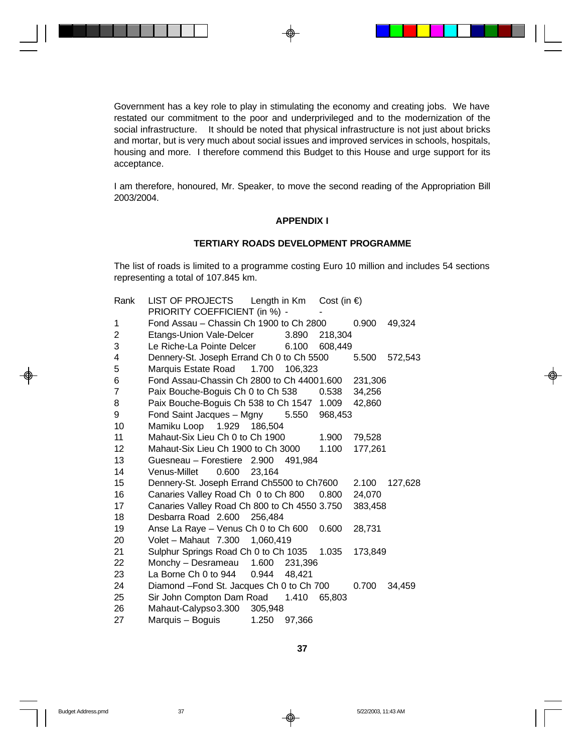Government has a key role to play in stimulating the economy and creating jobs. We have restated our commitment to the poor and underprivileged and to the modernization of the social infrastructure. It should be noted that physical infrastructure is not just about bricks and mortar, but is very much about social issues and improved services in schools, hospitals, housing and more. I therefore commend this Budget to this House and urge support for its acceptance.

I am therefore, honoured, Mr. Speaker, to move the second reading of the Appropriation Bill 2003/2004.

## APPENDIX I

### TERTIARY ROADS DEVELOPMENT PROGRAMME

The list of roads is limited to a programme costing Euro 10 million and includes 54 sections representing a total of 107.845 km.

| Rank | LIST OF PROJECTS | Length in Km | Cost (in €) |
|---|---|---|---|
| | PRIORITY COEFFICIENT (in %) | - | - |
| 1 | Fond Assau – Chassin Ch 1900 to Ch 2800 | 0.900 | 49,324 |
| 2 | Etangs-Union Vale-Delcer | 3.890 | 218,304 |
| 3 | Le Riche-La Pointe Delcer | 6.100 | 608,449 |
| 4 | Dennery-St. Joseph Errand Ch 0 to Ch 5500 | 5.500 | 572,543 |
| 5 | Marquis Estate Road | 1.700 | 106,323 |
| 6 | Fond Assau-Chassin Ch 2800 to Ch 4400 | 1.600 | 231,306 |
| 7 | Paix Bouche-Boguis Ch 0 to Ch 538 | 0.538 | 34,256 |
| 8 | Paix Bouche-Boguis Ch 538 to Ch 1547 | 1.009 | 42,860 |
| 9 | Fond Saint Jacques – Mgny | 5.550 | 968,453 |
| 10 | Mamiku Loop | 1.929 | 186,504 |
| 11 | Mahaut-Six Lieu Ch 0 to Ch 1900 | 1.900 | 79,528 |
| 12 | Mahaut-Six Lieu Ch 1900 to Ch 3000 | 1.100 | 177,261 |
| 13 | Guesneau – Forestiere | 2.900 | 491,984 |
| 14 | Venus-Millet | 0.600 | 23,164 |
| 15 | Dennery-St. Joseph Errand Ch5500 to Ch7600 | 2.100 | 127,628 |
| 16 | Canaries Valley Road Ch 0 to Ch 800 | 0.800 | 24,070 |
| 17 | Canaries Valley Road Ch 800 to Ch 4550 | 3.750 | 383,458 |
| 18 | Desbarra Road | 2.600 | 256,484 |
| 19 | Anse La Raye – Venus Ch 0 to Ch 600 | 0.600 | 28,731 |
| 20 | Volet – Mahaut | 7.300 | 1,060,419 |
| 21 | Sulphur Springs Road Ch 0 to Ch 1035 | 1.035 | 173,849 |
| 22 | Monchy – Desrameau | 1.600 | 231,396 |
| 23 | La Borne Ch 0 to 944 | 0.944 | 48,421 |
| 24 | Diamond –Fond St. Jacques Ch 0 to Ch 700 | 0.700 | 34,459 |
| 25 | Sir John Compton Dam Road | 1.410 | 65,803 |
| 26 | Mahaut-Calypso | 3.300 | 305,948 |
| 27 | Marquis – Boguis | 1.250 | 97,366 |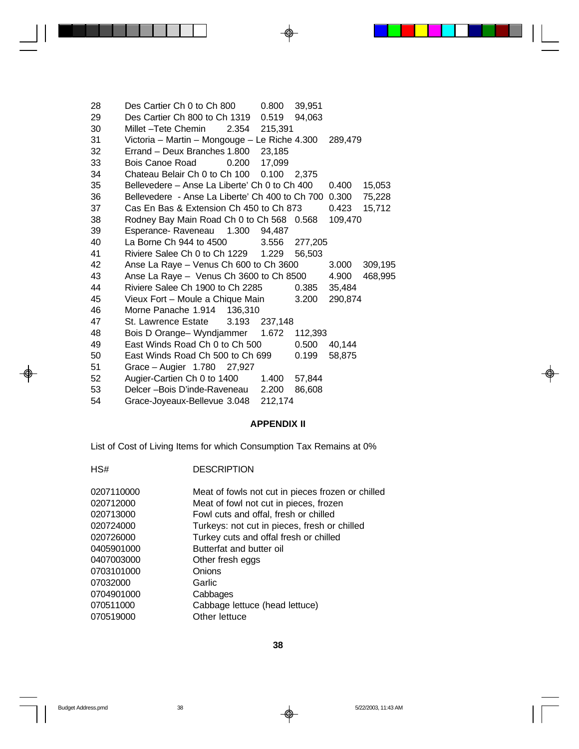| | | | |
|---|---|---|---|
| 28 | Des Cartier Ch 0 to Ch 800 | 0.800 | 39,951 |
| 29 | Des Cartier Ch 800 to Ch 1319 | 0.519 | 94,063 |
| 30 | Millet –Tete Chemin | 2.354 | 215,391 |
| 31 | Victoria – Martin – Mongouge – Le Riche | 4.300 | 289,479 |
| 32 | Errand – Deux Branches | 1.800 | 23,185 |
| 33 | Bois Canoe Road | 0.200 | 17,099 |
| 34 | Chateau Belair Ch 0 to Ch 100 | 0.100 | 2,375 |
| 35 | Bellevedere – Anse La Liberte' Ch 0 to Ch 400 | 0.400 | 15,053 |
| 36 | Bellevedere - Anse La Liberte' Ch 400 to Ch 700 | 0.300 | 75,228 |
| 37 | Cas En Bas & Extension Ch 450 to Ch 873 | 0.423 | 15,712 |
| 38 | Rodney Bay Main Road Ch 0 to Ch 568 | 0.568 | 109,470 |
| 39 | Esperance- Raveneau | 1.300 | 94,487 |
| 40 | La Borne Ch 944 to 4500 | 3.556 | 277,205 |
| 41 | Riviere Salee Ch 0 to Ch 1229 | 1.229 | 56,503 |
| 42 | Anse La Raye – Venus Ch 600 to Ch 3600 | 3.000 | 309,195 |
| 43 | Anse La Raye – Venus Ch 3600 to Ch 8500 | 4.900 | 468,995 |
| 44 | Riviere Salee Ch 1900 to Ch 2285 | 0.385 | 35,484 |
| 45 | Vieux Fort – Moule a Chique Main | 3.200 | 290,874 |
| 46 | Morne Panache | 1.914 | 136,310 |
| 47 | St. Lawrence Estate | 3.193 | 237,148 |
| 48 | Bois D Orange– Wyndjammer | 1.672 | 112,393 |
| 49 | East Winds Road Ch 0 to Ch 500 | 0.500 | 40,144 |
| 50 | East Winds Road Ch 500 to Ch 699 | 0.199 | 58,875 |
| 51 | Grace – Augier | 1.780 | 27,927 |
| 52 | Augier-Cartien Ch 0 to 1400 | 1.400 | 57,844 |
| 53 | Delcer –Bois D'inde-Raveneau | 2.200 | 86,608 |
| 54 | Grace-Joyeaux-Bellevue | 3.048 | 212,174 |

**APPENDIX II**

List of Cost of Living Items for which Consumption Tax Remains at 0%

| HS# | DESCRIPTION |
|---|---|
| 0207110000 | Meat of fowls not cut in pieces frozen or chilled |
| 020712000 | Meat of fowl not cut in pieces, frozen |
| 020713000 | Fowl cuts and offal, fresh or chilled |
| 020724000 | Turkeys: not cut in pieces, fresh or chilled |
| 020726000 | Turkey cuts and offal fresh or chilled |
| 0405901000 | Butterfat and butter oil |
| 0407003000 | Other fresh eggs |
| 0703101000 | Onions |
| 07032000 | Garlic |
| 0704901000 | Cabbages |
| 070511000 | Cabbage lettuce (head lettuce) |
| 070519000 | Other lettuce |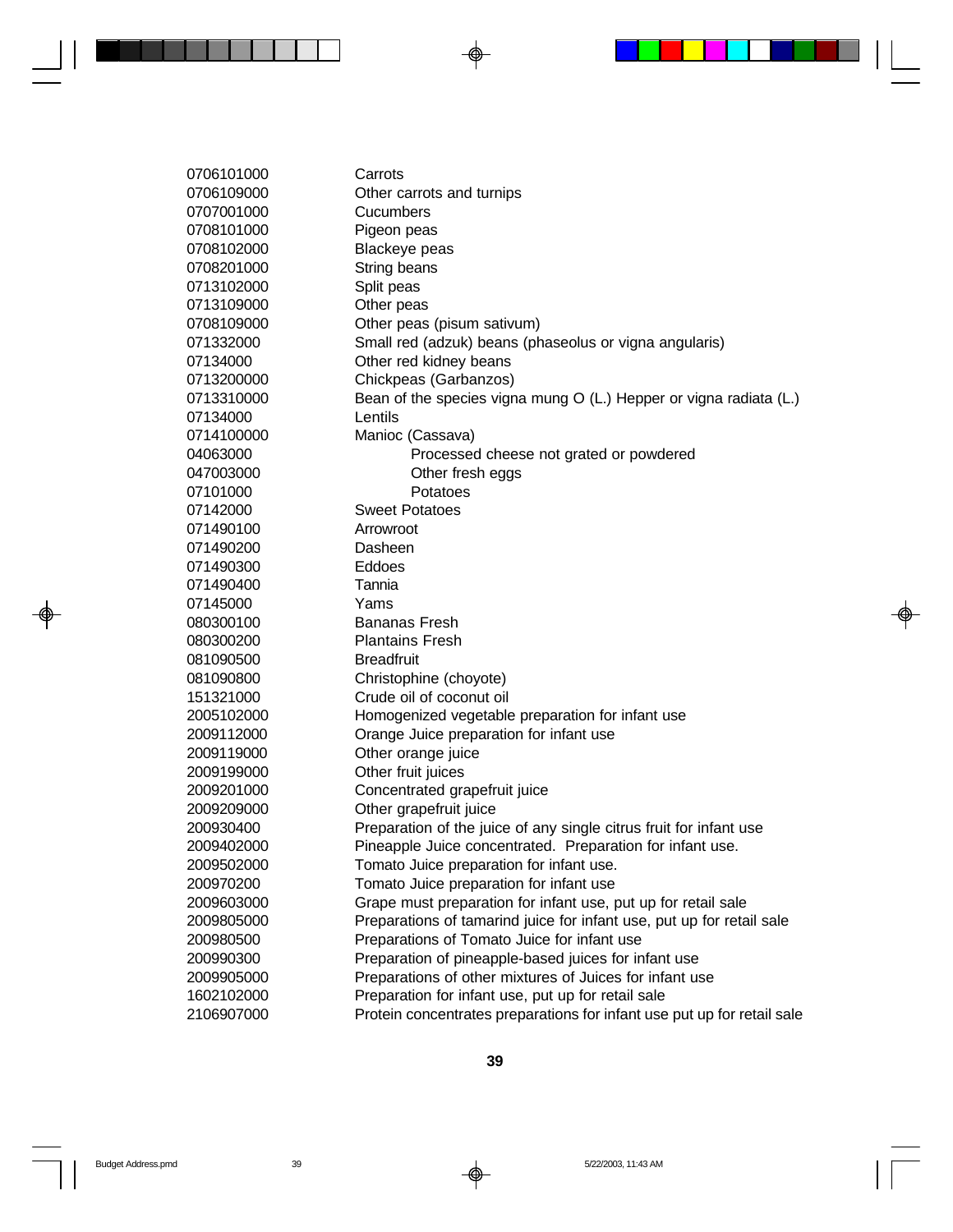| | |
|---|---|
| 0706101000 | Carrots |
| 0706109000 | Other carrots and turnips |
| 0707001000 | Cucumbers |
| 0708101000 | Pigeon peas |
| 0708102000 | Blackeye peas |
| 0708201000 | String beans |
| 0713102000 | Split peas |
| 0713109000 | Other peas |
| 0708109000 | Other peas (pisum sativum) |
| 071332000 | Small red (adzuk) beans (phaseolus or vigna angularis) |
| 07134000 | Other red kidney beans |
| 0713200000 | Chickpeas (Garbanzos) |
| 0713310000 | Bean of the species vigna mung O (L.) Hepper or vigna radiata (L.) |
| 07134000 | Lentils |
| 0714100000 | Manioc (Cassava) |
| 04063000 | Processed cheese not grated or powdered |
| 047003000 | Other fresh eggs |
| 07101000 | Potatoes |
| 07142000 | Sweet Potatoes |
| 071490100 | Arrowroot |
| 071490200 | Dasheen |
| 071490300 | Eddoes |
| 071490400 | Tannia |
| 07145000 | Yams |
| 080300100 | Bananas Fresh |
| 080300200 | Plantains Fresh |
| 081090500 | Breadfruit |
| 081090800 | Christophine (choyote) |
| 151321000 | Crude oil of coconut oil |
| 2005102000 | Homogenized vegetable preparation for infant use |
| 2009112000 | Orange Juice preparation for infant use |
| 2009119000 | Other orange juice |
| 2009199000 | Other fruit juices |
| 2009201000 | Concentrated grapefruit juice |
| 2009209000 | Other grapefruit juice |
| 200930400 | Preparation of the juice of any single citrus fruit for infant use |
| 2009402000 | Pineapple Juice concentrated. Preparation for infant use. |
| 2009502000 | Tomato Juice preparation for infant use. |
| 200970200 | Tomato Juice preparation for infant use |
| 2009603000 | Grape must preparation for infant use, put up for retail sale |
| 2009805000 | Preparations of tamarind juice for infant use, put up for retail sale |
| 200980500 | Preparations of Tomato Juice for infant use |
| 200990300 | Preparation of pineapple-based juices for infant use |
| 2009905000 | Preparations of other mixtures of Juices for infant use |
| 1602102000 | Preparation for infant use, put up for retail sale |
| 2106907000 | Protein concentrates preparations for infant use put up for retail sale |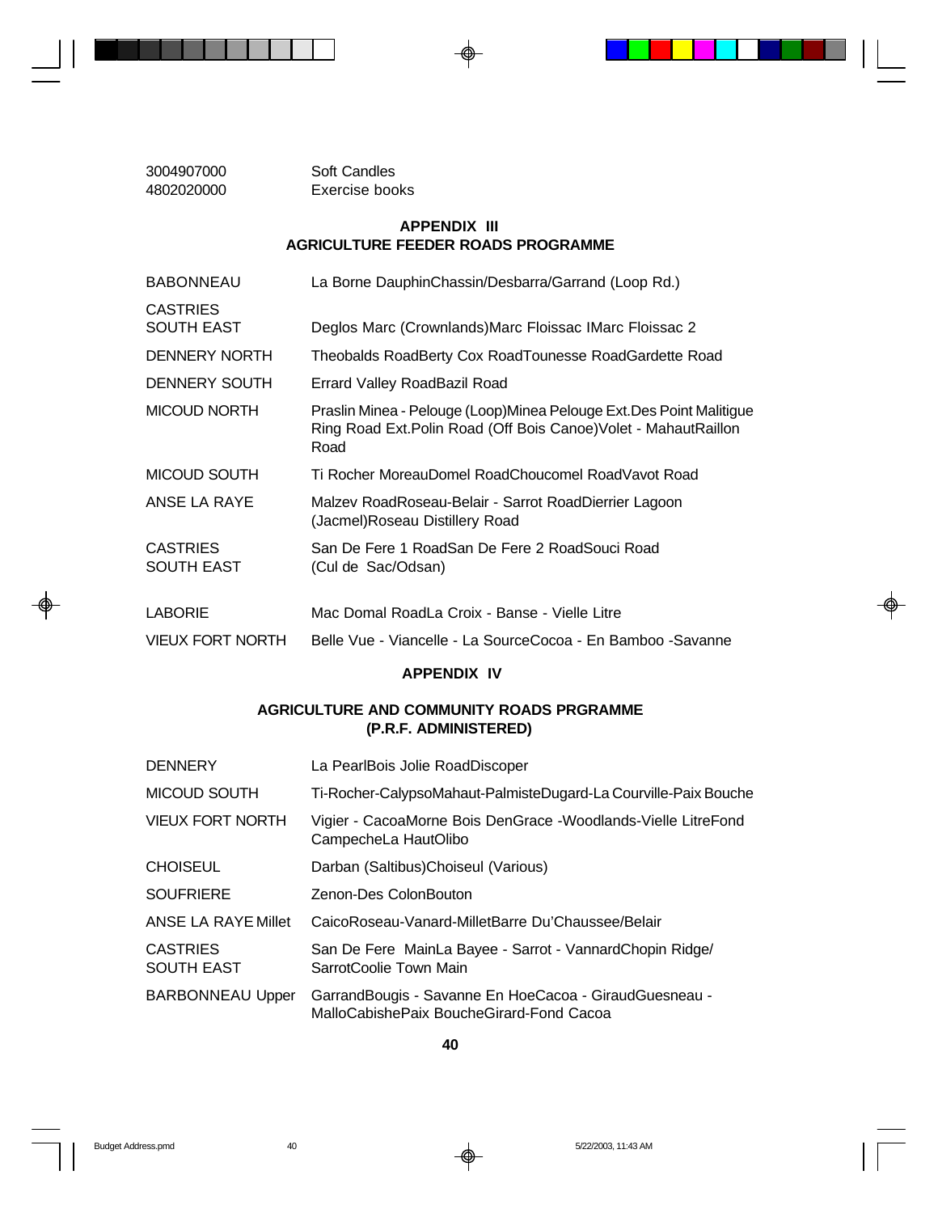| | |
|---|---|
| 3004907000 | Soft Candles |
| 4802020000 | Exercise books |

## APPENDIX III
## AGRICULTURE FEEDER ROADS PROGRAMME

| | |
|---|---|
| BABONNEAU | La Borne DauphinChassin/Desbarra/Garrand (Loop Rd.) |
| CASTRIES SOUTH EAST | Deglos Marc (Crownlands)Marc Floissac IMarc Floissac 2 |
| DENNERY NORTH | Theobalds RoadBerty Cox RoadTounesse RoadGardette Road |
| DENNERY SOUTH | Errard Valley RoadBazil Road |
| MICOUD NORTH | Praslin Minea - Pelouge (Loop)Minea Pelouge Ext.Des Point Malitigue Ring Road Ext.Polin Road (Off Bois Canoe)Volet - MahautRaillon Road |
| MICOUD SOUTH | Ti Rocher MoreauDomel RoadChoucomel RoadVavot Road |
| ANSE LA RAYE | Malzev RoadRoseau-Belair - Sarrot RoadDierrier Lagoon (Jacmel)Roseau Distillery Road |
| CASTRIES SOUTH EAST | San De Fere 1 RoadSan De Fere 2 RoadSouci Road (Cul de Sac/Odsan) |
| LABORIE | Mac Domal RoadLa Croix - Banse - Vielle Litre |
| VIEUX FORT NORTH | Belle Vue - Viancelle - La SourceCocoa - En Bamboo -Savanne |

## APPENDIX IV

## AGRICULTURE AND COMMUNITY ROADS PRGRAMME (P.R.F. ADMINISTERED)

| | |
|---|---|
| DENNERY | La PearlBois Jolie RoadDiscoper |
| MICOUD SOUTH | Ti-Rocher-CalypsoMahaut-PalmisteDugard-La Courville-Paix Bouche |
| VIEUX FORT NORTH | Vigier - CacoaMorne Bois DenGrace -Woodlands-Vielle LitreFond CampecheLa HautOlibo |
| CHOISEUL | Darban (Saltibus)Choiseul (Various) |
| SOUFRIERE | Zenon-Des ColonBouton |
| ANSE LA RAYE Millet | CaicoRoseau-Vanard-MilletBarre Du'Chaussee/Belair |
| CASTRIES SOUTH EAST | San De Fere MainLa Bayee - Sarrot - VannardChopin Ridge/ SarrotCoolie Town Main |
| BARBONNEAU Upper | GarrandBougis - Savanne En HoeCacoa - GiraudGuesneau - MalloCabishePaix BoucheGirard-Fond Cacoa |